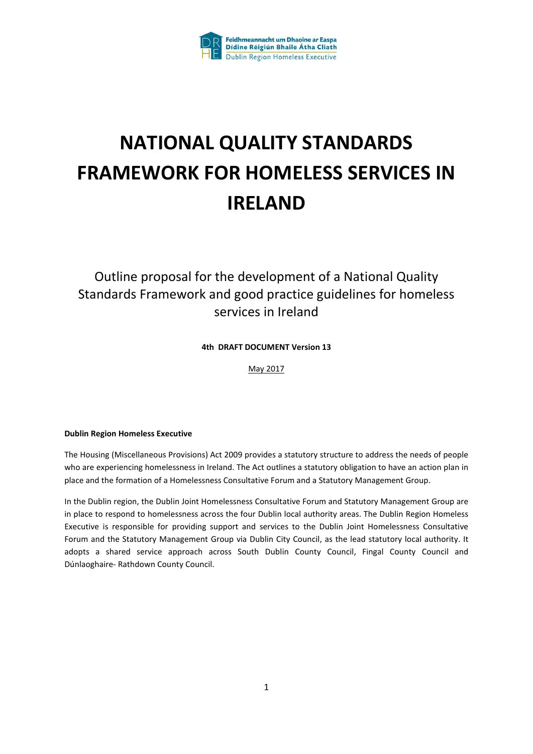Feidhmeannacht um Dhaoine ar Easpa
Dídine Réigiún Bhaile Átha Cliath
Dublin Region Homeless Executive

# NATIONAL QUALITY STANDARDS FRAMEWORK FOR HOMELESS SERVICES IN IRELAND

## Outline proposal for the development of a National Quality Standards Framework and good practice guidelines for homeless services in Ireland

**4th DRAFT DOCUMENT Version 13**

May 2017

**Dublin Region Homeless Executive**

The Housing (Miscellaneous Provisions) Act 2009 provides a statutory structure to address the needs of people who are experiencing homelessness in Ireland. The Act outlines a statutory obligation to have an action plan in place and the formation of a Homelessness Consultative Forum and a Statutory Management Group.

In the Dublin region, the Dublin Joint Homelessness Consultative Forum and Statutory Management Group are in place to respond to homelessness across the four Dublin local authority areas. The Dublin Region Homeless Executive is responsible for providing support and services to the Dublin Joint Homelessness Consultative Forum and the Statutory Management Group via Dublin City Council, as the lead statutory local authority. It adopts a shared service approach across South Dublin County Council, Fingal County Council and Dúnlaoghaire- Rathdown County Council.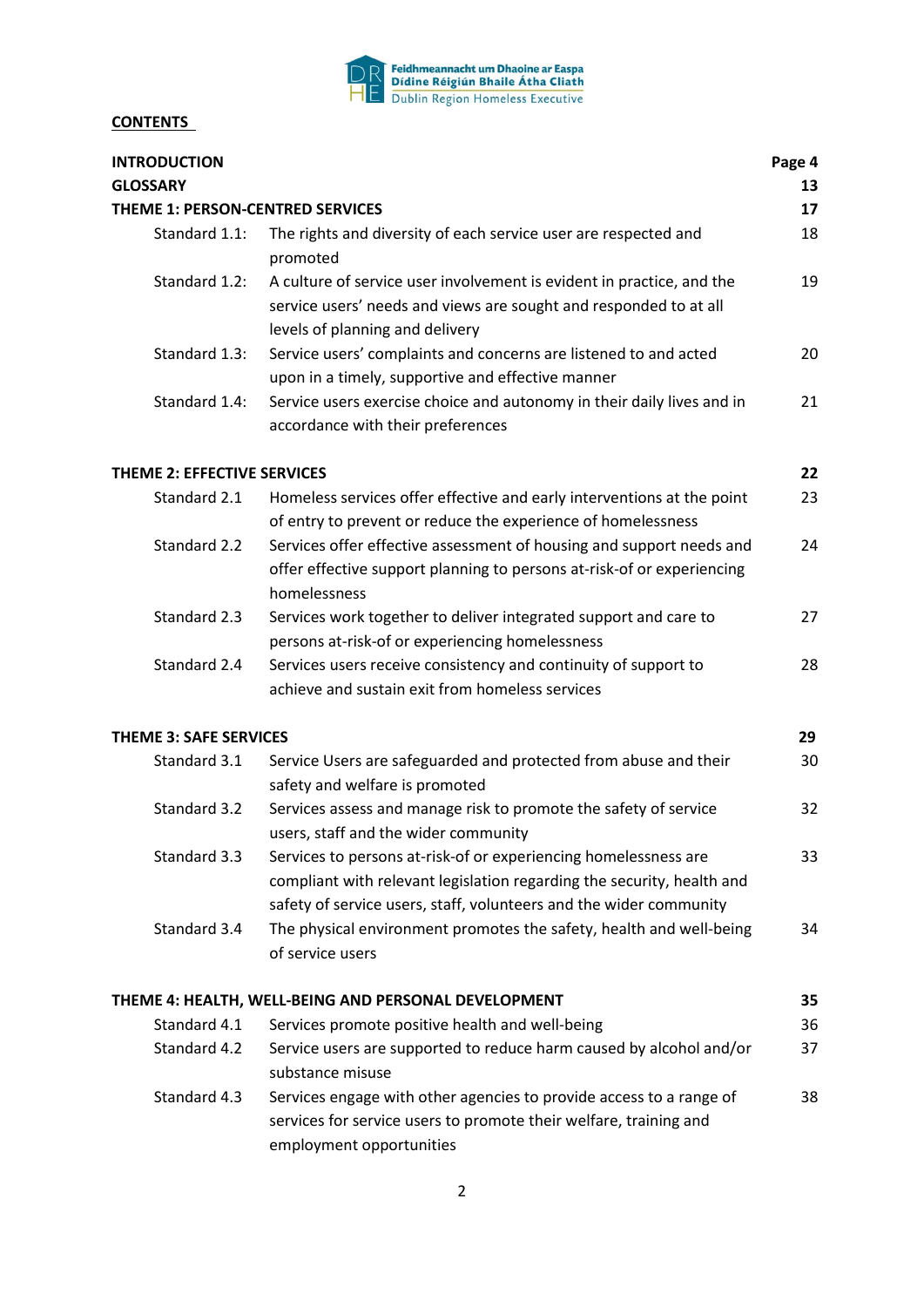**CONTENTS**

| | | Page |
|---|---|---|
| **INTRODUCTION** | | **Page 4** |
| **GLOSSARY** | | **13** |
| **THEME 1: PERSON-CENTRED SERVICES** | | **17** |
| Standard 1.1: | The rights and diversity of each service user are respected and promoted | 18 |
| Standard 1.2: | A culture of service user involvement is evident in practice, and the service users' needs and views are sought and responded to at all levels of planning and delivery | 19 |
| Standard 1.3: | Service users' complaints and concerns are listened to and acted upon in a timely, supportive and effective manner | 20 |
| Standard 1.4: | Service users exercise choice and autonomy in their daily lives and in accordance with their preferences | 21 |
| **THEME 2: EFFECTIVE SERVICES** | | **22** |
| Standard 2.1 | Homeless services offer effective and early interventions at the point of entry to prevent or reduce the experience of homelessness | 23 |
| Standard 2.2 | Services offer effective assessment of housing and support needs and offer effective support planning to persons at-risk-of or experiencing homelessness | 24 |
| Standard 2.3 | Services work together to deliver integrated support and care to persons at-risk-of or experiencing homelessness | 27 |
| Standard 2.4 | Services users receive consistency and continuity of support to achieve and sustain exit from homeless services | 28 |
| **THEME 3: SAFE SERVICES** | | **29** |
| Standard 3.1 | Service Users are safeguarded and protected from abuse and their safety and welfare is promoted | 30 |
| Standard 3.2 | Services assess and manage risk to promote the safety of service users, staff and the wider community | 32 |
| Standard 3.3 | Services to persons at-risk-of or experiencing homelessness are compliant with relevant legislation regarding the security, health and safety of service users, staff, volunteers and the wider community | 33 |
| Standard 3.4 | The physical environment promotes the safety, health and well-being of service users | 34 |
| **THEME 4: HEALTH, WELL-BEING AND PERSONAL DEVELOPMENT** | | **35** |
| Standard 4.1 | Services promote positive health and well-being | 36 |
| Standard 4.2 | Service users are supported to reduce harm caused by alcohol and/or substance misuse | 37 |
| Standard 4.3 | Services engage with other agencies to provide access to a range of services for service users to promote their welfare, training and employment opportunities | 38 |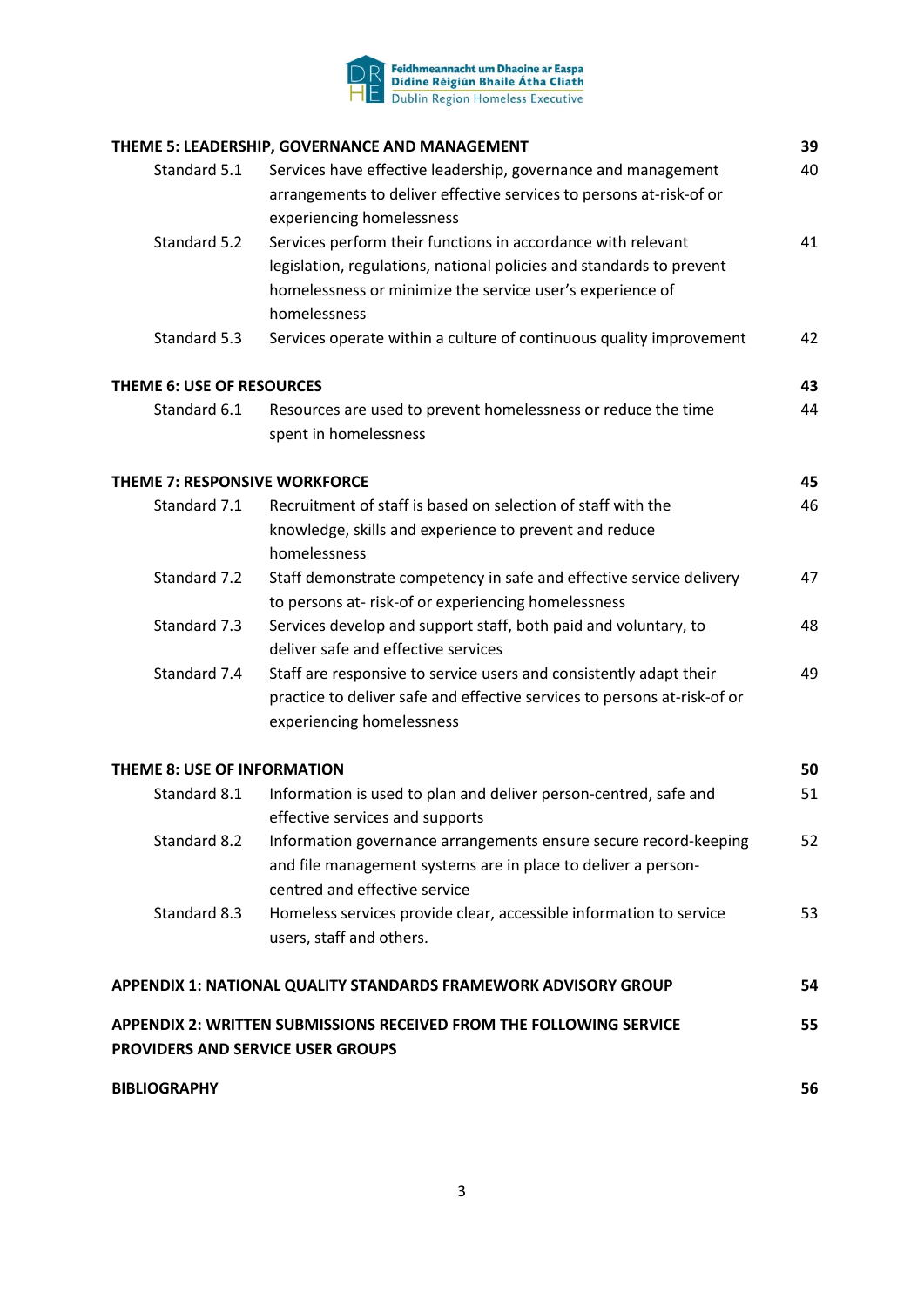| | | |
|---|---|---|
| **THEME 5: LEADERSHIP, GOVERNANCE AND MANAGEMENT** | | **39** |
| Standard 5.1 | Services have effective leadership, governance and management arrangements to deliver effective services to persons at-risk-of or experiencing homelessness | 40 |
| Standard 5.2 | Services perform their functions in accordance with relevant legislation, regulations, national policies and standards to prevent homelessness or minimize the service user's experience of homelessness | 41 |
| Standard 5.3 | Services operate within a culture of continuous quality improvement | 42 |
| **THEME 6: USE OF RESOURCES** | | **43** |
| Standard 6.1 | Resources are used to prevent homelessness or reduce the time spent in homelessness | 44 |
| **THEME 7: RESPONSIVE WORKFORCE** | | **45** |
| Standard 7.1 | Recruitment of staff is based on selection of staff with the knowledge, skills and experience to prevent and reduce homelessness | 46 |
| Standard 7.2 | Staff demonstrate competency in safe and effective service delivery to persons at- risk-of or experiencing homelessness | 47 |
| Standard 7.3 | Services develop and support staff, both paid and voluntary, to deliver safe and effective services | 48 |
| Standard 7.4 | Staff are responsive to service users and consistently adapt their practice to deliver safe and effective services to persons at-risk-of or experiencing homelessness | 49 |
| **THEME 8: USE OF INFORMATION** | | **50** |
| Standard 8.1 | Information is used to plan and deliver person-centred, safe and effective services and supports | 51 |
| Standard 8.2 | Information governance arrangements ensure secure record-keeping and file management systems are in place to deliver a person-centred and effective service | 52 |
| Standard 8.3 | Homeless services provide clear, accessible information to service users, staff and others. | 53 |
| **APPENDIX 1: NATIONAL QUALITY STANDARDS FRAMEWORK ADVISORY GROUP** | | **54** |
| **APPENDIX 2: WRITTEN SUBMISSIONS RECEIVED FROM THE FOLLOWING SERVICE PROVIDERS AND SERVICE USER GROUPS** | | **55** |
| **BIBLIOGRAPHY** | | **56** |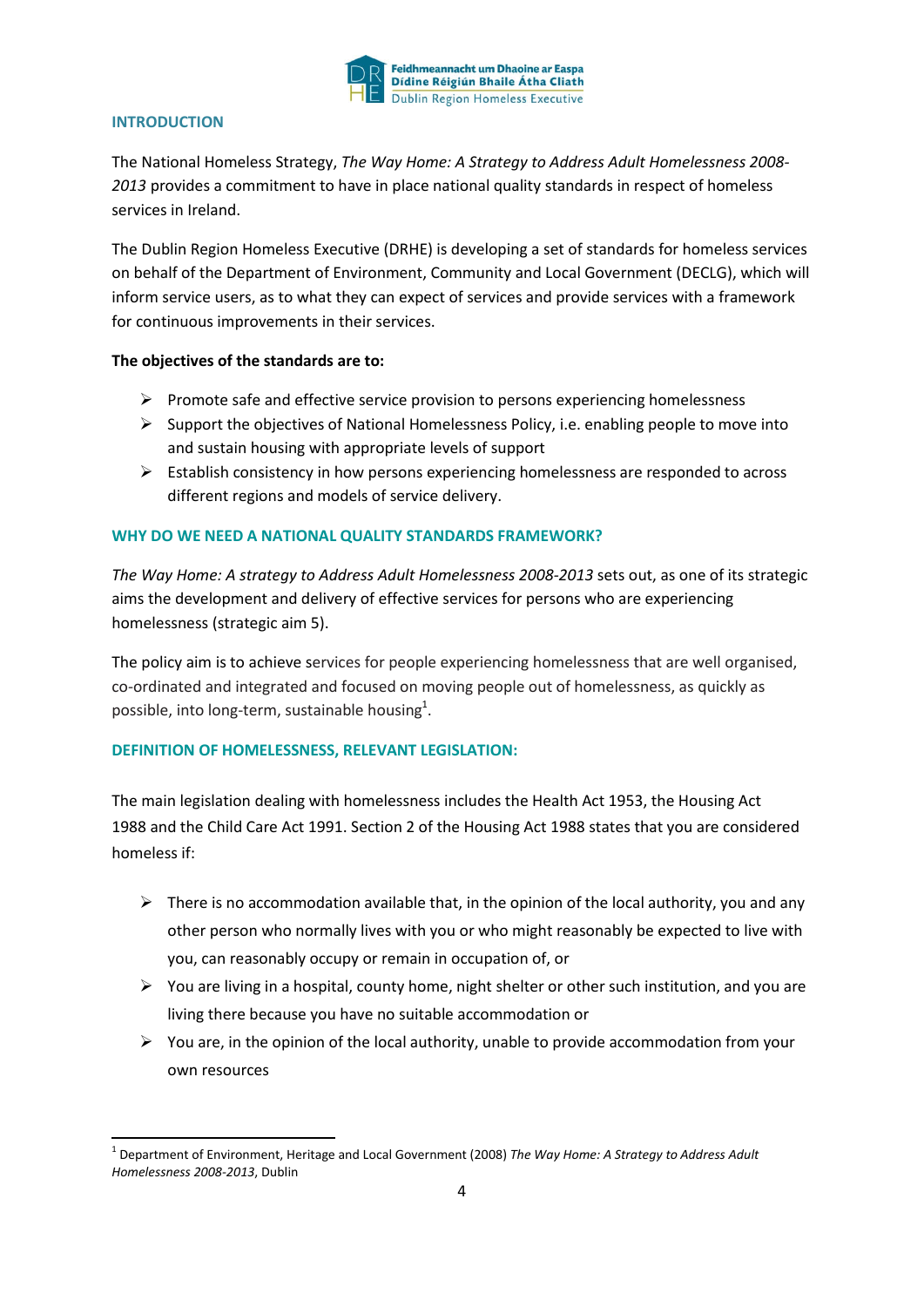## INTRODUCTION

The National Homeless Strategy, *The Way Home: A Strategy to Address Adult Homelessness 2008-2013* provides a commitment to have in place national quality standards in respect of homeless services in Ireland.

The Dublin Region Homeless Executive (DRHE) is developing a set of standards for homeless services on behalf of the Department of Environment, Community and Local Government (DECLG), which will inform service users, as to what they can expect of services and provide services with a framework for continuous improvements in their services.

**The objectives of the standards are to:**

- Promote safe and effective service provision to persons experiencing homelessness
- Support the objectives of National Homelessness Policy, i.e. enabling people to move into and sustain housing with appropriate levels of support
- Establish consistency in how persons experiencing homelessness are responded to across different regions and models of service delivery.

## WHY DO WE NEED A NATIONAL QUALITY STANDARDS FRAMEWORK?

*The Way Home: A strategy to Address Adult Homelessness 2008-2013* sets out, as one of its strategic aims the development and delivery of effective services for persons who are experiencing homelessness (strategic aim 5).

The policy aim is to achieve services for people experiencing homelessness that are well organised, co-ordinated and integrated and focused on moving people out of homelessness, as quickly as possible, into long-term, sustainable housing[1].

## DEFINITION OF HOMELESSNESS, RELEVANT LEGISLATION:

The main legislation dealing with homelessness includes the Health Act 1953, the Housing Act 1988 and the Child Care Act 1991. Section 2 of the Housing Act 1988 states that you are considered homeless if:

- There is no accommodation available that, in the opinion of the local authority, you and any other person who normally lives with you or who might reasonably be expected to live with you, can reasonably occupy or remain in occupation of, or
- You are living in a hospital, county home, night shelter or other such institution, and you are living there because you have no suitable accommodation or
- You are, in the opinion of the local authority, unable to provide accommodation from your own resources

[1] Department of Environment, Heritage and Local Government (2008) *The Way Home: A Strategy to Address Adult Homelessness 2008-2013*, Dublin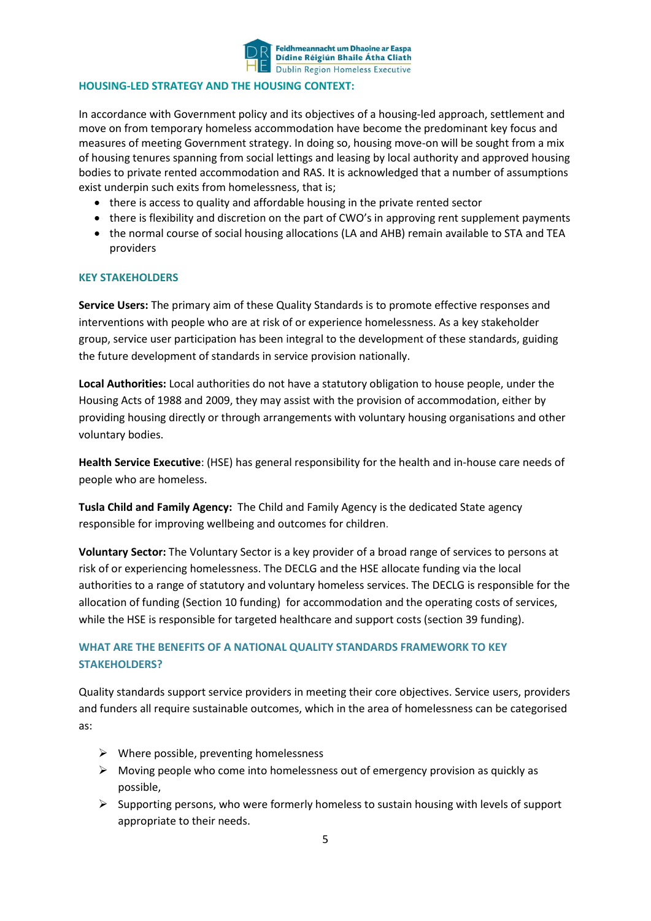## HOUSING-LED STRATEGY AND THE HOUSING CONTEXT:

In accordance with Government policy and its objectives of a housing-led approach, settlement and move on from temporary homeless accommodation have become the predominant key focus and measures of meeting Government strategy. In doing so, housing move-on will be sought from a mix of housing tenures spanning from social lettings and leasing by local authority and approved housing bodies to private rented accommodation and RAS. It is acknowledged that a number of assumptions exist underpin such exits from homelessness, that is;

- there is access to quality and affordable housing in the private rented sector
- there is flexibility and discretion on the part of CWO's in approving rent supplement payments
- the normal course of social housing allocations (LA and AHB) remain available to STA and TEA providers

## KEY STAKEHOLDERS

**Service Users:** The primary aim of these Quality Standards is to promote effective responses and interventions with people who are at risk of or experience homelessness. As a key stakeholder group, service user participation has been integral to the development of these standards, guiding the future development of standards in service provision nationally.

**Local Authorities:** Local authorities do not have a statutory obligation to house people, under the Housing Acts of 1988 and 2009, they may assist with the provision of accommodation, either by providing housing directly or through arrangements with voluntary housing organisations and other voluntary bodies.

**Health Service Executive**: (HSE) has general responsibility for the health and in-house care needs of people who are homeless.

**Tusla Child and Family Agency:** The Child and Family Agency is the dedicated State agency responsible for improving wellbeing and outcomes for children.

**Voluntary Sector:** The Voluntary Sector is a key provider of a broad range of services to persons at risk of or experiencing homelessness. The DECLG and the HSE allocate funding via the local authorities to a range of statutory and voluntary homeless services. The DECLG is responsible for the allocation of funding (Section 10 funding) for accommodation and the operating costs of services, while the HSE is responsible for targeted healthcare and support costs (section 39 funding).

## WHAT ARE THE BENEFITS OF A NATIONAL QUALITY STANDARDS FRAMEWORK TO KEY STAKEHOLDERS?

Quality standards support service providers in meeting their core objectives. Service users, providers and funders all require sustainable outcomes, which in the area of homelessness can be categorised as:

- Where possible, preventing homelessness
- Moving people who come into homelessness out of emergency provision as quickly as possible,
- Supporting persons, who were formerly homeless to sustain housing with levels of support appropriate to their needs.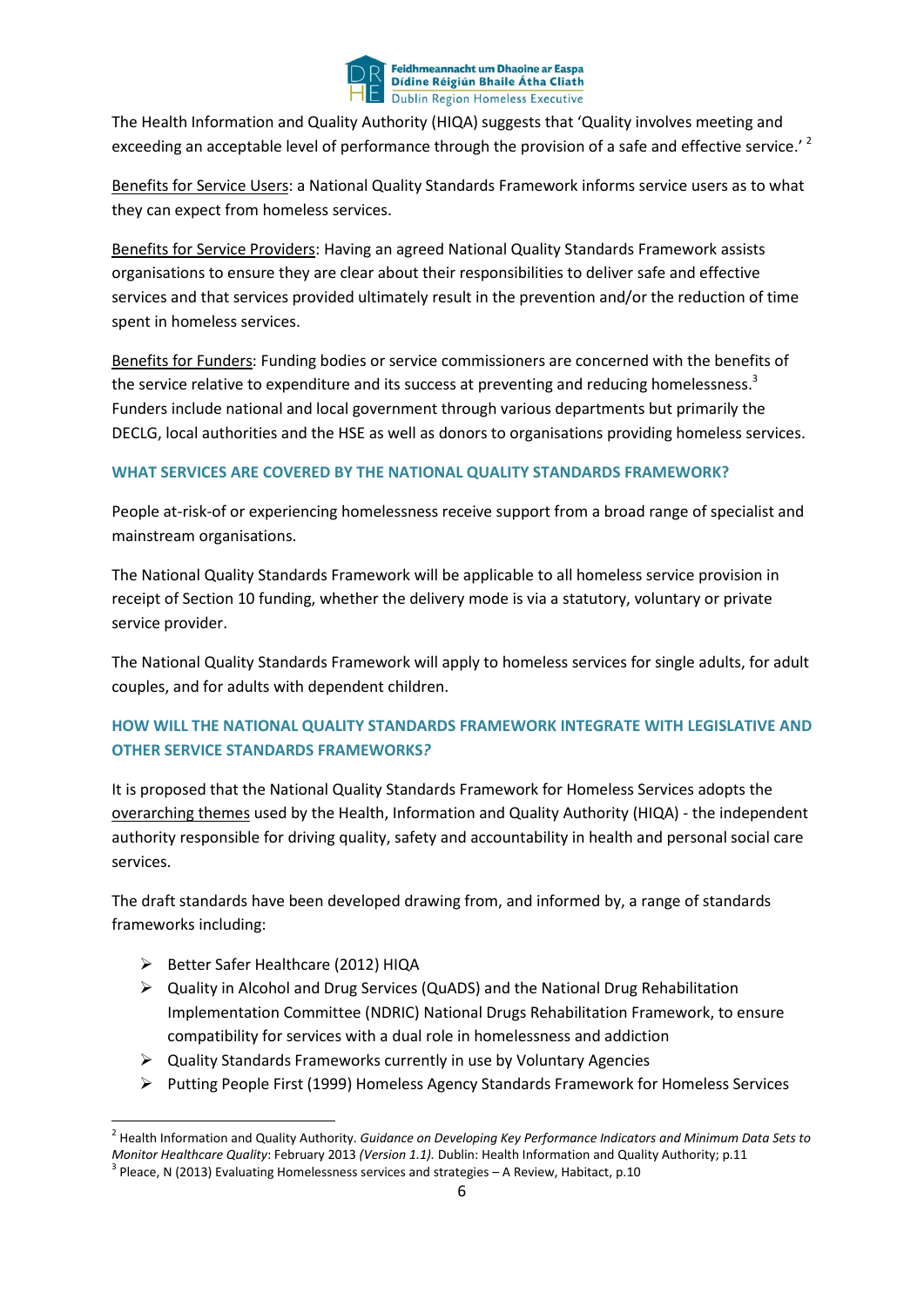The Health Information and Quality Authority (HIQA) suggests that 'Quality involves meeting and exceeding an acceptable level of performance through the provision of a safe and effective service.' [2]

Benefits for Service Users: a National Quality Standards Framework informs service users as to what they can expect from homeless services.

Benefits for Service Providers: Having an agreed National Quality Standards Framework assists organisations to ensure they are clear about their responsibilities to deliver safe and effective services and that services provided ultimately result in the prevention and/or the reduction of time spent in homeless services.

Benefits for Funders: Funding bodies or service commissioners are concerned with the benefits of the service relative to expenditure and its success at preventing and reducing homelessness.[3] Funders include national and local government through various departments but primarily the DECLG, local authorities and the HSE as well as donors to organisations providing homeless services.

### WHAT SERVICES ARE COVERED BY THE NATIONAL QUALITY STANDARDS FRAMEWORK?

People at-risk-of or experiencing homelessness receive support from a broad range of specialist and mainstream organisations.

The National Quality Standards Framework will be applicable to all homeless service provision in receipt of Section 10 funding, whether the delivery mode is via a statutory, voluntary or private service provider.

The National Quality Standards Framework will apply to homeless services for single adults, for adult couples, and for adults with dependent children.

### HOW WILL THE NATIONAL QUALITY STANDARDS FRAMEWORK INTEGRATE WITH LEGISLATIVE AND OTHER SERVICE STANDARDS FRAMEWORKS?

It is proposed that the National Quality Standards Framework for Homeless Services adopts the overarching themes used by the Health, Information and Quality Authority (HIQA) - the independent authority responsible for driving quality, safety and accountability in health and personal social care services.

The draft standards have been developed drawing from, and informed by, a range of standards frameworks including:

- Better Safer Healthcare (2012) HIQA
- Quality in Alcohol and Drug Services (QuADS) and the National Drug Rehabilitation Implementation Committee (NDRIC) National Drugs Rehabilitation Framework, to ensure compatibility for services with a dual role in homelessness and addiction
- Quality Standards Frameworks currently in use by Voluntary Agencies
- Putting People First (1999) Homeless Agency Standards Framework for Homeless Services

---

[2] Health Information and Quality Authority. *Guidance on Developing Key Performance Indicators and Minimum Data Sets to Monitor Healthcare Quality*: February 2013 *(Version 1.1).* Dublin: Health Information and Quality Authority; p.11

[3] Pleace, N (2013) Evaluating Homelessness services and strategies – A Review, Habitact, p.10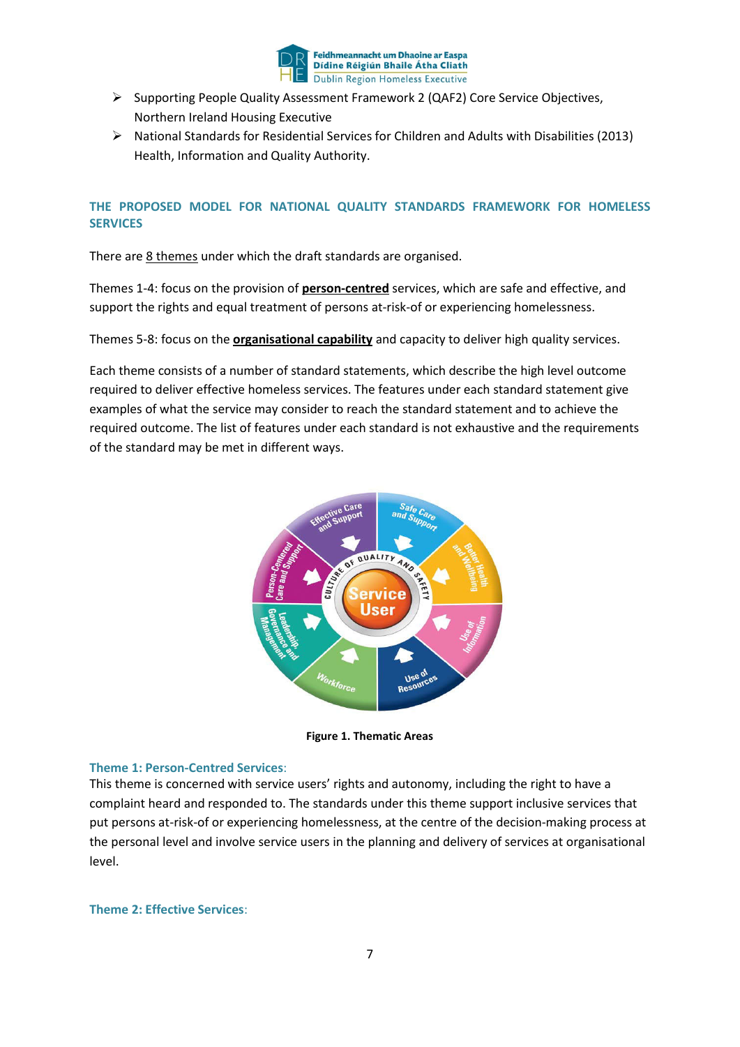- Supporting People Quality Assessment Framework 2 (QAF2) Core Service Objectives, Northern Ireland Housing Executive
- National Standards for Residential Services for Children and Adults with Disabilities (2013) Health, Information and Quality Authority.

## THE PROPOSED MODEL FOR NATIONAL QUALITY STANDARDS FRAMEWORK FOR HOMELESS SERVICES

There are 8 themes under which the draft standards are organised.

Themes 1-4: focus on the provision of **person-centred** services, which are safe and effective, and support the rights and equal treatment of persons at-risk-of or experiencing homelessness.

Themes 5-8: focus on the **organisational capability** and capacity to deliver high quality services.

Each theme consists of a number of standard statements, which describe the high level outcome required to deliver effective homeless services. The features under each standard statement give examples of what the service may consider to reach the standard statement and to achieve the required outcome. The list of features under each standard is not exhaustive and the requirements of the standard may be met in different ways.

**Figure 1. Thematic Areas**

### Theme 1: Person-Centred Services:

This theme is concerned with service users' rights and autonomy, including the right to have a complaint heard and responded to. The standards under this theme support inclusive services that put persons at-risk-of or experiencing homelessness, at the centre of the decision-making process at the personal level and involve service users in the planning and delivery of services at organisational level.

### Theme 2: Effective Services: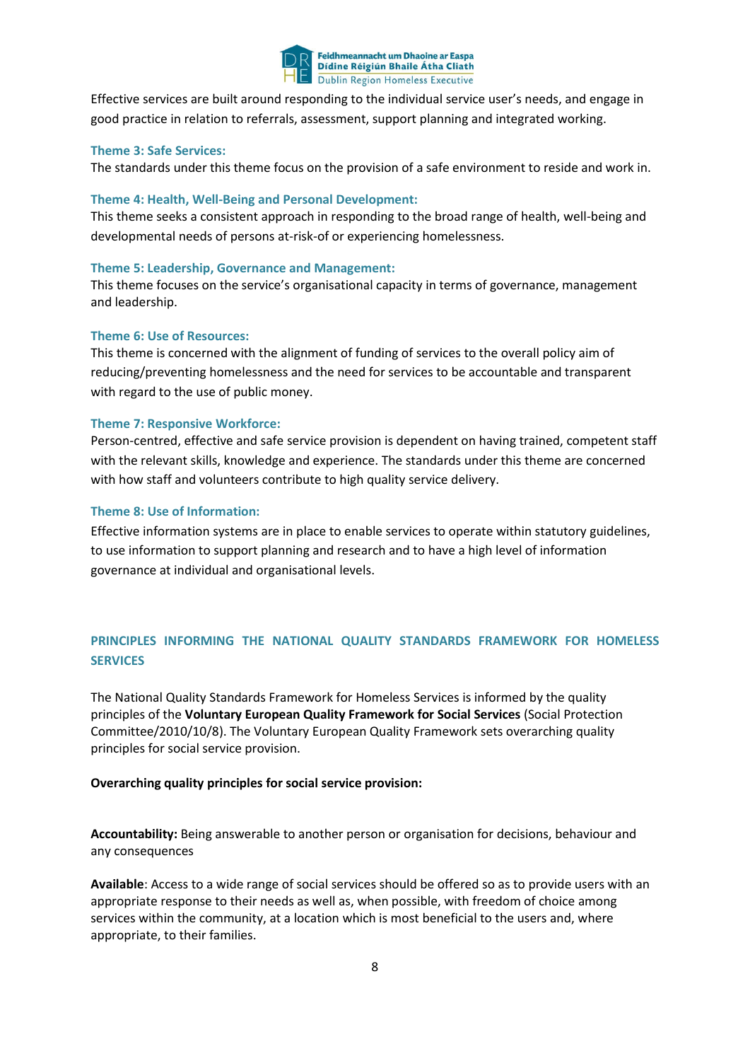Effective services are built around responding to the individual service user's needs, and engage in good practice in relation to referrals, assessment, support planning and integrated working.

### Theme 3: Safe Services:

The standards under this theme focus on the provision of a safe environment to reside and work in.

### Theme 4: Health, Well-Being and Personal Development:

This theme seeks a consistent approach in responding to the broad range of health, well-being and developmental needs of persons at-risk-of or experiencing homelessness.

### Theme 5: Leadership, Governance and Management:

This theme focuses on the service's organisational capacity in terms of governance, management and leadership.

### Theme 6: Use of Resources:

This theme is concerned with the alignment of funding of services to the overall policy aim of reducing/preventing homelessness and the need for services to be accountable and transparent with regard to the use of public money.

### Theme 7: Responsive Workforce:

Person-centred, effective and safe service provision is dependent on having trained, competent staff with the relevant skills, knowledge and experience. The standards under this theme are concerned with how staff and volunteers contribute to high quality service delivery.

### Theme 8: Use of Information:

Effective information systems are in place to enable services to operate within statutory guidelines, to use information to support planning and research and to have a high level of information governance at individual and organisational levels.

## PRINCIPLES INFORMING THE NATIONAL QUALITY STANDARDS FRAMEWORK FOR HOMELESS SERVICES

The National Quality Standards Framework for Homeless Services is informed by the quality principles of the **Voluntary European Quality Framework for Social Services** (Social Protection Committee/2010/10/8). The Voluntary European Quality Framework sets overarching quality principles for social service provision.

**Overarching quality principles for social service provision:**

**Accountability:** Being answerable to another person or organisation for decisions, behaviour and any consequences

**Available**: Access to a wide range of social services should be offered so as to provide users with an appropriate response to their needs as well as, when possible, with freedom of choice among services within the community, at a location which is most beneficial to the users and, where appropriate, to their families.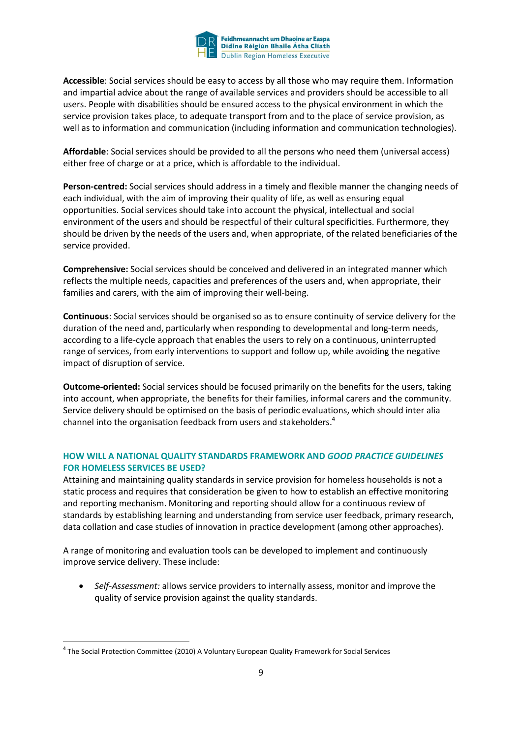**Accessible**: Social services should be easy to access by all those who may require them. Information and impartial advice about the range of available services and providers should be accessible to all users. People with disabilities should be ensured access to the physical environment in which the service provision takes place, to adequate transport from and to the place of service provision, as well as to information and communication (including information and communication technologies).

**Affordable**: Social services should be provided to all the persons who need them (universal access) either free of charge or at a price, which is affordable to the individual.

**Person-centred:** Social services should address in a timely and flexible manner the changing needs of each individual, with the aim of improving their quality of life, as well as ensuring equal opportunities. Social services should take into account the physical, intellectual and social environment of the users and should be respectful of their cultural specificities. Furthermore, they should be driven by the needs of the users and, when appropriate, of the related beneficiaries of the service provided.

**Comprehensive:** Social services should be conceived and delivered in an integrated manner which reflects the multiple needs, capacities and preferences of the users and, when appropriate, their families and carers, with the aim of improving their well-being.

**Continuous**: Social services should be organised so as to ensure continuity of service delivery for the duration of the need and, particularly when responding to developmental and long-term needs, according to a life-cycle approach that enables the users to rely on a continuous, uninterrupted range of services, from early interventions to support and follow up, while avoiding the negative impact of disruption of service.

**Outcome-oriented:** Social services should be focused primarily on the benefits for the users, taking into account, when appropriate, the benefits for their families, informal carers and the community. Service delivery should be optimised on the basis of periodic evaluations, which should inter alia channel into the organisation feedback from users and stakeholders.[4]

## HOW WILL A NATIONAL QUALITY STANDARDS FRAMEWORK AND *GOOD PRACTICE GUIDELINES* FOR HOMELESS SERVICES BE USED?

Attaining and maintaining quality standards in service provision for homeless households is not a static process and requires that consideration be given to how to establish an effective monitoring and reporting mechanism. Monitoring and reporting should allow for a continuous review of standards by establishing learning and understanding from service user feedback, primary research, data collation and case studies of innovation in practice development (among other approaches).

A range of monitoring and evaluation tools can be developed to implement and continuously improve service delivery. These include:

- *Self-Assessment:* allows service providers to internally assess, monitor and improve the quality of service provision against the quality standards.

[4] The Social Protection Committee (2010) A Voluntary European Quality Framework for Social Services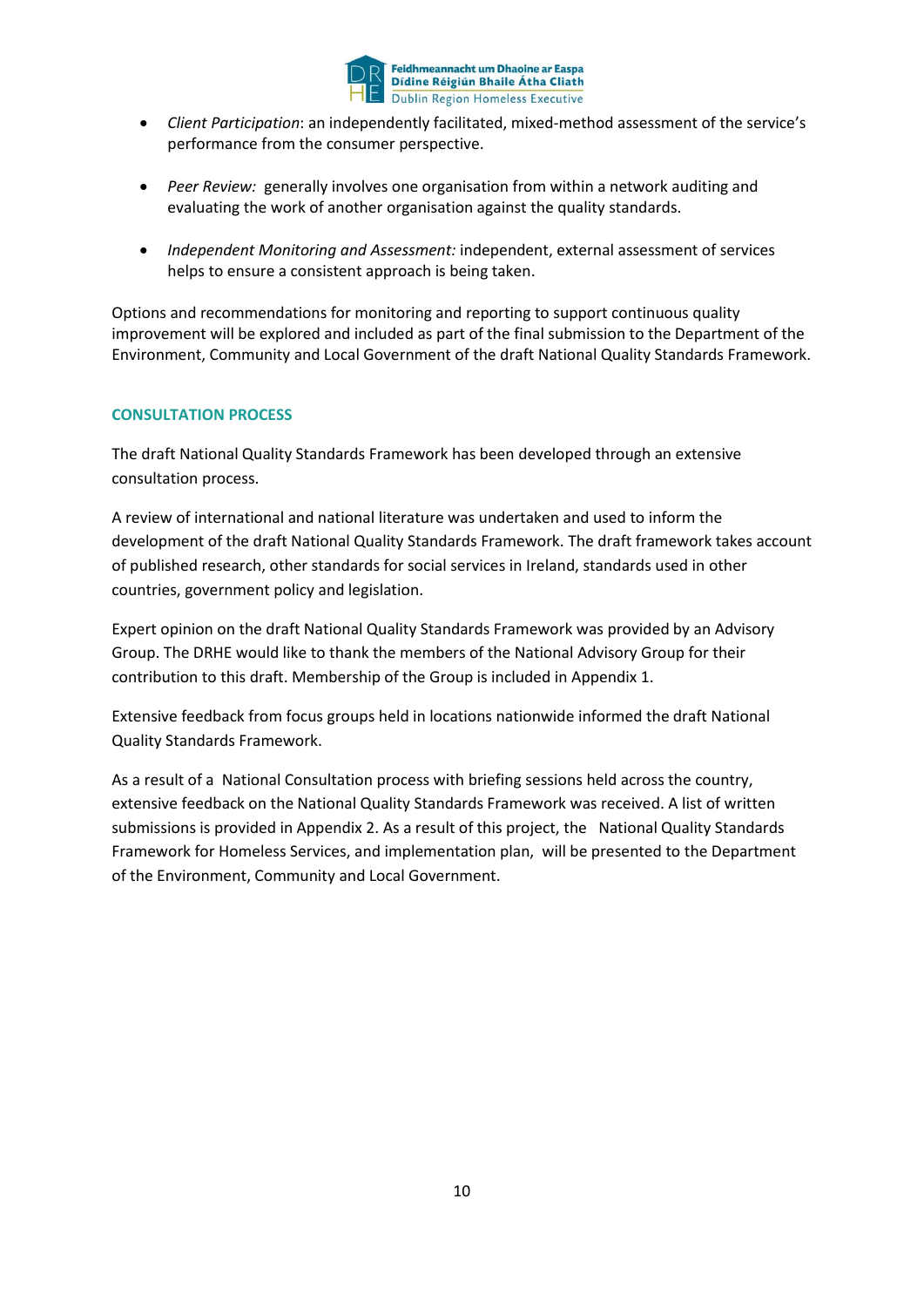- *Client Participation*: an independently facilitated, mixed-method assessment of the service's performance from the consumer perspective.

- *Peer Review:* generally involves one organisation from within a network auditing and evaluating the work of another organisation against the quality standards.

- *Independent Monitoring and Assessment:* independent, external assessment of services helps to ensure a consistent approach is being taken.

Options and recommendations for monitoring and reporting to support continuous quality improvement will be explored and included as part of the final submission to the Department of the Environment, Community and Local Government of the draft National Quality Standards Framework.

## CONSULTATION PROCESS

The draft National Quality Standards Framework has been developed through an extensive consultation process.

A review of international and national literature was undertaken and used to inform the development of the draft National Quality Standards Framework. The draft framework takes account of published research, other standards for social services in Ireland, standards used in other countries, government policy and legislation.

Expert opinion on the draft National Quality Standards Framework was provided by an Advisory Group. The DRHE would like to thank the members of the National Advisory Group for their contribution to this draft. Membership of the Group is included in Appendix 1.

Extensive feedback from focus groups held in locations nationwide informed the draft National Quality Standards Framework.

As a result of a National Consultation process with briefing sessions held across the country, extensive feedback on the National Quality Standards Framework was received. A list of written submissions is provided in Appendix 2. As a result of this project, the National Quality Standards Framework for Homeless Services, and implementation plan, will be presented to the Department of the Environment, Community and Local Government.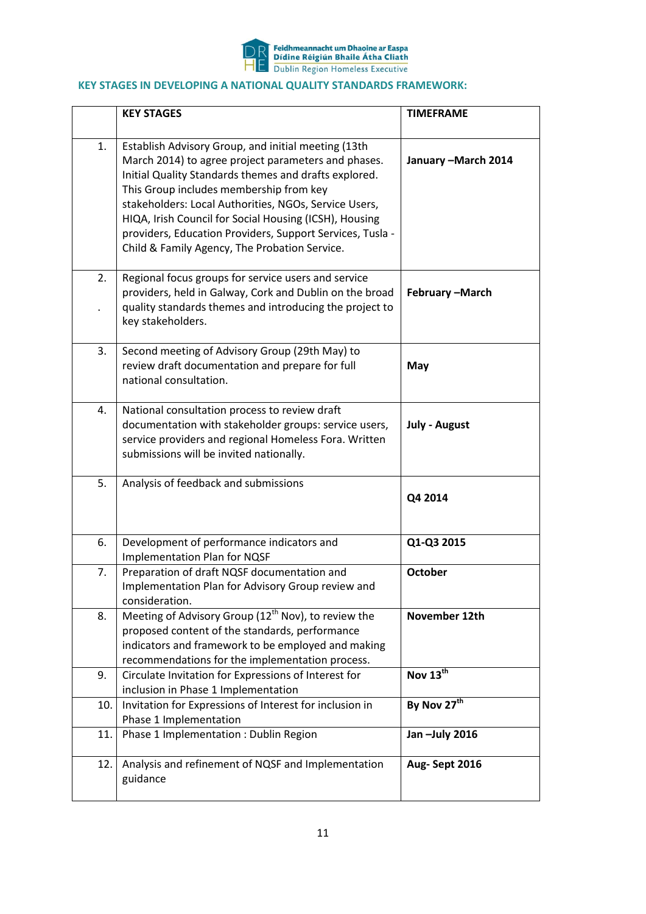## KEY STAGES IN DEVELOPING A NATIONAL QUALITY STANDARDS FRAMEWORK:

| | KEY STAGES | TIMEFRAME |
|---|---|---|
| 1. | Establish Advisory Group, and initial meeting (13th March 2014) to agree project parameters and phases. Initial Quality Standards themes and drafts explored. This Group includes membership from key stakeholders: Local Authorities, NGOs, Service Users, HIQA, Irish Council for Social Housing (ICSH), Housing providers, Education Providers, Support Services, Tusla - Child & Family Agency, The Probation Service. | **January –March 2014** |
| 2. | Regional focus groups for service users and service providers, held in Galway, Cork and Dublin on the broad quality standards themes and introducing the project to key stakeholders. | **February –March** |
| 3. | Second meeting of Advisory Group (29th May) to review draft documentation and prepare for full national consultation. | **May** |
| 4. | National consultation process to review draft documentation with stakeholder groups: service users, service providers and regional Homeless Fora. Written submissions will be invited nationally. | **July - August** |
| 5. | Analysis of feedback and submissions | **Q4 2014** |
| 6. | Development of performance indicators and Implementation Plan for NQSF | **Q1-Q3 2015** |
| 7. | Preparation of draft NQSF documentation and Implementation Plan for Advisory Group review and consideration. | **October** |
| 8. | Meeting of Advisory Group (12th Nov), to review the proposed content of the standards, performance indicators and framework to be employed and making recommendations for the implementation process. | **November 12th** |
| 9. | Circulate Invitation for Expressions of Interest for inclusion in Phase 1 Implementation | **Nov 13th** |
| 10. | Invitation for Expressions of Interest for inclusion in Phase 1 Implementation | **By Nov 27th** |
| 11. | Phase 1 Implementation : Dublin Region | **Jan –July 2016** |
| 12. | Analysis and refinement of NQSF and Implementation guidance | **Aug- Sept 2016** |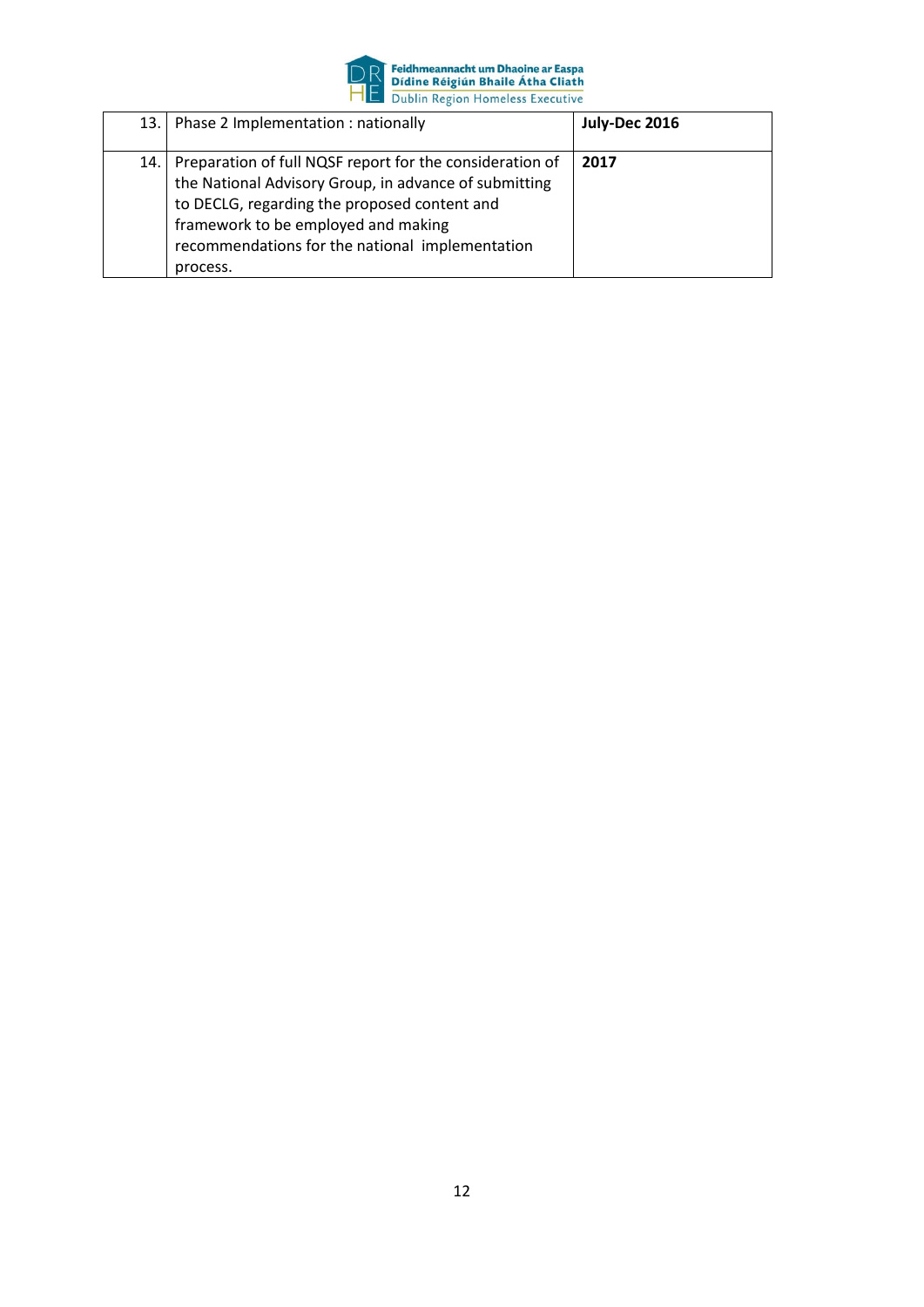| | | |
|---|---|---|
| 13. | Phase 2 Implementation : nationally | **July-Dec 2016** |
| 14. | Preparation of full NQSF report for the consideration of the National Advisory Group, in advance of submitting to DECLG, regarding the proposed content and framework to be employed and making recommendations for the national implementation process. | **2017** |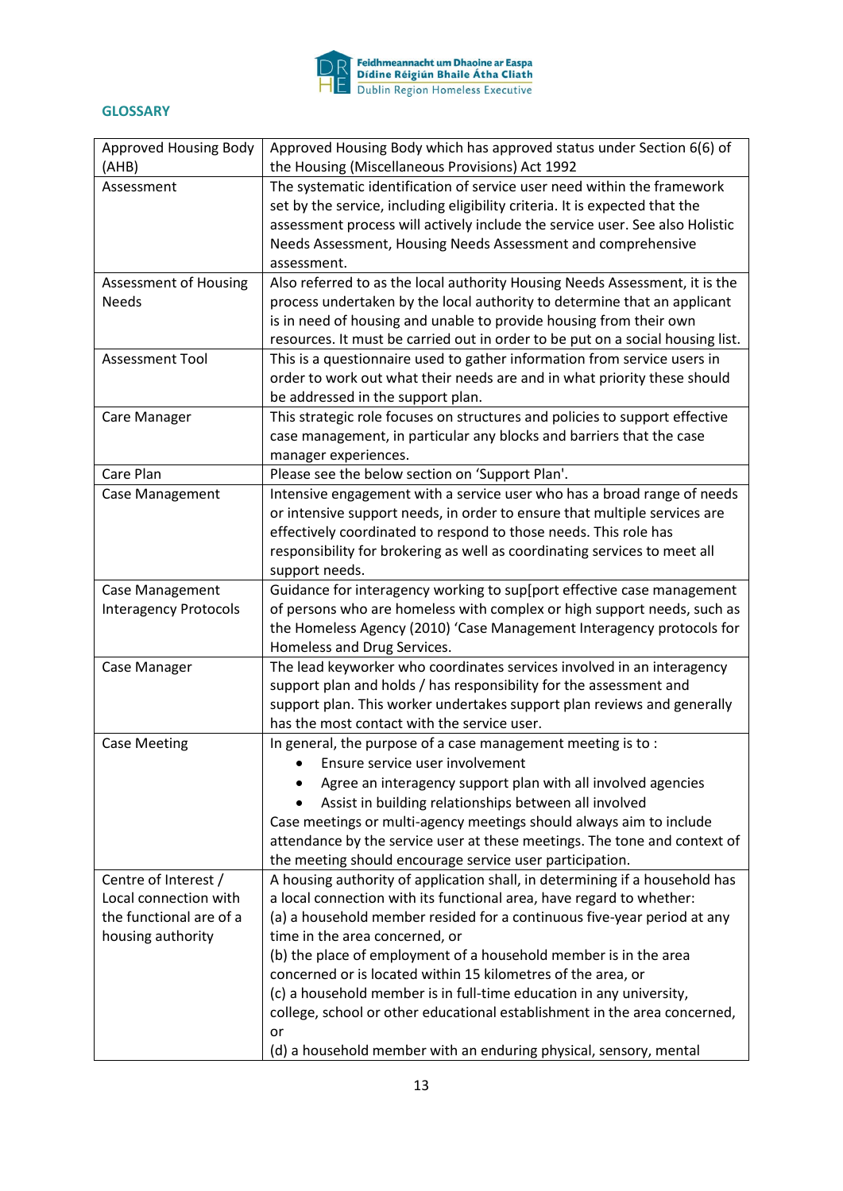## GLOSSARY

| | |
|---|---|
| Approved Housing Body (AHB) | Approved Housing Body which has approved status under Section 6(6) of the Housing (Miscellaneous Provisions) Act 1992 |
| Assessment | The systematic identification of service user need within the framework set by the service, including eligibility criteria. It is expected that the assessment process will actively include the service user. See also Holistic Needs Assessment, Housing Needs Assessment and comprehensive assessment. |
| Assessment of Housing Needs | Also referred to as the local authority Housing Needs Assessment, it is the process undertaken by the local authority to determine that an applicant is in need of housing and unable to provide housing from their own resources. It must be carried out in order to be put on a social housing list. |
| Assessment Tool | This is a questionnaire used to gather information from service users in order to work out what their needs are and in what priority these should be addressed in the support plan. |
| Care Manager | This strategic role focuses on structures and policies to support effective case management, in particular any blocks and barriers that the case manager experiences. |
| Care Plan | Please see the below section on 'Support Plan'. |
| Case Management | Intensive engagement with a service user who has a broad range of needs or intensive support needs, in order to ensure that multiple services are effectively coordinated to respond to those needs. This role has responsibility for brokering as well as coordinating services to meet all support needs. |
| Case Management Interagency Protocols | Guidance for interagency working to sup[port effective case management of persons who are homeless with complex or high support needs, such as the Homeless Agency (2010) 'Case Management Interagency protocols for Homeless and Drug Services. |
| Case Manager | The lead keyworker who coordinates services involved in an interagency support plan and holds / has responsibility for the assessment and support plan. This worker undertakes support plan reviews and generally has the most contact with the service user. |
| Case Meeting | In general, the purpose of a case management meeting is to :<br>• Ensure service user involvement<br>• Agree an interagency support plan with all involved agencies<br>• Assist in building relationships between all involved<br>Case meetings or multi-agency meetings should always aim to include attendance by the service user at these meetings. The tone and context of the meeting should encourage service user participation. |
| Centre of Interest / Local connection with the functional are of a housing authority | A housing authority of application shall, in determining if a household has a local connection with its functional area, have regard to whether:<br>(a) a household member resided for a continuous five-year period at any time in the area concerned, or<br>(b) the place of employment of a household member is in the area concerned or is located within 15 kilometres of the area, or<br>(c) a household member is in full-time education in any university, college, school or other educational establishment in the area concerned, or<br>(d) a household member with an enduring physical, sensory, mental |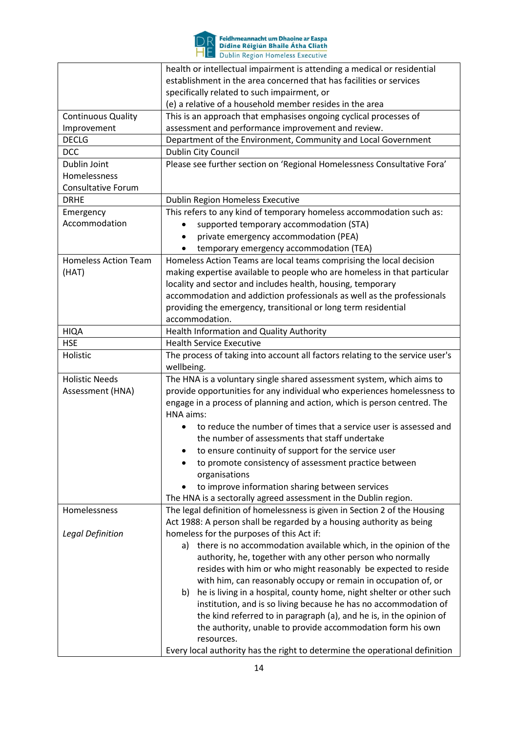| | |
|---|---|
| | health or intellectual impairment is attending a medical or residential establishment in the area concerned that has facilities or services specifically related to such impairment, or<br>(e) a relative of a household member resides in the area |
| Continuous Quality Improvement | This is an approach that emphasises ongoing cyclical processes of assessment and performance improvement and review. |
| DECLG | Department of the Environment, Community and Local Government |
| DCC | Dublin City Council |
| Dublin Joint Homelessness Consultative Forum | Please see further section on 'Regional Homelessness Consultative Fora' |
| DRHE | Dublin Region Homeless Executive |
| Emergency Accommodation | This refers to any kind of temporary homeless accommodation such as:<br>• supported temporary accommodation (STA)<br>• private emergency accommodation (PEA)<br>• temporary emergency accommodation (TEA) |
| Homeless Action Team (HAT) | Homeless Action Teams are local teams comprising the local decision making expertise available to people who are homeless in that particular locality and sector and includes health, housing, temporary accommodation and addiction professionals as well as the professionals providing the emergency, transitional or long term residential accommodation. |
| HIQA | Health Information and Quality Authority |
| HSE | Health Service Executive |
| Holistic | The process of taking into account all factors relating to the service user's wellbeing. |
| Holistic Needs Assessment (HNA) | The HNA is a voluntary single shared assessment system, which aims to provide opportunities for any individual who experiences homelessness to engage in a process of planning and action, which is person centred. The HNA aims:<br>• to reduce the number of times that a service user is assessed and the number of assessments that staff undertake<br>• to ensure continuity of support for the service user<br>• to promote consistency of assessment practice between organisations<br>• to improve information sharing between services<br>The HNA is a sectorally agreed assessment in the Dublin region. |
| Homelessness<br><br>*Legal Definition* | The legal definition of homelessness is given in Section 2 of the Housing Act 1988: A person shall be regarded by a housing authority as being homeless for the purposes of this Act if:<br>a) there is no accommodation available which, in the opinion of the authority, he, together with any other person who normally resides with him or who might reasonably be expected to reside with him, can reasonably occupy or remain in occupation of, or<br>b) he is living in a hospital, county home, night shelter or other such institution, and is so living because he has no accommodation of the kind referred to in paragraph (a), and he is, in the opinion of the authority, unable to provide accommodation form his own resources.<br>Every local authority has the right to determine the operational definition |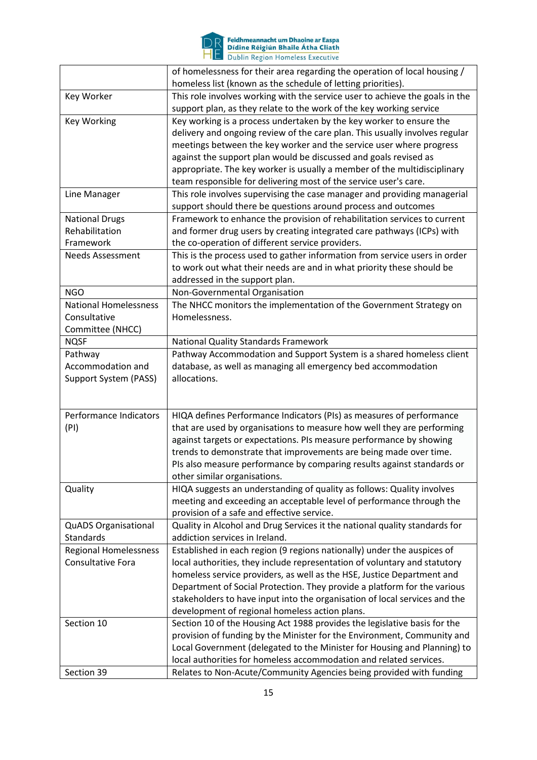| | |
|---|---|
| | of homelessness for their area regarding the operation of local housing / homeless list (known as the schedule of letting priorities). |
| Key Worker | This role involves working with the service user to achieve the goals in the support plan, as they relate to the work of the key working service |
| Key Working | Key working is a process undertaken by the key worker to ensure the delivery and ongoing review of the care plan. This usually involves regular meetings between the key worker and the service user where progress against the support plan would be discussed and goals revised as appropriate. The key worker is usually a member of the multidisciplinary team responsible for delivering most of the service user's care. |
| Line Manager | This role involves supervising the case manager and providing managerial support should there be questions around process and outcomes |
| National Drugs Rehabilitation Framework | Framework to enhance the provision of rehabilitation services to current and former drug users by creating integrated care pathways (ICPs) with the co-operation of different service providers. |
| Needs Assessment | This is the process used to gather information from service users in order to work out what their needs are and in what priority these should be addressed in the support plan. |
| NGO | Non-Governmental Organisation |
| National Homelessness Consultative Committee (NHCC) | The NHCC monitors the implementation of the Government Strategy on Homelessness. |
| NQSF | National Quality Standards Framework |
| Pathway Accommodation and Support System (PASS) | Pathway Accommodation and Support System is a shared homeless client database, as well as managing all emergency bed accommodation allocations. |
| Performance Indicators (PI) | HIQA defines Performance Indicators (PIs) as measures of performance that are used by organisations to measure how well they are performing against targets or expectations. PIs measure performance by showing trends to demonstrate that improvements are being made over time. PIs also measure performance by comparing results against standards or other similar organisations. |
| Quality | HIQA suggests an understanding of quality as follows: Quality involves meeting and exceeding an acceptable level of performance through the provision of a safe and effective service. |
| QuADS Organisational Standards | Quality in Alcohol and Drug Services it the national quality standards for addiction services in Ireland. |
| Regional Homelessness Consultative Fora | Established in each region (9 regions nationally) under the auspices of local authorities, they include representation of voluntary and statutory homeless service providers, as well as the HSE, Justice Department and Department of Social Protection. They provide a platform for the various stakeholders to have input into the organisation of local services and the development of regional homeless action plans. |
| Section 10 | Section 10 of the Housing Act 1988 provides the legislative basis for the provision of funding by the Minister for the Environment, Community and Local Government (delegated to the Minister for Housing and Planning) to local authorities for homeless accommodation and related services. |
| Section 39 | Relates to Non-Acute/Community Agencies being provided with funding |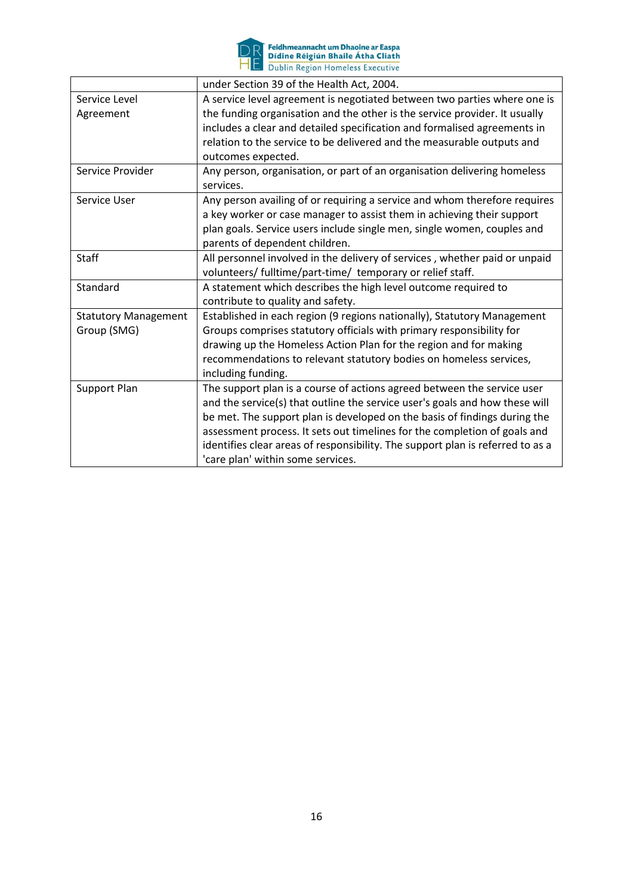| | |
|---|---|
| | under Section 39 of the Health Act, 2004. |
| Service Level Agreement | A service level agreement is negotiated between two parties where one is the funding organisation and the other is the service provider. It usually includes a clear and detailed specification and formalised agreements in relation to the service to be delivered and the measurable outputs and outcomes expected. |
| Service Provider | Any person, organisation, or part of an organisation delivering homeless services. |
| Service User | Any person availing of or requiring a service and whom therefore requires a key worker or case manager to assist them in achieving their support plan goals. Service users include single men, single women, couples and parents of dependent children. |
| Staff | All personnel involved in the delivery of services , whether paid or unpaid volunteers/ fulltime/part-time/ temporary or relief staff. |
| Standard | A statement which describes the high level outcome required to contribute to quality and safety. |
| Statutory Management Group (SMG) | Established in each region (9 regions nationally), Statutory Management Groups comprises statutory officials with primary responsibility for drawing up the Homeless Action Plan for the region and for making recommendations to relevant statutory bodies on homeless services, including funding. |
| Support Plan | The support plan is a course of actions agreed between the service user and the service(s) that outline the service user's goals and how these will be met. The support plan is developed on the basis of findings during the assessment process. It sets out timelines for the completion of goals and identifies clear areas of responsibility. The support plan is referred to as a 'care plan' within some services. |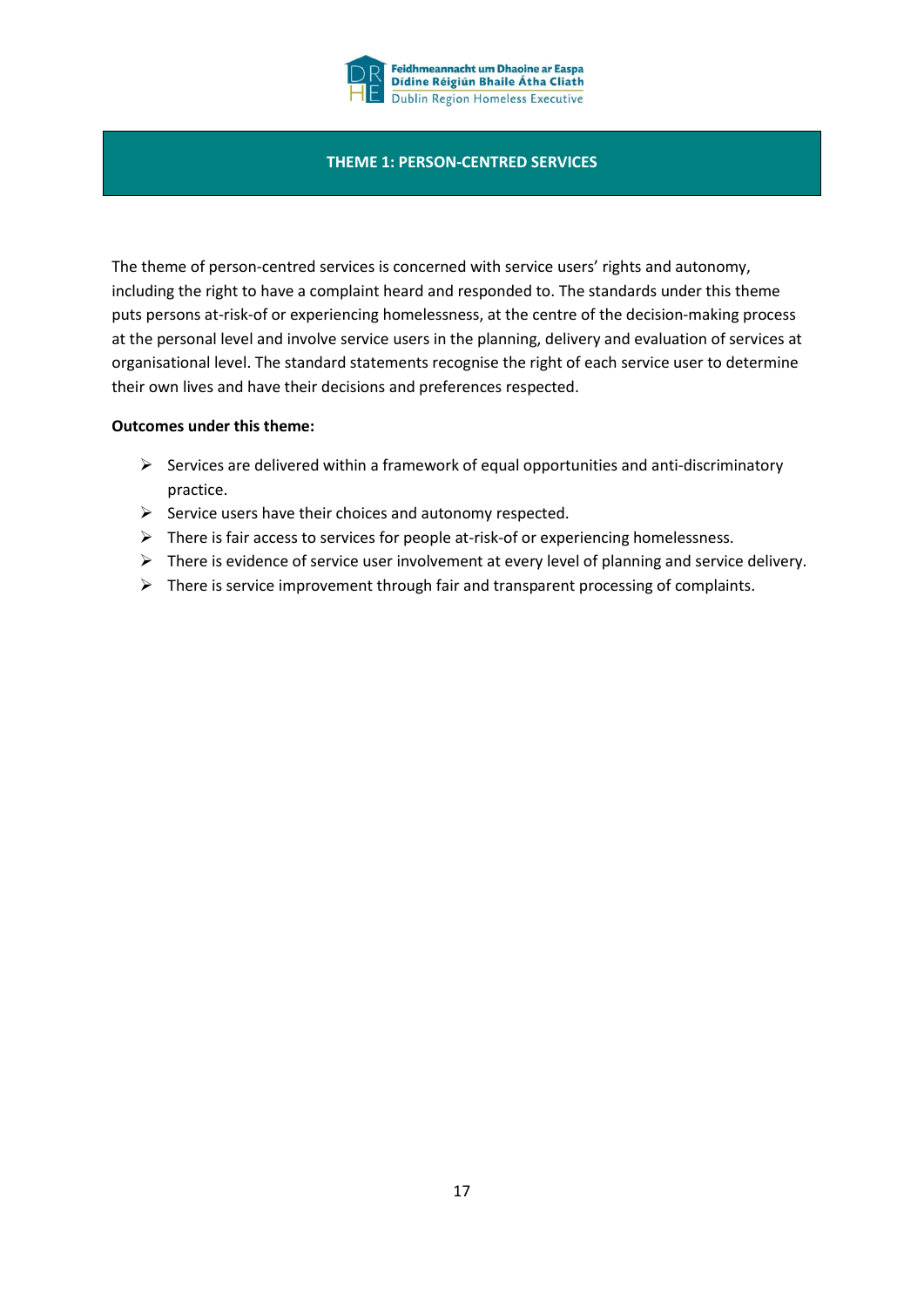# THEME 1: PERSON-CENTRED SERVICES

The theme of person-centred services is concerned with service users' rights and autonomy, including the right to have a complaint heard and responded to. The standards under this theme puts persons at-risk-of or experiencing homelessness, at the centre of the decision-making process at the personal level and involve service users in the planning, delivery and evaluation of services at organisational level. The standard statements recognise the right of each service user to determine their own lives and have their decisions and preferences respected.

**Outcomes under this theme:**

- Services are delivered within a framework of equal opportunities and anti-discriminatory practice.
- Service users have their choices and autonomy respected.
- There is fair access to services for people at-risk-of or experiencing homelessness.
- There is evidence of service user involvement at every level of planning and service delivery.
- There is service improvement through fair and transparent processing of complaints.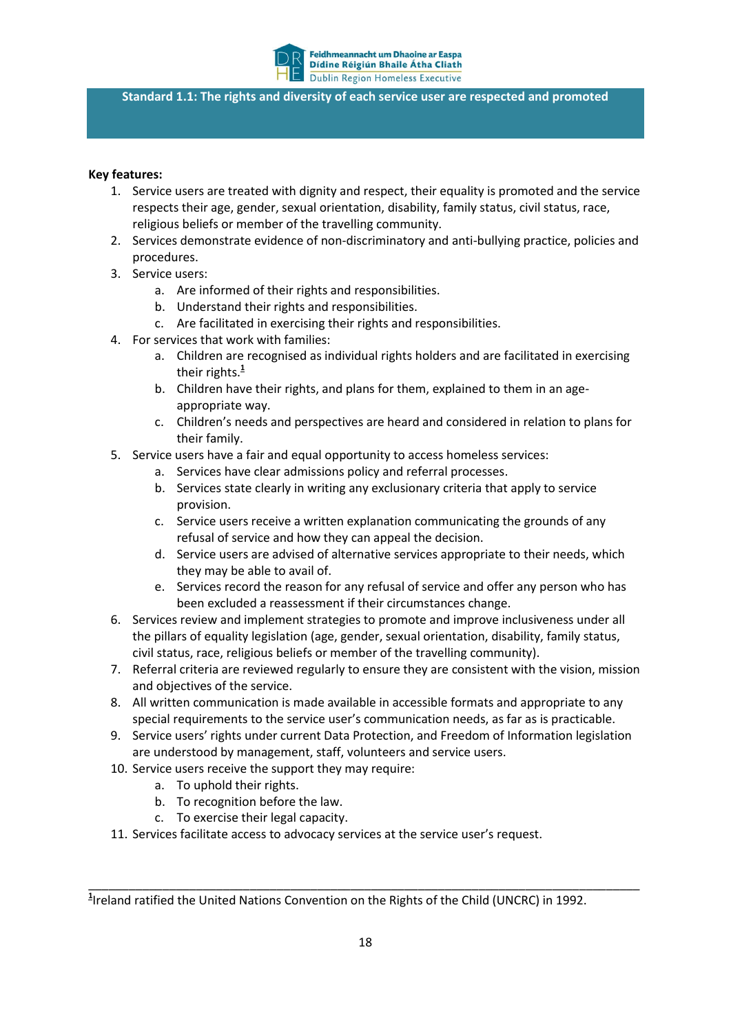## Standard 1.1: The rights and diversity of each service user are respected and promoted

**Key features:**

1. Service users are treated with dignity and respect, their equality is promoted and the service respects their age, gender, sexual orientation, disability, family status, civil status, race, religious beliefs or member of the travelling community.
2. Services demonstrate evidence of non-discriminatory and anti-bullying practice, policies and procedures.
3. Service users:
   a. Are informed of their rights and responsibilities.
   b. Understand their rights and responsibilities.
   c. Are facilitated in exercising their rights and responsibilities.
4. For services that work with families:
   a. Children are recognised as individual rights holders and are facilitated in exercising their rights.[1]
   b. Children have their rights, and plans for them, explained to them in an age-appropriate way.
   c. Children's needs and perspectives are heard and considered in relation to plans for their family.
5. Service users have a fair and equal opportunity to access homeless services:
   a. Services have clear admissions policy and referral processes.
   b. Services state clearly in writing any exclusionary criteria that apply to service provision.
   c. Service users receive a written explanation communicating the grounds of any refusal of service and how they can appeal the decision.
   d. Service users are advised of alternative services appropriate to their needs, which they may be able to avail of.
   e. Services record the reason for any refusal of service and offer any person who has been excluded a reassessment if their circumstances change.
6. Services review and implement strategies to promote and improve inclusiveness under all the pillars of equality legislation (age, gender, sexual orientation, disability, family status, civil status, race, religious beliefs or member of the travelling community).
7. Referral criteria are reviewed regularly to ensure they are consistent with the vision, mission and objectives of the service.
8. All written communication is made available in accessible formats and appropriate to any special requirements to the service user's communication needs, as far as is practicable.
9. Service users' rights under current Data Protection, and Freedom of Information legislation are understood by management, staff, volunteers and service users.
10. Service users receive the support they may require:
    a. To uphold their rights.
    b. To recognition before the law.
    c. To exercise their legal capacity.
11. Services facilitate access to advocacy services at the service user's request.

---

[1] Ireland ratified the United Nations Convention on the Rights of the Child (UNCRC) in 1992.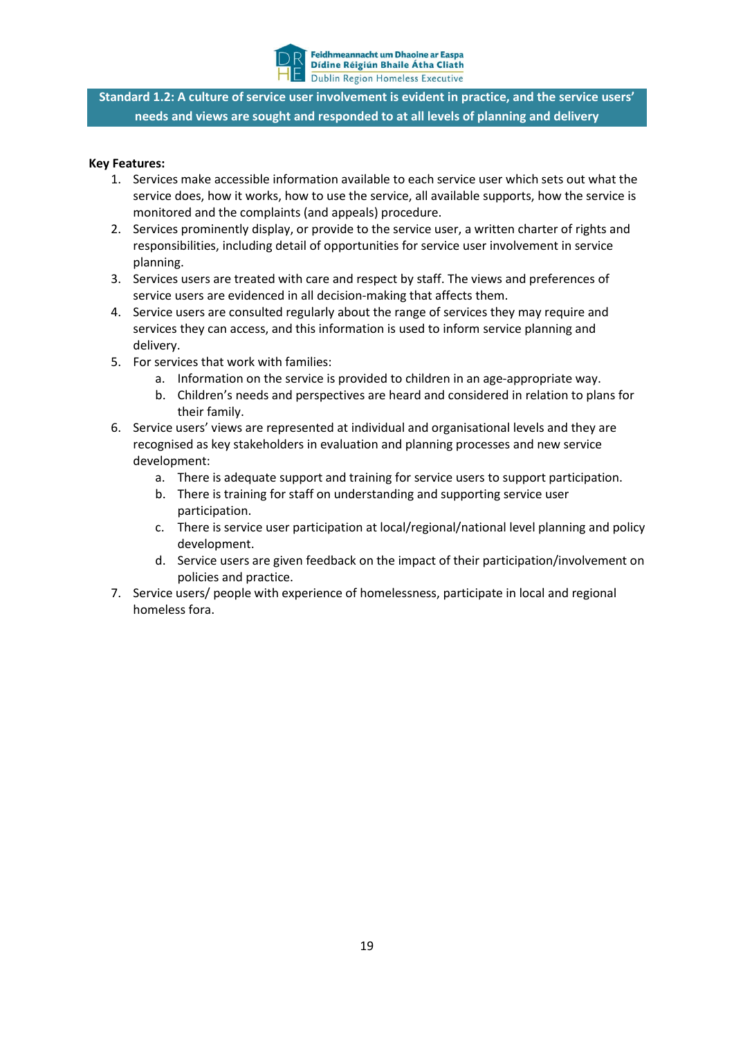## Standard 1.2: A culture of service user involvement is evident in practice, and the service users' needs and views are sought and responded to at all levels of planning and delivery

**Key Features:**

1. Services make accessible information available to each service user which sets out what the service does, how it works, how to use the service, all available supports, how the service is monitored and the complaints (and appeals) procedure.
2. Services prominently display, or provide to the service user, a written charter of rights and responsibilities, including detail of opportunities for service user involvement in service planning.
3. Services users are treated with care and respect by staff. The views and preferences of service users are evidenced in all decision-making that affects them.
4. Service users are consulted regularly about the range of services they may require and services they can access, and this information is used to inform service planning and delivery.
5. For services that work with families:
    a. Information on the service is provided to children in an age-appropriate way.
    b. Children's needs and perspectives are heard and considered in relation to plans for their family.
6. Service users' views are represented at individual and organisational levels and they are recognised as key stakeholders in evaluation and planning processes and new service development:
    a. There is adequate support and training for service users to support participation.
    b. There is training for staff on understanding and supporting service user participation.
    c. There is service user participation at local/regional/national level planning and policy development.
    d. Service users are given feedback on the impact of their participation/involvement on policies and practice.
7. Service users/ people with experience of homelessness, participate in local and regional homeless fora.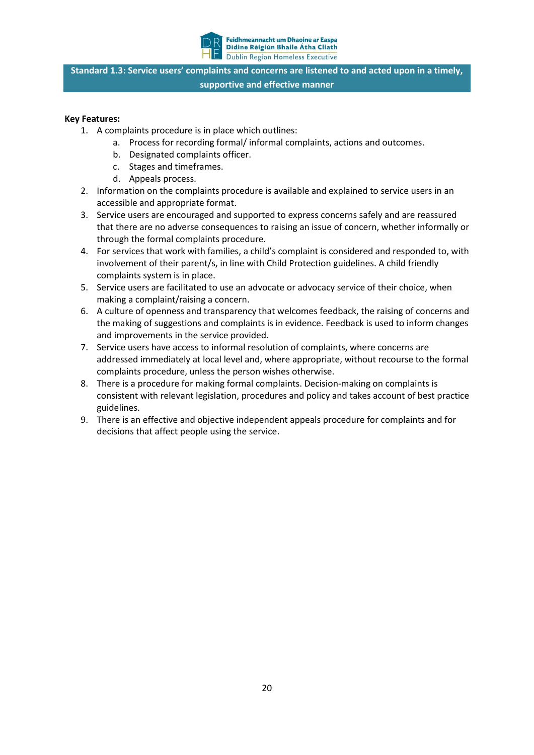## Standard 1.3: Service users' complaints and concerns are listened to and acted upon in a timely, supportive and effective manner

**Key Features:**

1. A complaints procedure is in place which outlines:
    a. Process for recording formal/ informal complaints, actions and outcomes.
    b. Designated complaints officer.
    c. Stages and timeframes.
    d. Appeals process.
2. Information on the complaints procedure is available and explained to service users in an accessible and appropriate format.
3. Service users are encouraged and supported to express concerns safely and are reassured that there are no adverse consequences to raising an issue of concern, whether informally or through the formal complaints procedure.
4. For services that work with families, a child's complaint is considered and responded to, with involvement of their parent/s, in line with Child Protection guidelines. A child friendly complaints system is in place.
5. Service users are facilitated to use an advocate or advocacy service of their choice, when making a complaint/raising a concern.
6. A culture of openness and transparency that welcomes feedback, the raising of concerns and the making of suggestions and complaints is in evidence. Feedback is used to inform changes and improvements in the service provided.
7. Service users have access to informal resolution of complaints, where concerns are addressed immediately at local level and, where appropriate, without recourse to the formal complaints procedure, unless the person wishes otherwise.
8. There is a procedure for making formal complaints. Decision-making on complaints is consistent with relevant legislation, procedures and policy and takes account of best practice guidelines.
9. There is an effective and objective independent appeals procedure for complaints and for decisions that affect people using the service.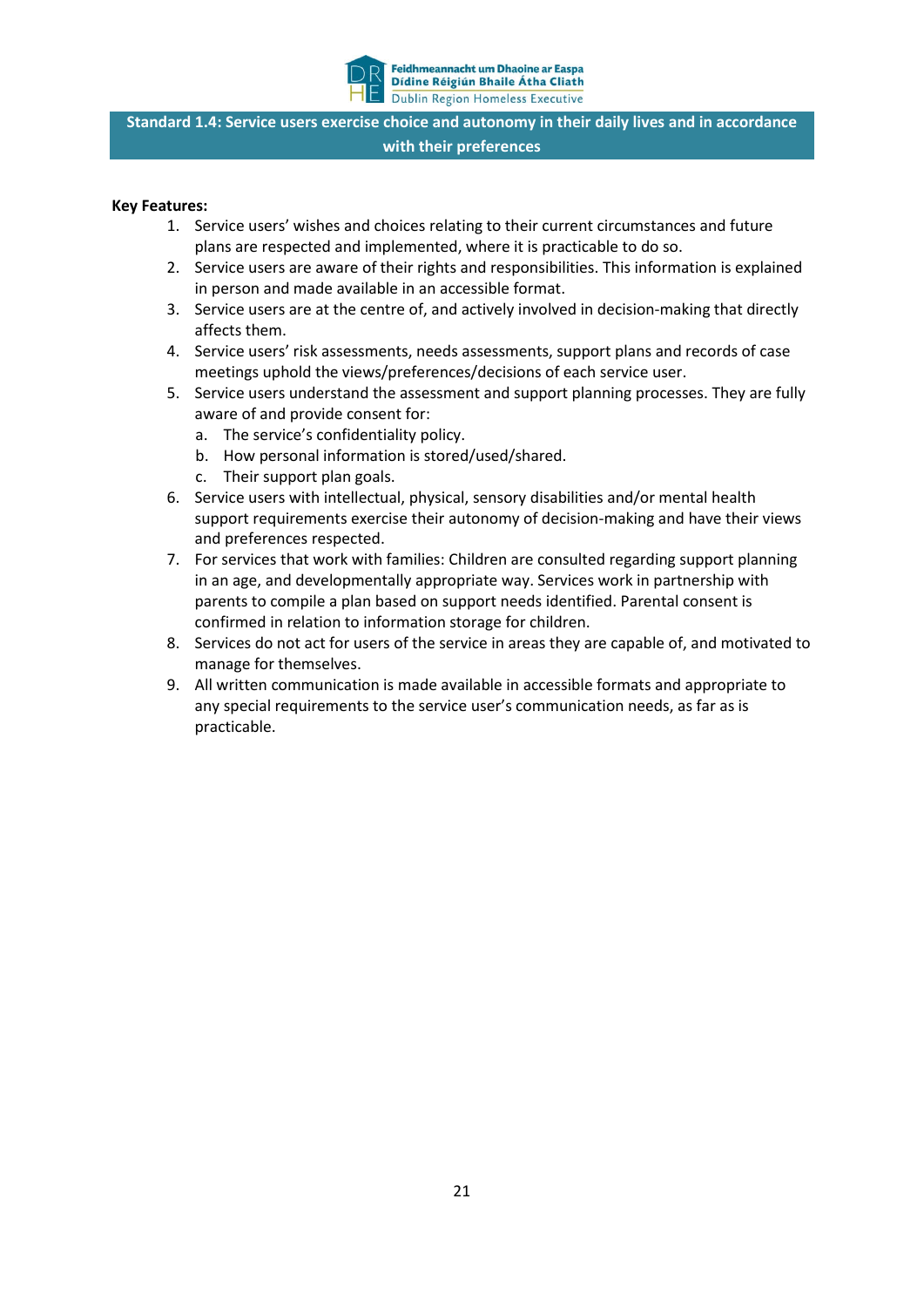## Standard 1.4: Service users exercise choice and autonomy in their daily lives and in accordance with their preferences

**Key Features:**

1. Service users' wishes and choices relating to their current circumstances and future plans are respected and implemented, where it is practicable to do so.
2. Service users are aware of their rights and responsibilities. This information is explained in person and made available in an accessible format.
3. Service users are at the centre of, and actively involved in decision-making that directly affects them.
4. Service users' risk assessments, needs assessments, support plans and records of case meetings uphold the views/preferences/decisions of each service user.
5. Service users understand the assessment and support planning processes. They are fully aware of and provide consent for:
   a. The service's confidentiality policy.
   b. How personal information is stored/used/shared.
   c. Their support plan goals.
6. Service users with intellectual, physical, sensory disabilities and/or mental health support requirements exercise their autonomy of decision-making and have their views and preferences respected.
7. For services that work with families: Children are consulted regarding support planning in an age, and developmentally appropriate way. Services work in partnership with parents to compile a plan based on support needs identified. Parental consent is confirmed in relation to information storage for children.
8. Services do not act for users of the service in areas they are capable of, and motivated to manage for themselves.
9. All written communication is made available in accessible formats and appropriate to any special requirements to the service user's communication needs, as far as is practicable.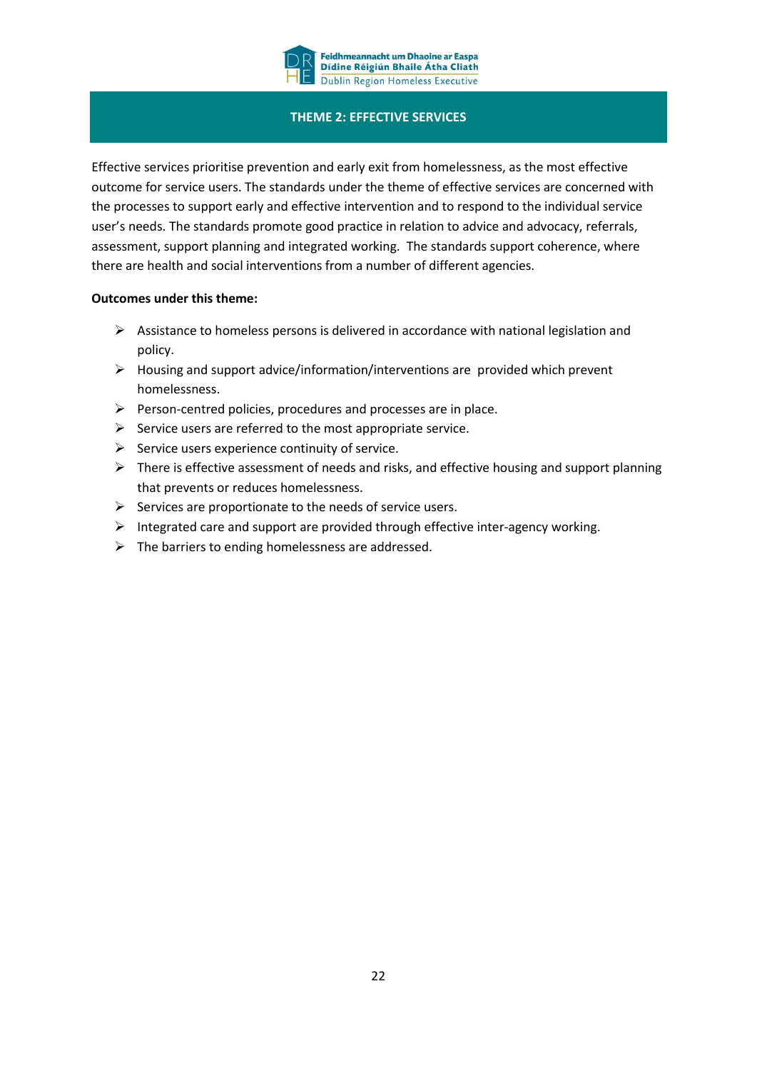# THEME 2: EFFECTIVE SERVICES

Effective services prioritise prevention and early exit from homelessness, as the most effective outcome for service users. The standards under the theme of effective services are concerned with the processes to support early and effective intervention and to respond to the individual service user's needs. The standards promote good practice in relation to advice and advocacy, referrals, assessment, support planning and integrated working. The standards support coherence, where there are health and social interventions from a number of different agencies.

**Outcomes under this theme:**

- Assistance to homeless persons is delivered in accordance with national legislation and policy.
- Housing and support advice/information/interventions are provided which prevent homelessness.
- Person-centred policies, procedures and processes are in place.
- Service users are referred to the most appropriate service.
- Service users experience continuity of service.
- There is effective assessment of needs and risks, and effective housing and support planning that prevents or reduces homelessness.
- Services are proportionate to the needs of service users.
- Integrated care and support are provided through effective inter-agency working.
- The barriers to ending homelessness are addressed.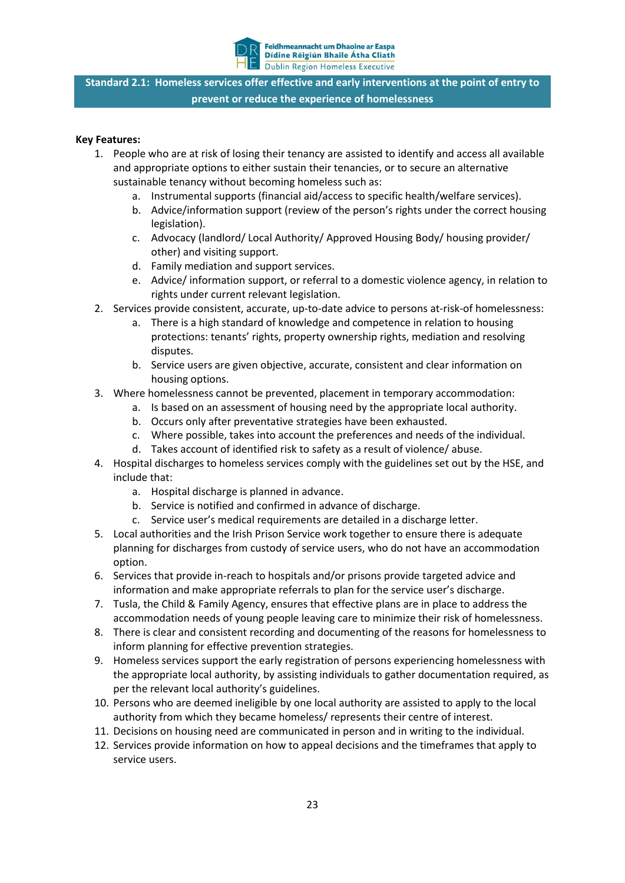## Standard 2.1: Homeless services offer effective and early interventions at the point of entry to prevent or reduce the experience of homelessness

**Key Features:**

1. People who are at risk of losing their tenancy are assisted to identify and access all available and appropriate options to either sustain their tenancies, or to secure an alternative sustainable tenancy without becoming homeless such as:
    a. Instrumental supports (financial aid/access to specific health/welfare services).
    b. Advice/information support (review of the person's rights under the correct housing legislation).
    c. Advocacy (landlord/ Local Authority/ Approved Housing Body/ housing provider/ other) and visiting support.
    d. Family mediation and support services.
    e. Advice/ information support, or referral to a domestic violence agency, in relation to rights under current relevant legislation.
2. Services provide consistent, accurate, up-to-date advice to persons at-risk-of homelessness:
    a. There is a high standard of knowledge and competence in relation to housing protections: tenants' rights, property ownership rights, mediation and resolving disputes.
    b. Service users are given objective, accurate, consistent and clear information on housing options.
3. Where homelessness cannot be prevented, placement in temporary accommodation:
    a. Is based on an assessment of housing need by the appropriate local authority.
    b. Occurs only after preventative strategies have been exhausted.
    c. Where possible, takes into account the preferences and needs of the individual.
    d. Takes account of identified risk to safety as a result of violence/ abuse.
4. Hospital discharges to homeless services comply with the guidelines set out by the HSE, and include that:
    a. Hospital discharge is planned in advance.
    b. Service is notified and confirmed in advance of discharge.
    c. Service user's medical requirements are detailed in a discharge letter.
5. Local authorities and the Irish Prison Service work together to ensure there is adequate planning for discharges from custody of service users, who do not have an accommodation option.
6. Services that provide in-reach to hospitals and/or prisons provide targeted advice and information and make appropriate referrals to plan for the service user's discharge.
7. Tusla, the Child & Family Agency, ensures that effective plans are in place to address the accommodation needs of young people leaving care to minimize their risk of homelessness.
8. There is clear and consistent recording and documenting of the reasons for homelessness to inform planning for effective prevention strategies.
9. Homeless services support the early registration of persons experiencing homelessness with the appropriate local authority, by assisting individuals to gather documentation required, as per the relevant local authority's guidelines.
10. Persons who are deemed ineligible by one local authority are assisted to apply to the local authority from which they became homeless/ represents their centre of interest.
11. Decisions on housing need are communicated in person and in writing to the individual.
12. Services provide information on how to appeal decisions and the timeframes that apply to service users.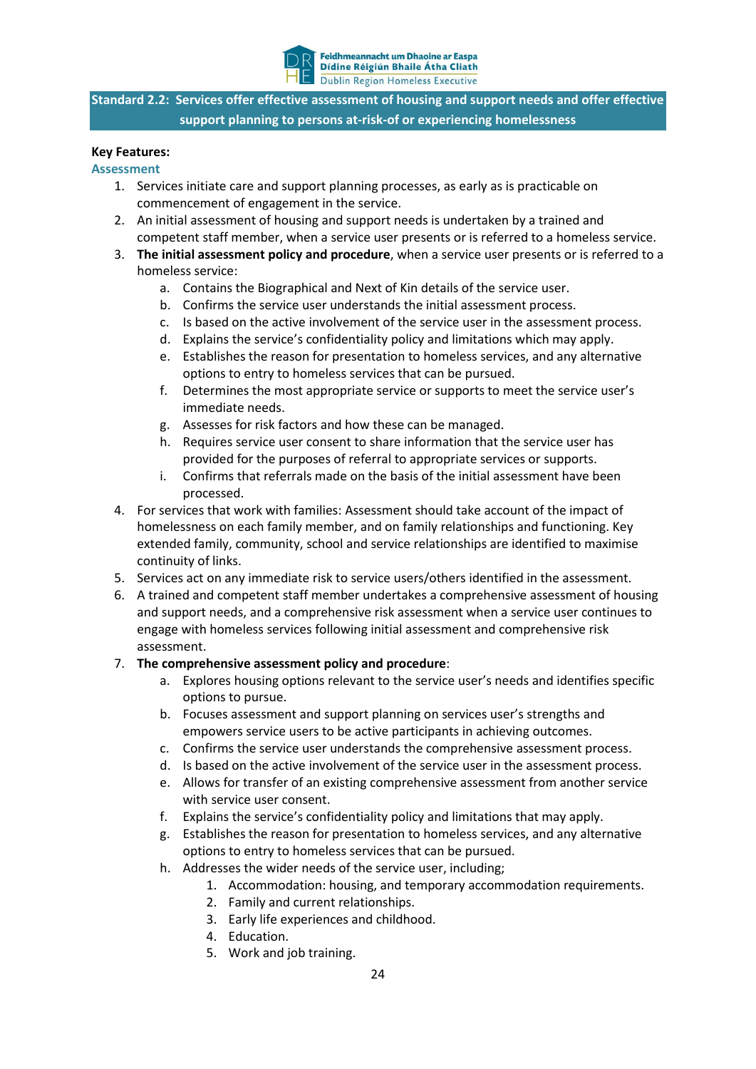**Standard 2.2: Services offer effective assessment of housing and support needs and offer effective support planning to persons at-risk-of or experiencing homelessness**

**Key Features:**

**Assessment**

1. Services initiate care and support planning processes, as early as is practicable on commencement of engagement in the service.
2. An initial assessment of housing and support needs is undertaken by a trained and competent staff member, when a service user presents or is referred to a homeless service.
3. **The initial assessment policy and procedure**, when a service user presents or is referred to a homeless service:
    a. Contains the Biographical and Next of Kin details of the service user.
    b. Confirms the service user understands the initial assessment process.
    c. Is based on the active involvement of the service user in the assessment process.
    d. Explains the service's confidentiality policy and limitations which may apply.
    e. Establishes the reason for presentation to homeless services, and any alternative options to entry to homeless services that can be pursued.
    f. Determines the most appropriate service or supports to meet the service user's immediate needs.
    g. Assesses for risk factors and how these can be managed.
    h. Requires service user consent to share information that the service user has provided for the purposes of referral to appropriate services or supports.
    i. Confirms that referrals made on the basis of the initial assessment have been processed.
4. For services that work with families: Assessment should take account of the impact of homelessness on each family member, and on family relationships and functioning. Key extended family, community, school and service relationships are identified to maximise continuity of links.
5. Services act on any immediate risk to service users/others identified in the assessment.
6. A trained and competent staff member undertakes a comprehensive assessment of housing and support needs, and a comprehensive risk assessment when a service user continues to engage with homeless services following initial assessment and comprehensive risk assessment.
7. **The comprehensive assessment policy and procedure**:
    a. Explores housing options relevant to the service user's needs and identifies specific options to pursue.
    b. Focuses assessment and support planning on services user's strengths and empowers service users to be active participants in achieving outcomes.
    c. Confirms the service user understands the comprehensive assessment process.
    d. Is based on the active involvement of the service user in the assessment process.
    e. Allows for transfer of an existing comprehensive assessment from another service with service user consent.
    f. Explains the service's confidentiality policy and limitations that may apply.
    g. Establishes the reason for presentation to homeless services, and any alternative options to entry to homeless services that can be pursued.
    h. Addresses the wider needs of the service user, including;
        1. Accommodation: housing, and temporary accommodation requirements.
        2. Family and current relationships.
        3. Early life experiences and childhood.
        4. Education.
        5. Work and job training.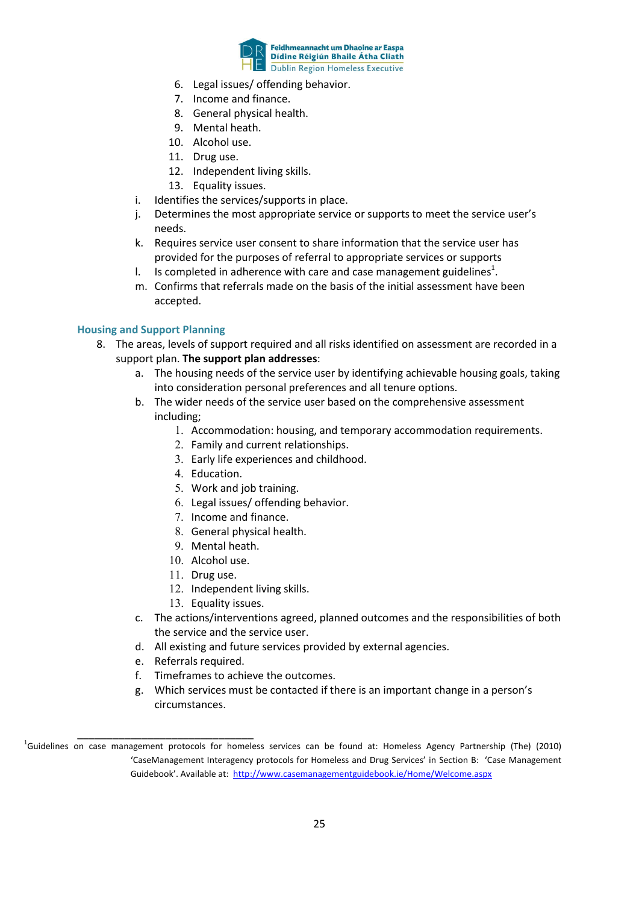6. Legal issues/ offending behavior.
7. Income and finance.
8. General physical health.
9. Mental heath.
10. Alcohol use.
11. Drug use.
12. Independent living skills.
13. Equality issues.

i. Identifies the services/supports in place.
j. Determines the most appropriate service or supports to meet the service user's needs.
k. Requires service user consent to share information that the service user has provided for the purposes of referral to appropriate services or supports
l. Is completed in adherence with care and case management guidelines[1].
m. Confirms that referrals made on the basis of the initial assessment have been accepted.

### Housing and Support Planning

8. The areas, levels of support required and all risks identified on assessment are recorded in a support plan. **The support plan addresses**:
   a. The housing needs of the service user by identifying achievable housing goals, taking into consideration personal preferences and all tenure options.
   b. The wider needs of the service user based on the comprehensive assessment including;
      1. Accommodation: housing, and temporary accommodation requirements.
      2. Family and current relationships.
      3. Early life experiences and childhood.
      4. Education.
      5. Work and job training.
      6. Legal issues/ offending behavior.
      7. Income and finance.
      8. General physical health.
      9. Mental heath.
      10. Alcohol use.
      11. Drug use.
      12. Independent living skills.
      13. Equality issues.
   c. The actions/interventions agreed, planned outcomes and the responsibilities of both the service and the service user.
   d. All existing and future services provided by external agencies.
   e. Referrals required.
   f. Timeframes to achieve the outcomes.
   g. Which services must be contacted if there is an important change in a person's circumstances.

---

[1]Guidelines on case management protocols for homeless services can be found at: Homeless Agency Partnership (The) (2010) 'CaseManagement Interagency protocols for Homeless and Drug Services' in Section B: 'Case Management Guidebook'. Available at: http://www.casemanagementguidebook.ie/Home/Welcome.aspx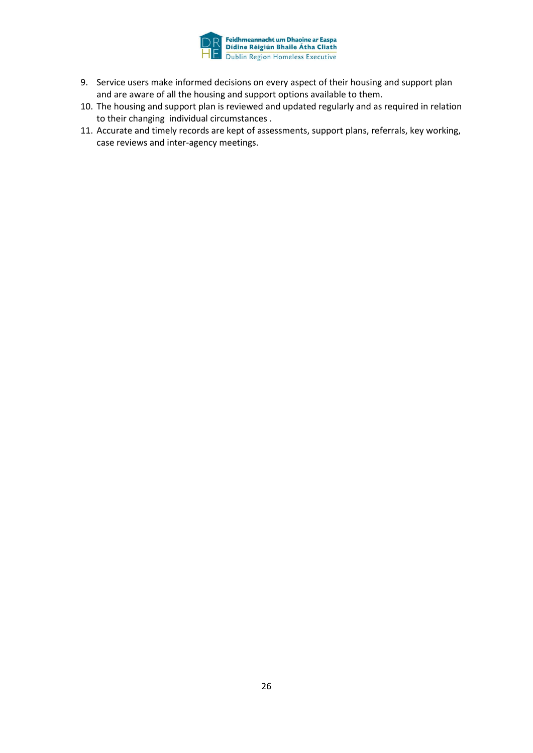9. Service users make informed decisions on every aspect of their housing and support plan and are aware of all the housing and support options available to them.
10. The housing and support plan is reviewed and updated regularly and as required in relation to their changing individual circumstances .
11. Accurate and timely records are kept of assessments, support plans, referrals, key working, case reviews and inter-agency meetings.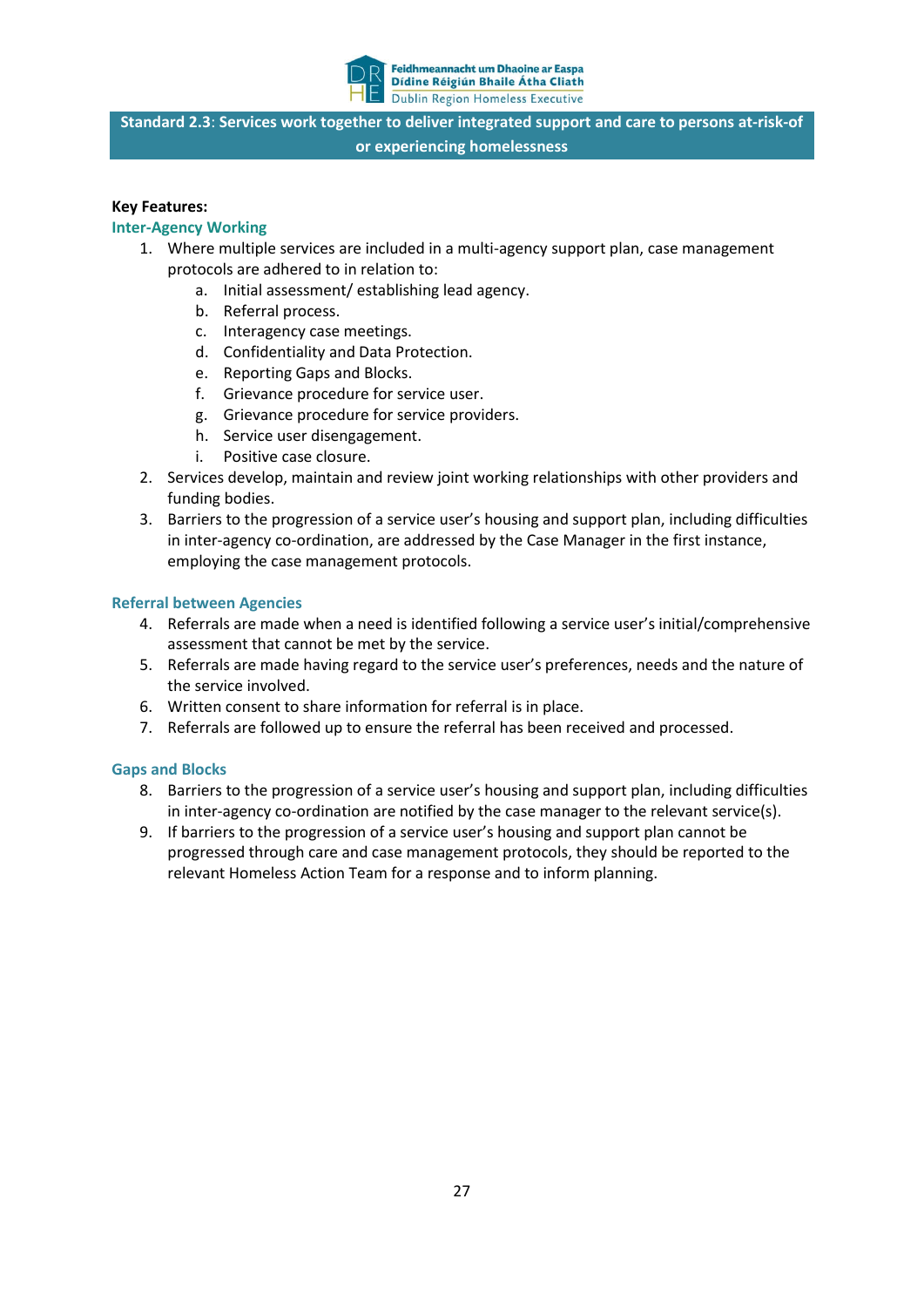**Standard 2.3**: **Services work together to deliver integrated support and care to persons at-risk-of or experiencing homelessness**

**Key Features:**

### Inter-Agency Working

1. Where multiple services are included in a multi-agency support plan, case management protocols are adhered to in relation to:
    a. Initial assessment/ establishing lead agency.
    b. Referral process.
    c. Interagency case meetings.
    d. Confidentiality and Data Protection.
    e. Reporting Gaps and Blocks.
    f. Grievance procedure for service user.
    g. Grievance procedure for service providers.
    h. Service user disengagement.
    i. Positive case closure.
2. Services develop, maintain and review joint working relationships with other providers and funding bodies.
3. Barriers to the progression of a service user's housing and support plan, including difficulties in inter-agency co-ordination, are addressed by the Case Manager in the first instance, employing the case management protocols.

### Referral between Agencies

4. Referrals are made when a need is identified following a service user's initial/comprehensive assessment that cannot be met by the service.
5. Referrals are made having regard to the service user's preferences, needs and the nature of the service involved.
6. Written consent to share information for referral is in place.
7. Referrals are followed up to ensure the referral has been received and processed.

### Gaps and Blocks

8. Barriers to the progression of a service user's housing and support plan, including difficulties in inter-agency co-ordination are notified by the case manager to the relevant service(s).
9. If barriers to the progression of a service user's housing and support plan cannot be progressed through care and case management protocols, they should be reported to the relevant Homeless Action Team for a response and to inform planning.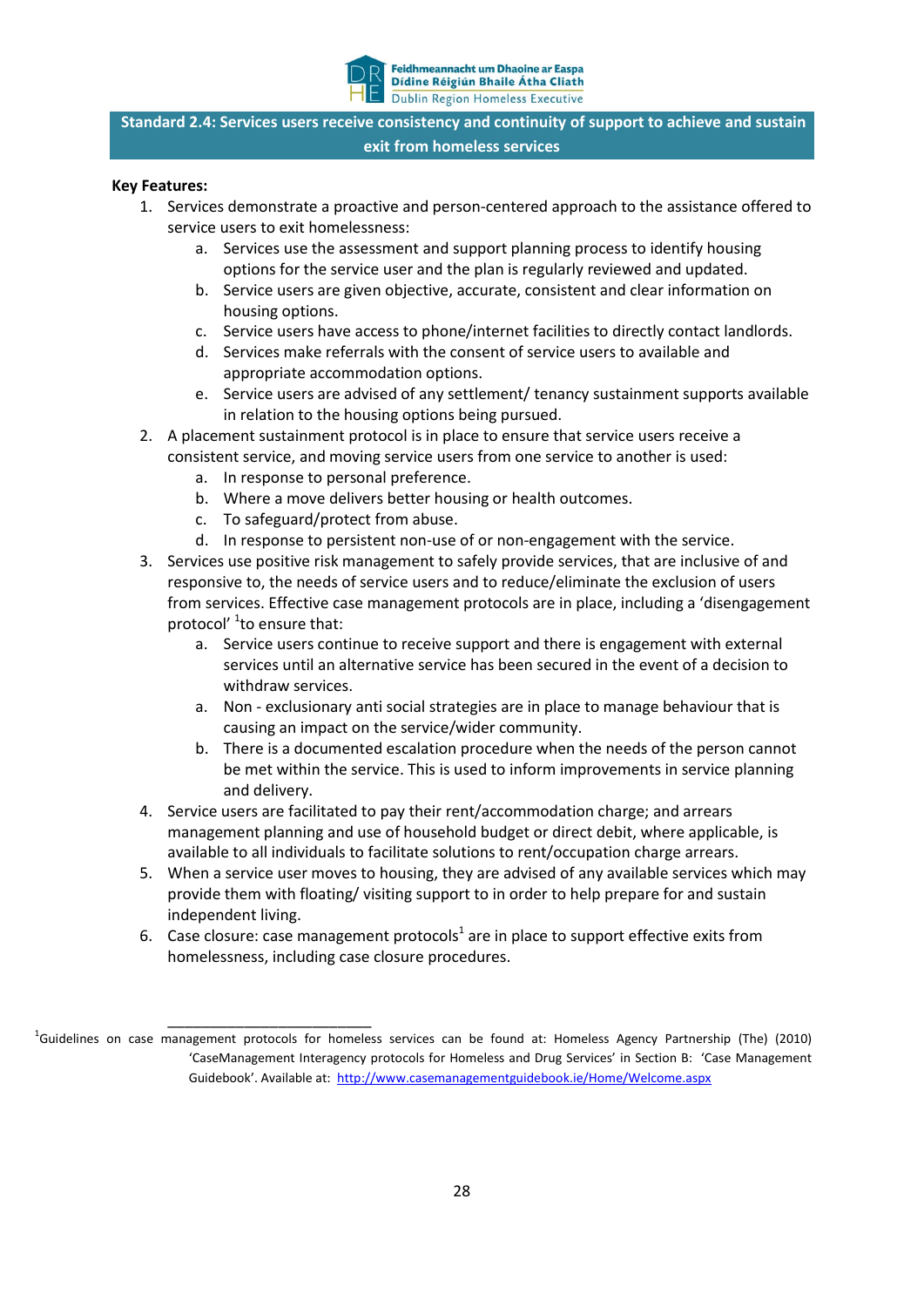## Standard 2.4: Services users receive consistency and continuity of support to achieve and sustain exit from homeless services

**Key Features:**

1. Services demonstrate a proactive and person-centered approach to the assistance offered to service users to exit homelessness:
   a. Services use the assessment and support planning process to identify housing options for the service user and the plan is regularly reviewed and updated.
   b. Service users are given objective, accurate, consistent and clear information on housing options.
   c. Service users have access to phone/internet facilities to directly contact landlords.
   d. Services make referrals with the consent of service users to available and appropriate accommodation options.
   e. Service users are advised of any settlement/ tenancy sustainment supports available in relation to the housing options being pursued.
2. A placement sustainment protocol is in place to ensure that service users receive a consistent service, and moving service users from one service to another is used:
   a. In response to personal preference.
   b. Where a move delivers better housing or health outcomes.
   c. To safeguard/protect from abuse.
   d. In response to persistent non-use of or non-engagement with the service.
3. Services use positive risk management to safely provide services, that are inclusive of and responsive to, the needs of service users and to reduce/eliminate the exclusion of users from services. Effective case management protocols are in place, including a 'disengagement protocol' [1]to ensure that:
   a. Service users continue to receive support and there is engagement with external services until an alternative service has been secured in the event of a decision to withdraw services.
   a. Non - exclusionary anti social strategies are in place to manage behaviour that is causing an impact on the service/wider community.
   b. There is a documented escalation procedure when the needs of the person cannot be met within the service. This is used to inform improvements in service planning and delivery.
4. Service users are facilitated to pay their rent/accommodation charge; and arrears management planning and use of household budget or direct debit, where applicable, is available to all individuals to facilitate solutions to rent/occupation charge arrears.
5. When a service user moves to housing, they are advised of any available services which may provide them with floating/ visiting support to in order to help prepare for and sustain independent living.
6. Case closure: case management protocols[1] are in place to support effective exits from homelessness, including case closure procedures.

---

[1]Guidelines on case management protocols for homeless services can be found at: Homeless Agency Partnership (The) (2010) 'CaseManagement Interagency protocols for Homeless and Drug Services' in Section B: 'Case Management Guidebook'. Available at: http://www.casemanagementguidebook.ie/Home/Welcome.aspx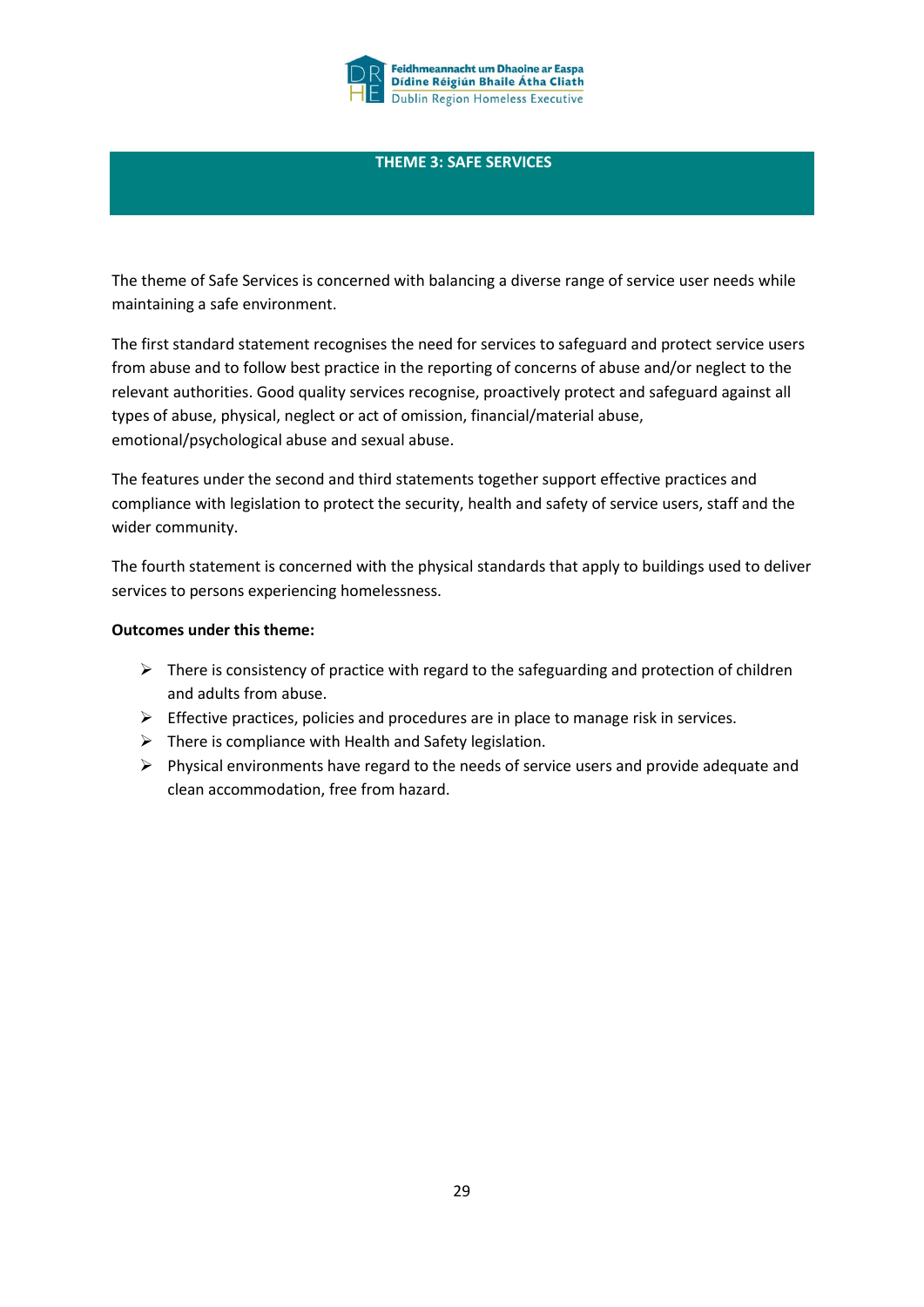# THEME 3: SAFE SERVICES

The theme of Safe Services is concerned with balancing a diverse range of service user needs while maintaining a safe environment.

The first standard statement recognises the need for services to safeguard and protect service users from abuse and to follow best practice in the reporting of concerns of abuse and/or neglect to the relevant authorities. Good quality services recognise, proactively protect and safeguard against all types of abuse, physical, neglect or act of omission, financial/material abuse, emotional/psychological abuse and sexual abuse.

The features under the second and third statements together support effective practices and compliance with legislation to protect the security, health and safety of service users, staff and the wider community.

The fourth statement is concerned with the physical standards that apply to buildings used to deliver services to persons experiencing homelessness.

**Outcomes under this theme:**

- There is consistency of practice with regard to the safeguarding and protection of children and adults from abuse.
- Effective practices, policies and procedures are in place to manage risk in services.
- There is compliance with Health and Safety legislation.
- Physical environments have regard to the needs of service users and provide adequate and clean accommodation, free from hazard.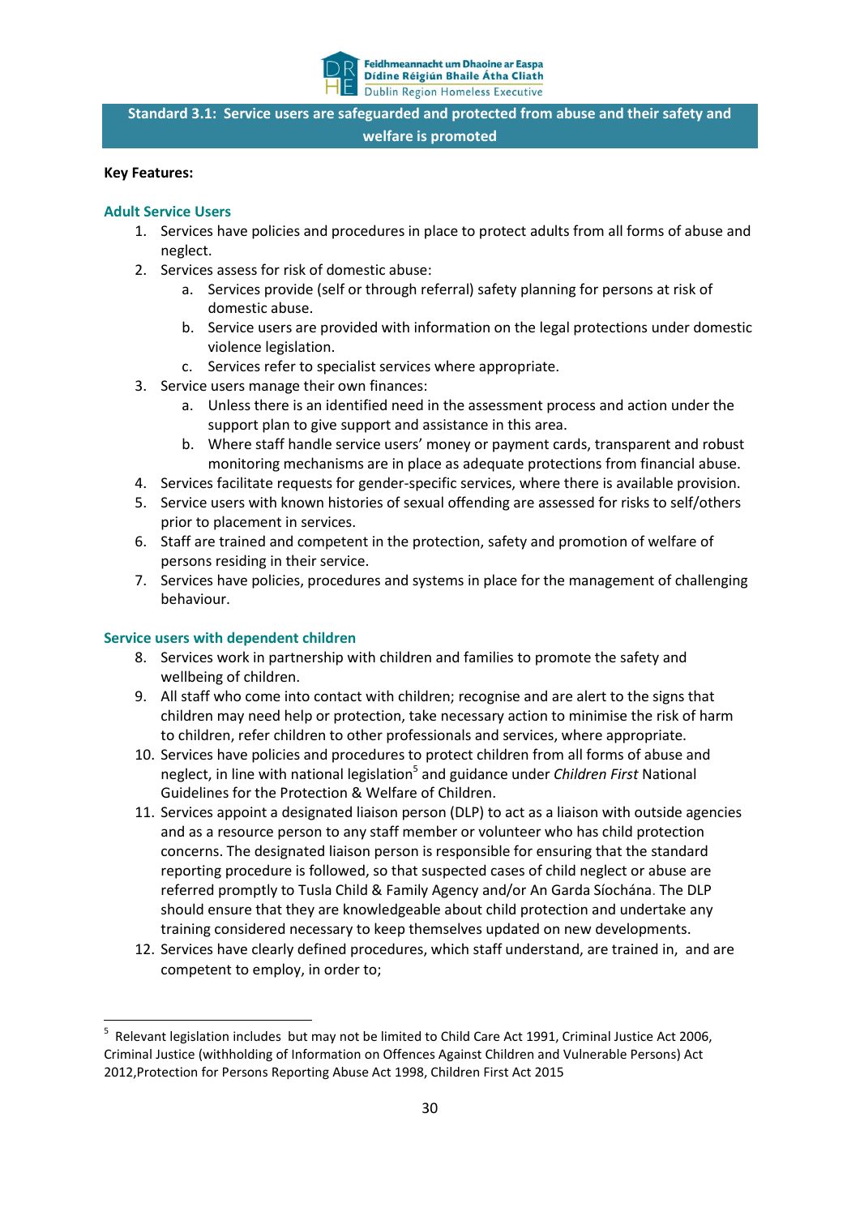## Standard 3.1: Service users are safeguarded and protected from abuse and their safety and welfare is promoted

**Key Features:**

### Adult Service Users

1. Services have policies and procedures in place to protect adults from all forms of abuse and neglect.
2. Services assess for risk of domestic abuse:
   a. Services provide (self or through referral) safety planning for persons at risk of domestic abuse.
   b. Service users are provided with information on the legal protections under domestic violence legislation.
   c. Services refer to specialist services where appropriate.
3. Service users manage their own finances:
   a. Unless there is an identified need in the assessment process and action under the support plan to give support and assistance in this area.
   b. Where staff handle service users' money or payment cards, transparent and robust monitoring mechanisms are in place as adequate protections from financial abuse.
4. Services facilitate requests for gender-specific services, where there is available provision.
5. Service users with known histories of sexual offending are assessed for risks to self/others prior to placement in services.
6. Staff are trained and competent in the protection, safety and promotion of welfare of persons residing in their service.
7. Services have policies, procedures and systems in place for the management of challenging behaviour.

### Service users with dependent children

8. Services work in partnership with children and families to promote the safety and wellbeing of children.
9. All staff who come into contact with children; recognise and are alert to the signs that children may need help or protection, take necessary action to minimise the risk of harm to children, refer children to other professionals and services, where appropriate.
10. Services have policies and procedures to protect children from all forms of abuse and neglect, in line with national legislation[5] and guidance under *Children First* National Guidelines for the Protection & Welfare of Children.
11. Services appoint a designated liaison person (DLP) to act as a liaison with outside agencies and as a resource person to any staff member or volunteer who has child protection concerns. The designated liaison person is responsible for ensuring that the standard reporting procedure is followed, so that suspected cases of child neglect or abuse are referred promptly to Tusla Child & Family Agency and/or An Garda Síochána. The DLP should ensure that they are knowledgeable about child protection and undertake any training considered necessary to keep themselves updated on new developments.
12. Services have clearly defined procedures, which staff understand, are trained in, and are competent to employ, in order to;

---

[5] Relevant legislation includes but may not be limited to Child Care Act 1991, Criminal Justice Act 2006, Criminal Justice (withholding of Information on Offences Against Children and Vulnerable Persons) Act 2012,Protection for Persons Reporting Abuse Act 1998, Children First Act 2015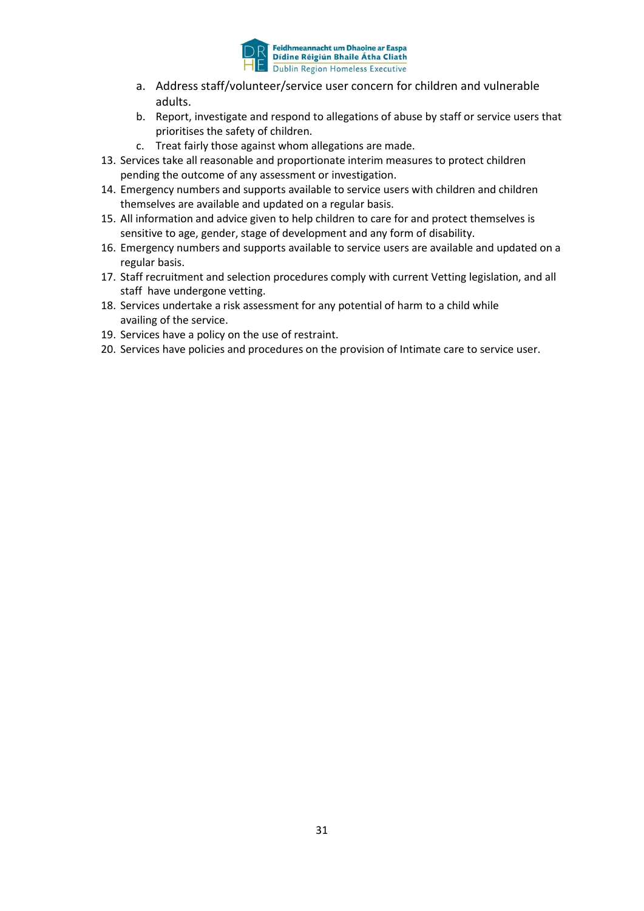a. Address staff/volunteer/service user concern for children and vulnerable adults.
   b. Report, investigate and respond to allegations of abuse by staff or service users that prioritises the safety of children.
   c. Treat fairly those against whom allegations are made.

13. Services take all reasonable and proportionate interim measures to protect children pending the outcome of any assessment or investigation.
14. Emergency numbers and supports available to service users with children and children themselves are available and updated on a regular basis.
15. All information and advice given to help children to care for and protect themselves is sensitive to age, gender, stage of development and any form of disability.
16. Emergency numbers and supports available to service users are available and updated on a regular basis.
17. Staff recruitment and selection procedures comply with current Vetting legislation, and all staff have undergone vetting.
18. Services undertake a risk assessment for any potential of harm to a child while availing of the service.
19. Services have a policy on the use of restraint.
20. Services have policies and procedures on the provision of Intimate care to service user.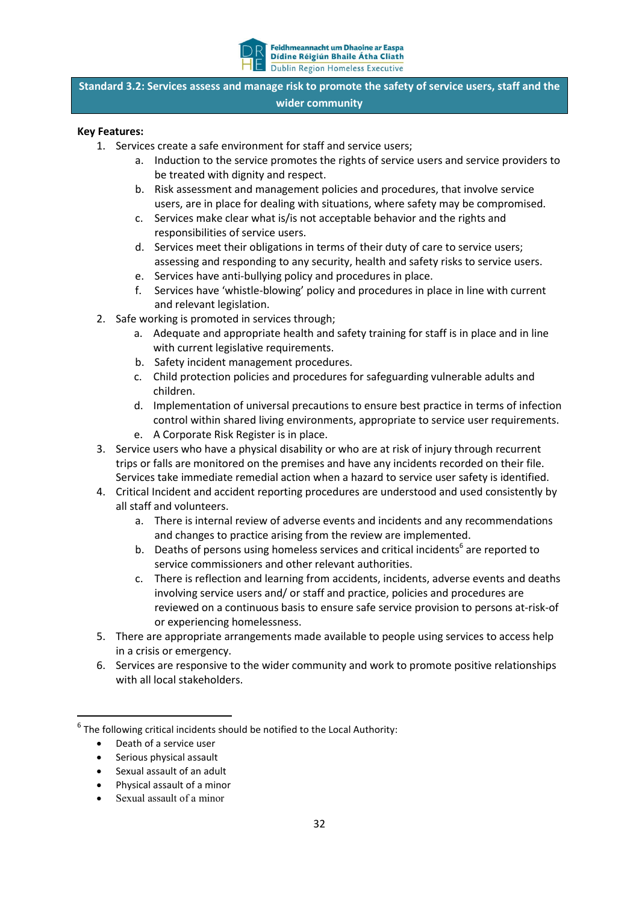## Standard 3.2: Services assess and manage risk to promote the safety of service users, staff and the wider community

**Key Features:**

1. Services create a safe environment for staff and service users;
    a. Induction to the service promotes the rights of service users and service providers to be treated with dignity and respect.
    b. Risk assessment and management policies and procedures, that involve service users, are in place for dealing with situations, where safety may be compromised.
    c. Services make clear what is/is not acceptable behavior and the rights and responsibilities of service users.
    d. Services meet their obligations in terms of their duty of care to service users; assessing and responding to any security, health and safety risks to service users.
    e. Services have anti-bullying policy and procedures in place.
    f. Services have 'whistle-blowing' policy and procedures in place in line with current and relevant legislation.
2. Safe working is promoted in services through;
    a. Adequate and appropriate health and safety training for staff is in place and in line with current legislative requirements.
    b. Safety incident management procedures.
    c. Child protection policies and procedures for safeguarding vulnerable adults and children.
    d. Implementation of universal precautions to ensure best practice in terms of infection control within shared living environments, appropriate to service user requirements.
    e. A Corporate Risk Register is in place.
3. Service users who have a physical disability or who are at risk of injury through recurrent trips or falls are monitored on the premises and have any incidents recorded on their file. Services take immediate remedial action when a hazard to service user safety is identified.
4. Critical Incident and accident reporting procedures are understood and used consistently by all staff and volunteers.
    a. There is internal review of adverse events and incidents and any recommendations and changes to practice arising from the review are implemented.
    b. Deaths of persons using homeless services and critical incidents[6] are reported to service commissioners and other relevant authorities.
    c. There is reflection and learning from accidents, incidents, adverse events and deaths involving service users and/ or staff and practice, policies and procedures are reviewed on a continuous basis to ensure safe service provision to persons at-risk-of or experiencing homelessness.
5. There are appropriate arrangements made available to people using services to access help in a crisis or emergency.
6. Services are responsive to the wider community and work to promote positive relationships with all local stakeholders.

---

[6] The following critical incidents should be notified to the Local Authority:

- Death of a service user
- Serious physical assault
- Sexual assault of an adult
- Physical assault of a minor
- Sexual assault of a minor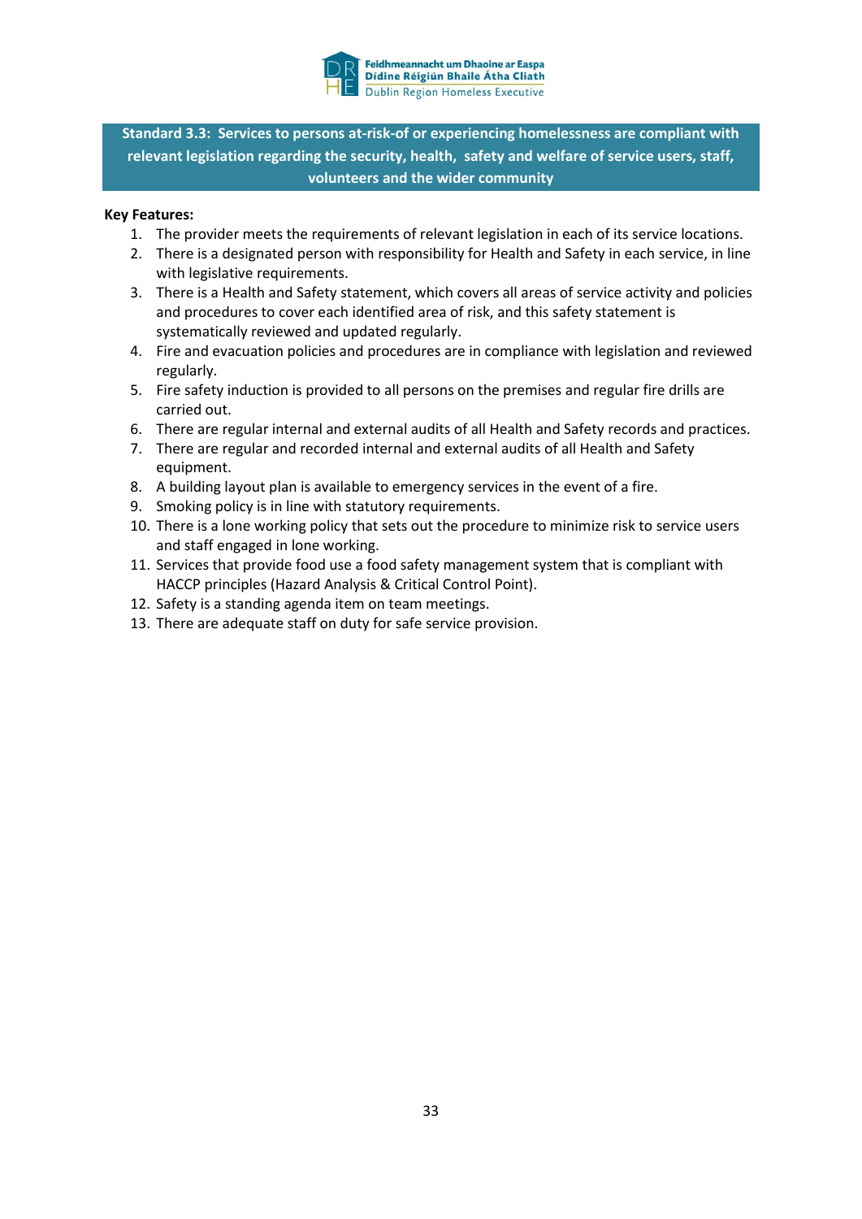## Standard 3.3: Services to persons at-risk-of or experiencing homelessness are compliant with relevant legislation regarding the security, health, safety and welfare of service users, staff, volunteers and the wider community

**Key Features:**

1. The provider meets the requirements of relevant legislation in each of its service locations.
2. There is a designated person with responsibility for Health and Safety in each service, in line with legislative requirements.
3. There is a Health and Safety statement, which covers all areas of service activity and policies and procedures to cover each identified area of risk, and this safety statement is systematically reviewed and updated regularly.
4. Fire and evacuation policies and procedures are in compliance with legislation and reviewed regularly.
5. Fire safety induction is provided to all persons on the premises and regular fire drills are carried out.
6. There are regular internal and external audits of all Health and Safety records and practices.
7. There are regular and recorded internal and external audits of all Health and Safety equipment.
8. A building layout plan is available to emergency services in the event of a fire.
9. Smoking policy is in line with statutory requirements.
10. There is a lone working policy that sets out the procedure to minimize risk to service users and staff engaged in lone working.
11. Services that provide food use a food safety management system that is compliant with HACCP principles (Hazard Analysis & Critical Control Point).
12. Safety is a standing agenda item on team meetings.
13. There are adequate staff on duty for safe service provision.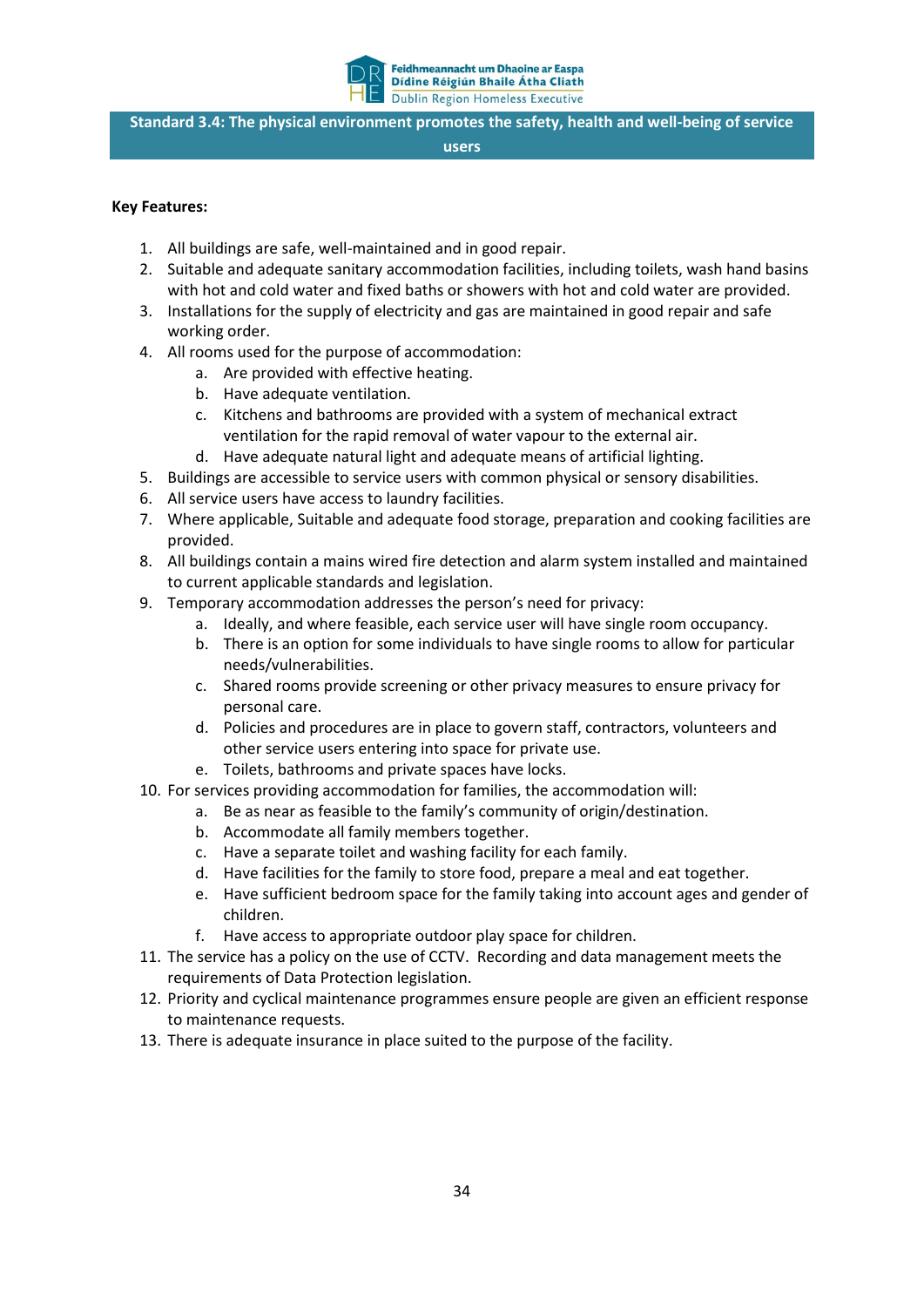## Standard 3.4: The physical environment promotes the safety, health and well-being of service users

**Key Features:**

1. All buildings are safe, well-maintained and in good repair.
2. Suitable and adequate sanitary accommodation facilities, including toilets, wash hand basins with hot and cold water and fixed baths or showers with hot and cold water are provided.
3. Installations for the supply of electricity and gas are maintained in good repair and safe working order.
4. All rooms used for the purpose of accommodation:
    a. Are provided with effective heating.
    b. Have adequate ventilation.
    c. Kitchens and bathrooms are provided with a system of mechanical extract ventilation for the rapid removal of water vapour to the external air.
    d. Have adequate natural light and adequate means of artificial lighting.
5. Buildings are accessible to service users with common physical or sensory disabilities.
6. All service users have access to laundry facilities.
7. Where applicable, Suitable and adequate food storage, preparation and cooking facilities are provided.
8. All buildings contain a mains wired fire detection and alarm system installed and maintained to current applicable standards and legislation.
9. Temporary accommodation addresses the person's need for privacy:
    a. Ideally, and where feasible, each service user will have single room occupancy.
    b. There is an option for some individuals to have single rooms to allow for particular needs/vulnerabilities.
    c. Shared rooms provide screening or other privacy measures to ensure privacy for personal care.
    d. Policies and procedures are in place to govern staff, contractors, volunteers and other service users entering into space for private use.
    e. Toilets, bathrooms and private spaces have locks.
10. For services providing accommodation for families, the accommodation will:
    a. Be as near as feasible to the family's community of origin/destination.
    b. Accommodate all family members together.
    c. Have a separate toilet and washing facility for each family.
    d. Have facilities for the family to store food, prepare a meal and eat together.
    e. Have sufficient bedroom space for the family taking into account ages and gender of children.
    f. Have access to appropriate outdoor play space for children.
11. The service has a policy on the use of CCTV. Recording and data management meets the requirements of Data Protection legislation.
12. Priority and cyclical maintenance programmes ensure people are given an efficient response to maintenance requests.
13. There is adequate insurance in place suited to the purpose of the facility.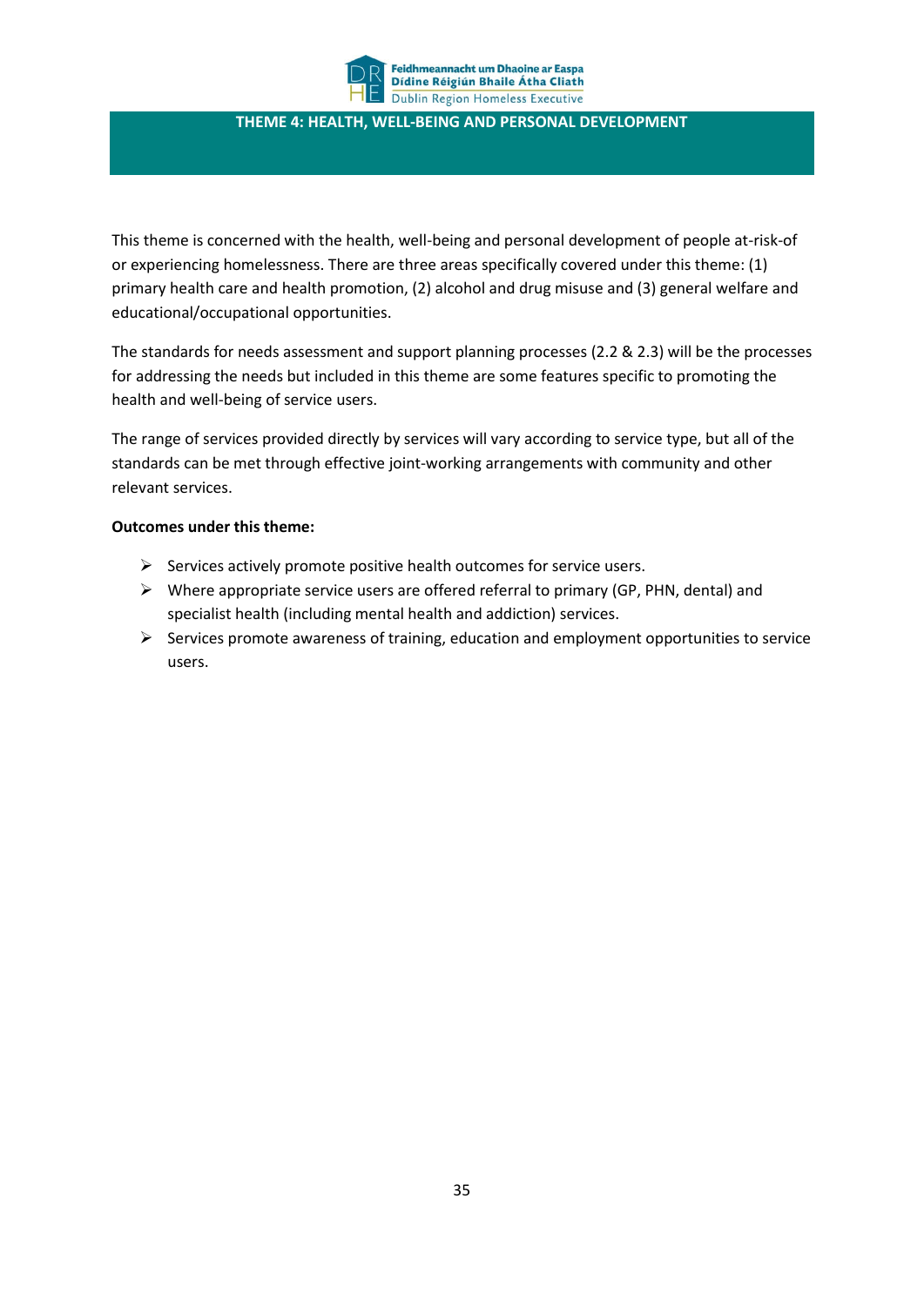# THEME 4: HEALTH, WELL-BEING AND PERSONAL DEVELOPMENT

This theme is concerned with the health, well-being and personal development of people at-risk-of or experiencing homelessness. There are three areas specifically covered under this theme: (1) primary health care and health promotion, (2) alcohol and drug misuse and (3) general welfare and educational/occupational opportunities.

The standards for needs assessment and support planning processes (2.2 & 2.3) will be the processes for addressing the needs but included in this theme are some features specific to promoting the health and well-being of service users.

The range of services provided directly by services will vary according to service type, but all of the standards can be met through effective joint-working arrangements with community and other relevant services.

**Outcomes under this theme:**

- Services actively promote positive health outcomes for service users.
- Where appropriate service users are offered referral to primary (GP, PHN, dental) and specialist health (including mental health and addiction) services.
- Services promote awareness of training, education and employment opportunities to service users.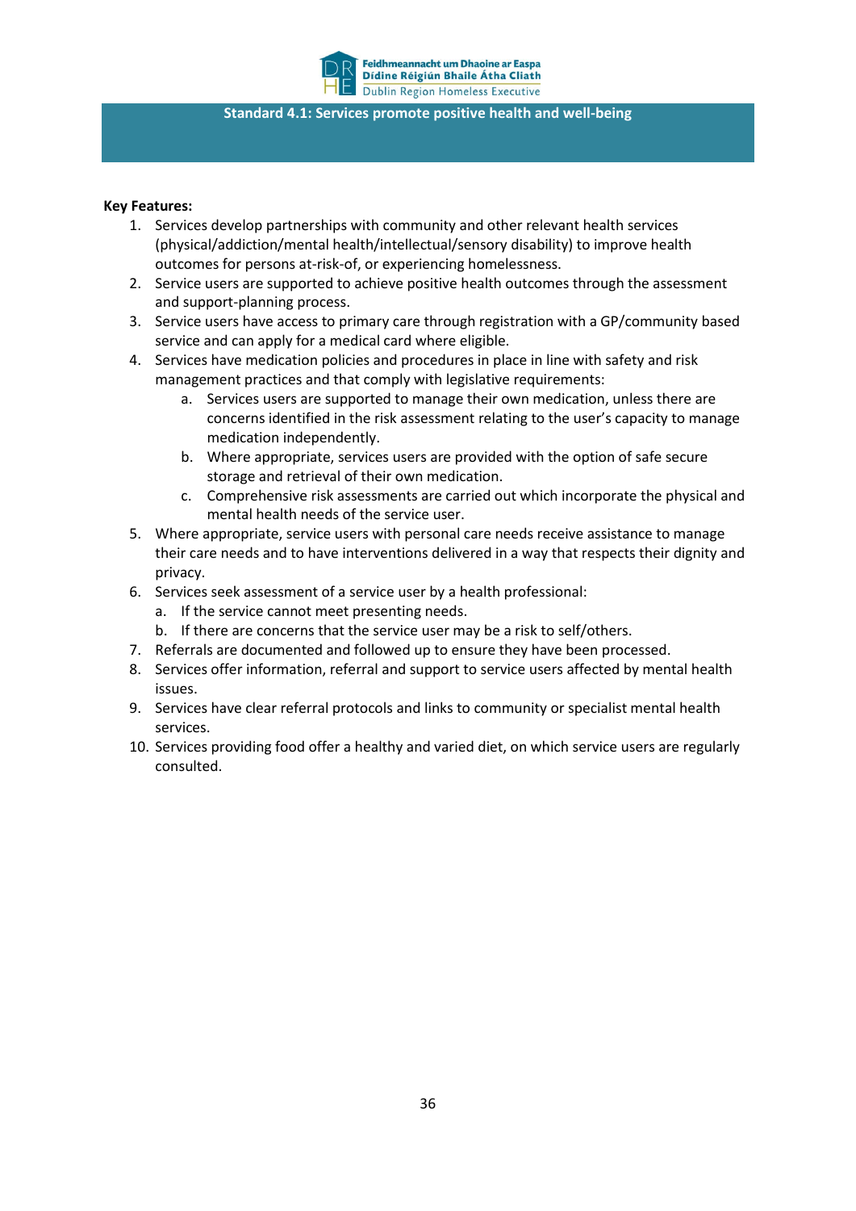## Standard 4.1: Services promote positive health and well-being

**Key Features:**

1. Services develop partnerships with community and other relevant health services (physical/addiction/mental health/intellectual/sensory disability) to improve health outcomes for persons at-risk-of, or experiencing homelessness.
2. Service users are supported to achieve positive health outcomes through the assessment and support-planning process.
3. Service users have access to primary care through registration with a GP/community based service and can apply for a medical card where eligible.
4. Services have medication policies and procedures in place in line with safety and risk management practices and that comply with legislative requirements:
    a. Services users are supported to manage their own medication, unless there are concerns identified in the risk assessment relating to the user's capacity to manage medication independently.
    b. Where appropriate, services users are provided with the option of safe secure storage and retrieval of their own medication.
    c. Comprehensive risk assessments are carried out which incorporate the physical and mental health needs of the service user.
5. Where appropriate, service users with personal care needs receive assistance to manage their care needs and to have interventions delivered in a way that respects their dignity and privacy.
6. Services seek assessment of a service user by a health professional:
    a. If the service cannot meet presenting needs.
    b. If there are concerns that the service user may be a risk to self/others.
7. Referrals are documented and followed up to ensure they have been processed.
8. Services offer information, referral and support to service users affected by mental health issues.
9. Services have clear referral protocols and links to community or specialist mental health services.
10. Services providing food offer a healthy and varied diet, on which service users are regularly consulted.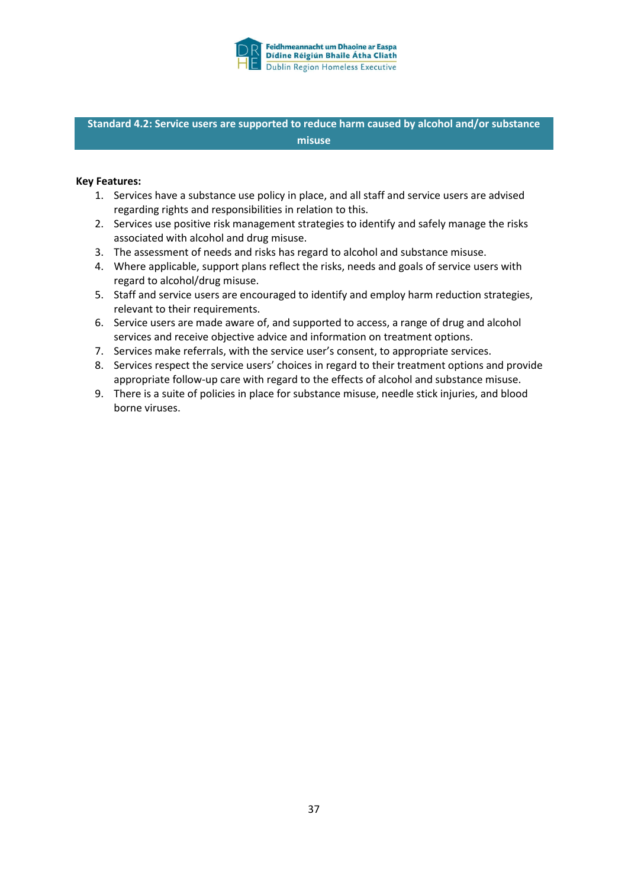## Standard 4.2: Service users are supported to reduce harm caused by alcohol and/or substance misuse

**Key Features:**

1. Services have a substance use policy in place, and all staff and service users are advised regarding rights and responsibilities in relation to this.
2. Services use positive risk management strategies to identify and safely manage the risks associated with alcohol and drug misuse.
3. The assessment of needs and risks has regard to alcohol and substance misuse.
4. Where applicable, support plans reflect the risks, needs and goals of service users with regard to alcohol/drug misuse.
5. Staff and service users are encouraged to identify and employ harm reduction strategies, relevant to their requirements.
6. Service users are made aware of, and supported to access, a range of drug and alcohol services and receive objective advice and information on treatment options.
7. Services make referrals, with the service user's consent, to appropriate services.
8. Services respect the service users' choices in regard to their treatment options and provide appropriate follow-up care with regard to the effects of alcohol and substance misuse.
9. There is a suite of policies in place for substance misuse, needle stick injuries, and blood borne viruses.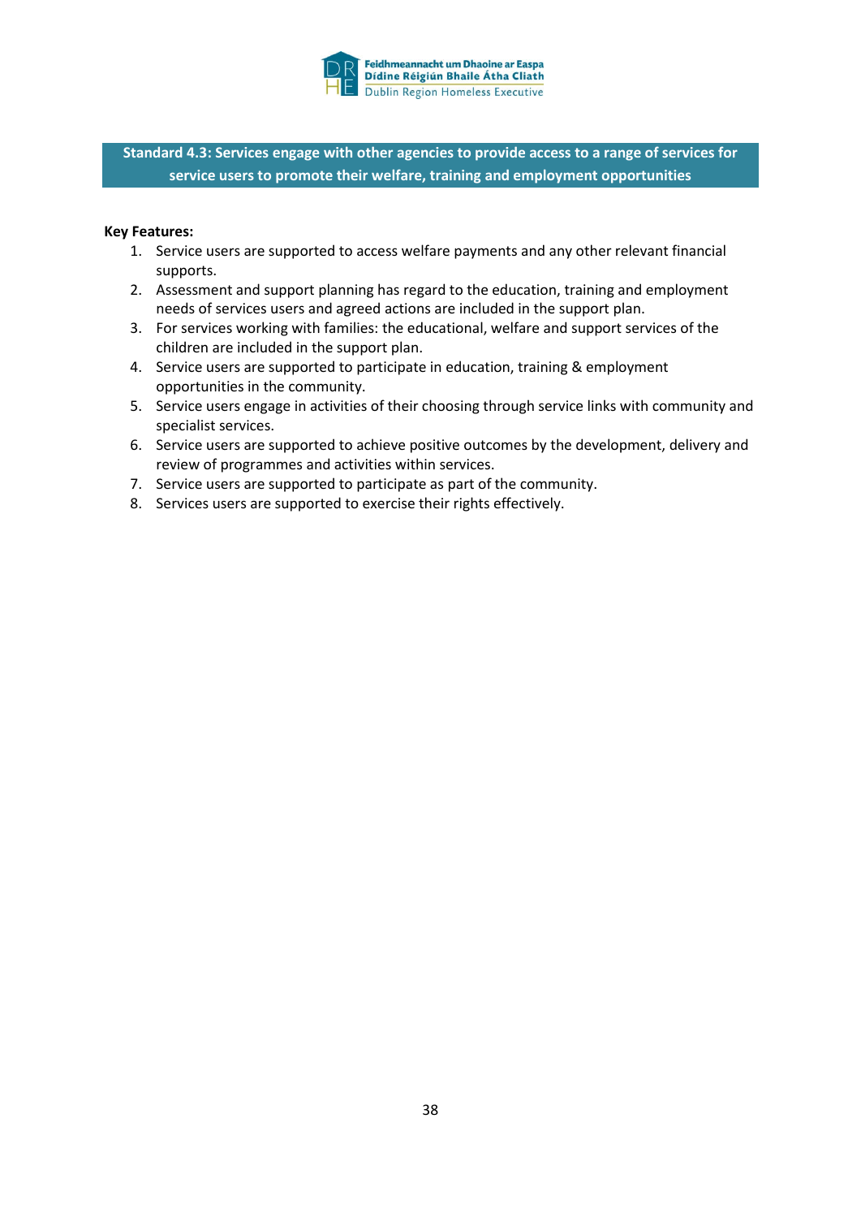## Standard 4.3: Services engage with other agencies to provide access to a range of services for service users to promote their welfare, training and employment opportunities

**Key Features:**

1. Service users are supported to access welfare payments and any other relevant financial supports.
2. Assessment and support planning has regard to the education, training and employment needs of services users and agreed actions are included in the support plan.
3. For services working with families: the educational, welfare and support services of the children are included in the support plan.
4. Service users are supported to participate in education, training & employment opportunities in the community.
5. Service users engage in activities of their choosing through service links with community and specialist services.
6. Service users are supported to achieve positive outcomes by the development, delivery and review of programmes and activities within services.
7. Service users are supported to participate as part of the community.
8. Services users are supported to exercise their rights effectively.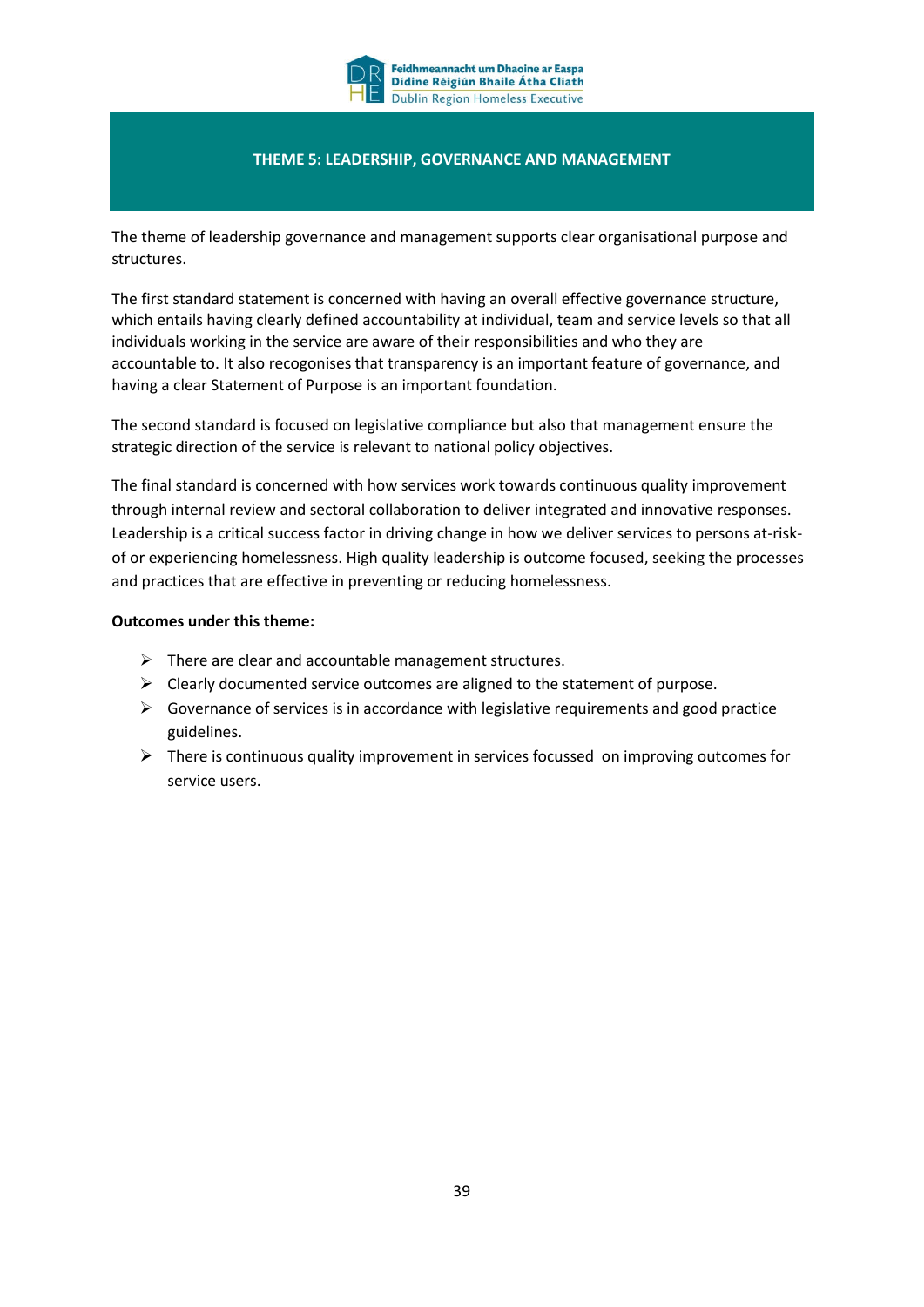## THEME 5: LEADERSHIP, GOVERNANCE AND MANAGEMENT

The theme of leadership governance and management supports clear organisational purpose and structures.

The first standard statement is concerned with having an overall effective governance structure, which entails having clearly defined accountability at individual, team and service levels so that all individuals working in the service are aware of their responsibilities and who they are accountable to. It also recogonises that transparency is an important feature of governance, and having a clear Statement of Purpose is an important foundation.

The second standard is focused on legislative compliance but also that management ensure the strategic direction of the service is relevant to national policy objectives.

The final standard is concerned with how services work towards continuous quality improvement through internal review and sectoral collaboration to deliver integrated and innovative responses. Leadership is a critical success factor in driving change in how we deliver services to persons at-risk-of or experiencing homelessness. High quality leadership is outcome focused, seeking the processes and practices that are effective in preventing or reducing homelessness.

**Outcomes under this theme:**

- There are clear and accountable management structures.
- Clearly documented service outcomes are aligned to the statement of purpose.
- Governance of services is in accordance with legislative requirements and good practice guidelines.
- There is continuous quality improvement in services focussed on improving outcomes for service users.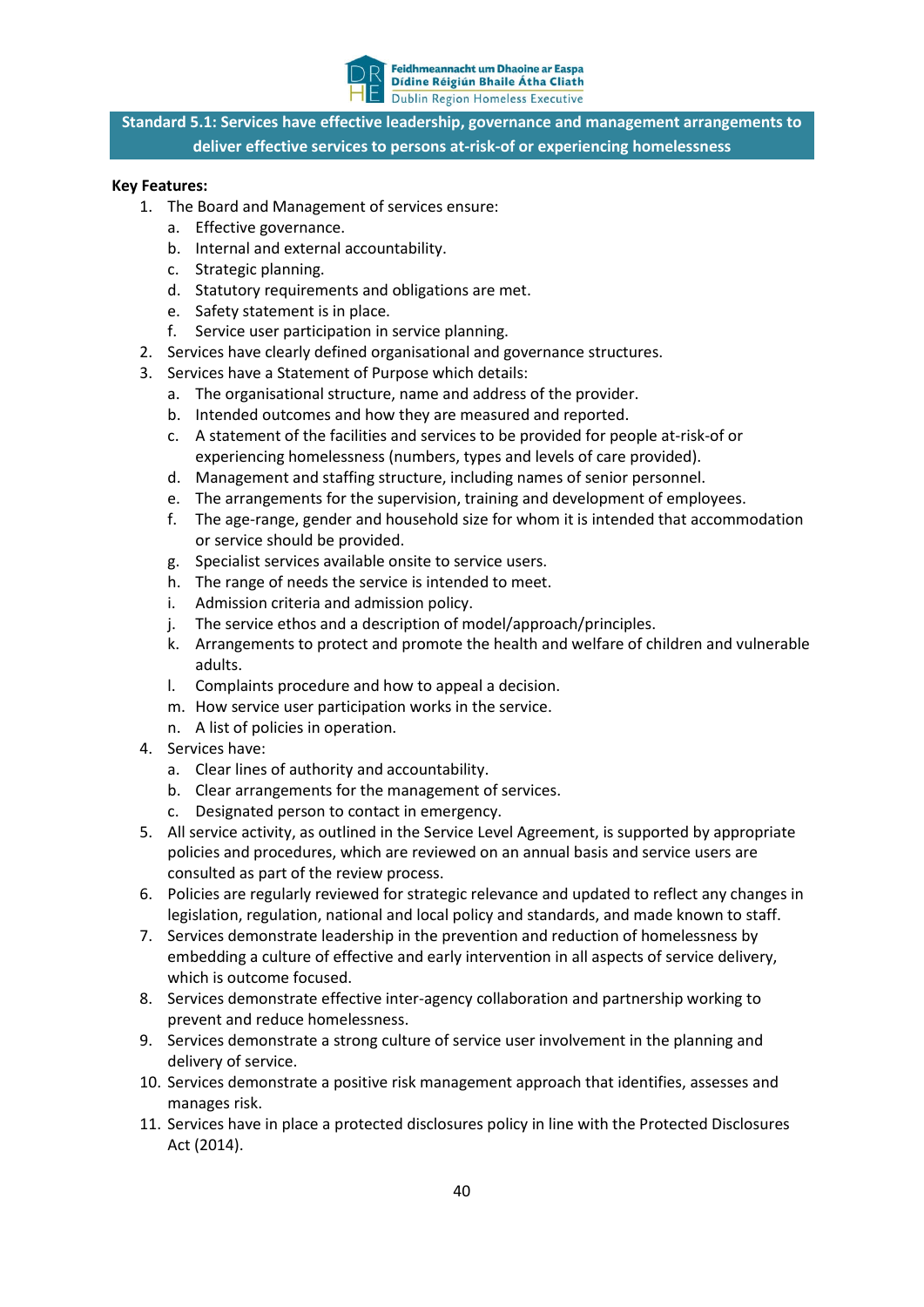## Standard 5.1: Services have effective leadership, governance and management arrangements to deliver effective services to persons at-risk-of or experiencing homelessness

**Key Features:**

1. The Board and Management of services ensure:
   a. Effective governance.
   b. Internal and external accountability.
   c. Strategic planning.
   d. Statutory requirements and obligations are met.
   e. Safety statement is in place.
   f. Service user participation in service planning.
2. Services have clearly defined organisational and governance structures.
3. Services have a Statement of Purpose which details:
   a. The organisational structure, name and address of the provider.
   b. Intended outcomes and how they are measured and reported.
   c. A statement of the facilities and services to be provided for people at-risk-of or experiencing homelessness (numbers, types and levels of care provided).
   d. Management and staffing structure, including names of senior personnel.
   e. The arrangements for the supervision, training and development of employees.
   f. The age-range, gender and household size for whom it is intended that accommodation or service should be provided.
   g. Specialist services available onsite to service users.
   h. The range of needs the service is intended to meet.
   i. Admission criteria and admission policy.
   j. The service ethos and a description of model/approach/principles.
   k. Arrangements to protect and promote the health and welfare of children and vulnerable adults.
   l. Complaints procedure and how to appeal a decision.
   m. How service user participation works in the service.
   n. A list of policies in operation.
4. Services have:
   a. Clear lines of authority and accountability.
   b. Clear arrangements for the management of services.
   c. Designated person to contact in emergency.
5. All service activity, as outlined in the Service Level Agreement, is supported by appropriate policies and procedures, which are reviewed on an annual basis and service users are consulted as part of the review process.
6. Policies are regularly reviewed for strategic relevance and updated to reflect any changes in legislation, regulation, national and local policy and standards, and made known to staff.
7. Services demonstrate leadership in the prevention and reduction of homelessness by embedding a culture of effective and early intervention in all aspects of service delivery, which is outcome focused.
8. Services demonstrate effective inter-agency collaboration and partnership working to prevent and reduce homelessness.
9. Services demonstrate a strong culture of service user involvement in the planning and delivery of service.
10. Services demonstrate a positive risk management approach that identifies, assesses and manages risk.
11. Services have in place a protected disclosures policy in line with the Protected Disclosures Act (2014).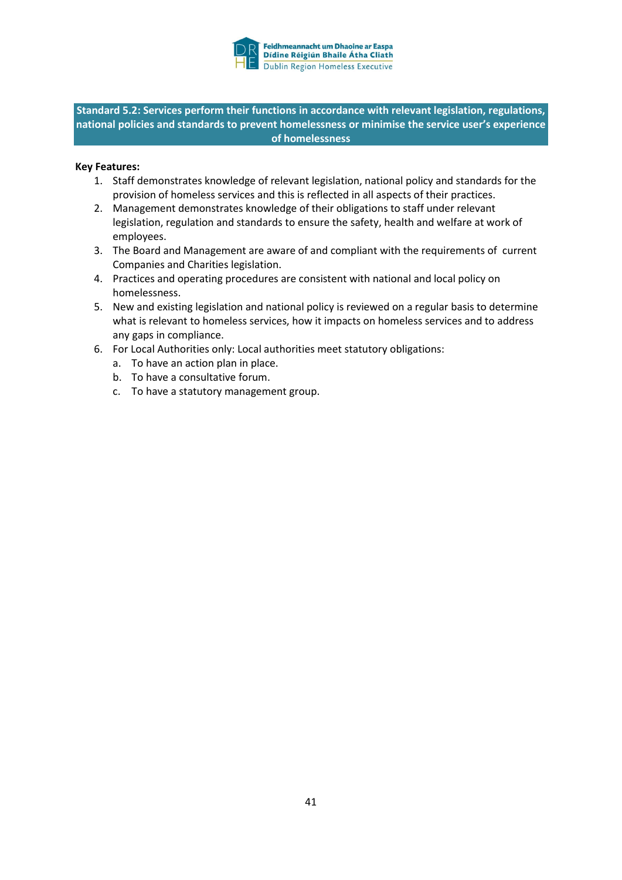**Standard 5.2: Services perform their functions in accordance with relevant legislation, regulations, national policies and standards to prevent homelessness or minimise the service user's experience of homelessness**

**Key Features:**

1. Staff demonstrates knowledge of relevant legislation, national policy and standards for the provision of homeless services and this is reflected in all aspects of their practices.
2. Management demonstrates knowledge of their obligations to staff under relevant legislation, regulation and standards to ensure the safety, health and welfare at work of employees.
3. The Board and Management are aware of and compliant with the requirements of current Companies and Charities legislation.
4. Practices and operating procedures are consistent with national and local policy on homelessness.
5. New and existing legislation and national policy is reviewed on a regular basis to determine what is relevant to homeless services, how it impacts on homeless services and to address any gaps in compliance.
6. For Local Authorities only: Local authorities meet statutory obligations:
   a. To have an action plan in place.
   b. To have a consultative forum.
   c. To have a statutory management group.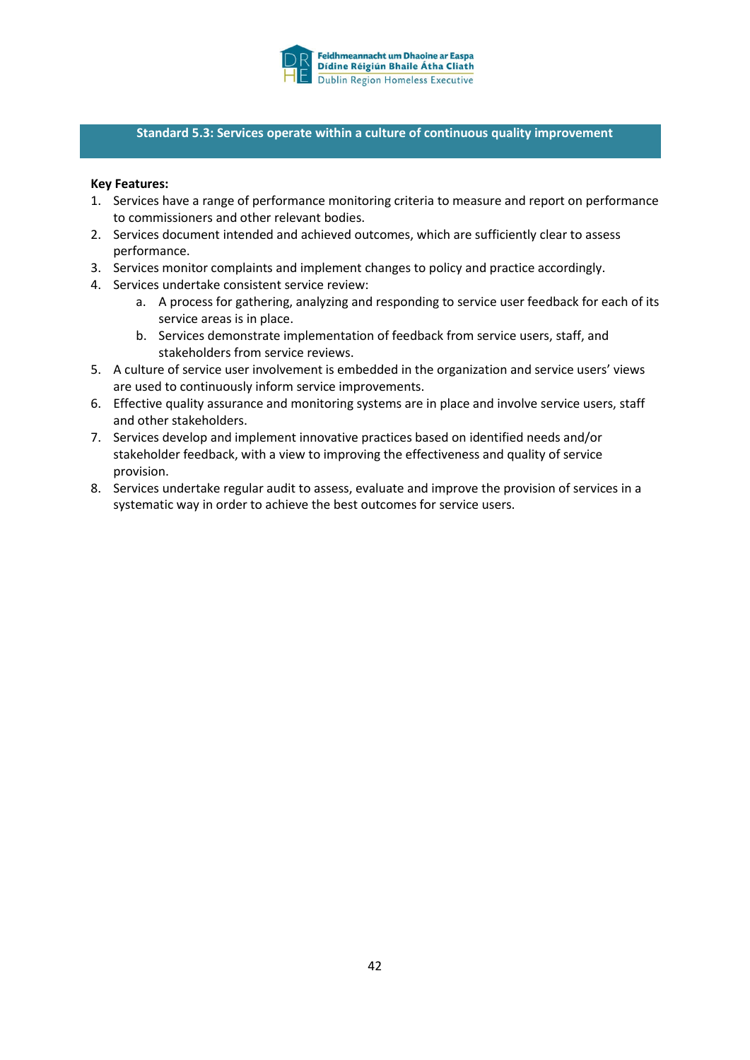## Standard 5.3: Services operate within a culture of continuous quality improvement

**Key Features:**

1. Services have a range of performance monitoring criteria to measure and report on performance to commissioners and other relevant bodies.
2. Services document intended and achieved outcomes, which are sufficiently clear to assess performance.
3. Services monitor complaints and implement changes to policy and practice accordingly.
4. Services undertake consistent service review:
    a. A process for gathering, analyzing and responding to service user feedback for each of its service areas is in place.
    b. Services demonstrate implementation of feedback from service users, staff, and stakeholders from service reviews.
5. A culture of service user involvement is embedded in the organization and service users' views are used to continuously inform service improvements.
6. Effective quality assurance and monitoring systems are in place and involve service users, staff and other stakeholders.
7. Services develop and implement innovative practices based on identified needs and/or stakeholder feedback, with a view to improving the effectiveness and quality of service provision.
8. Services undertake regular audit to assess, evaluate and improve the provision of services in a systematic way in order to achieve the best outcomes for service users.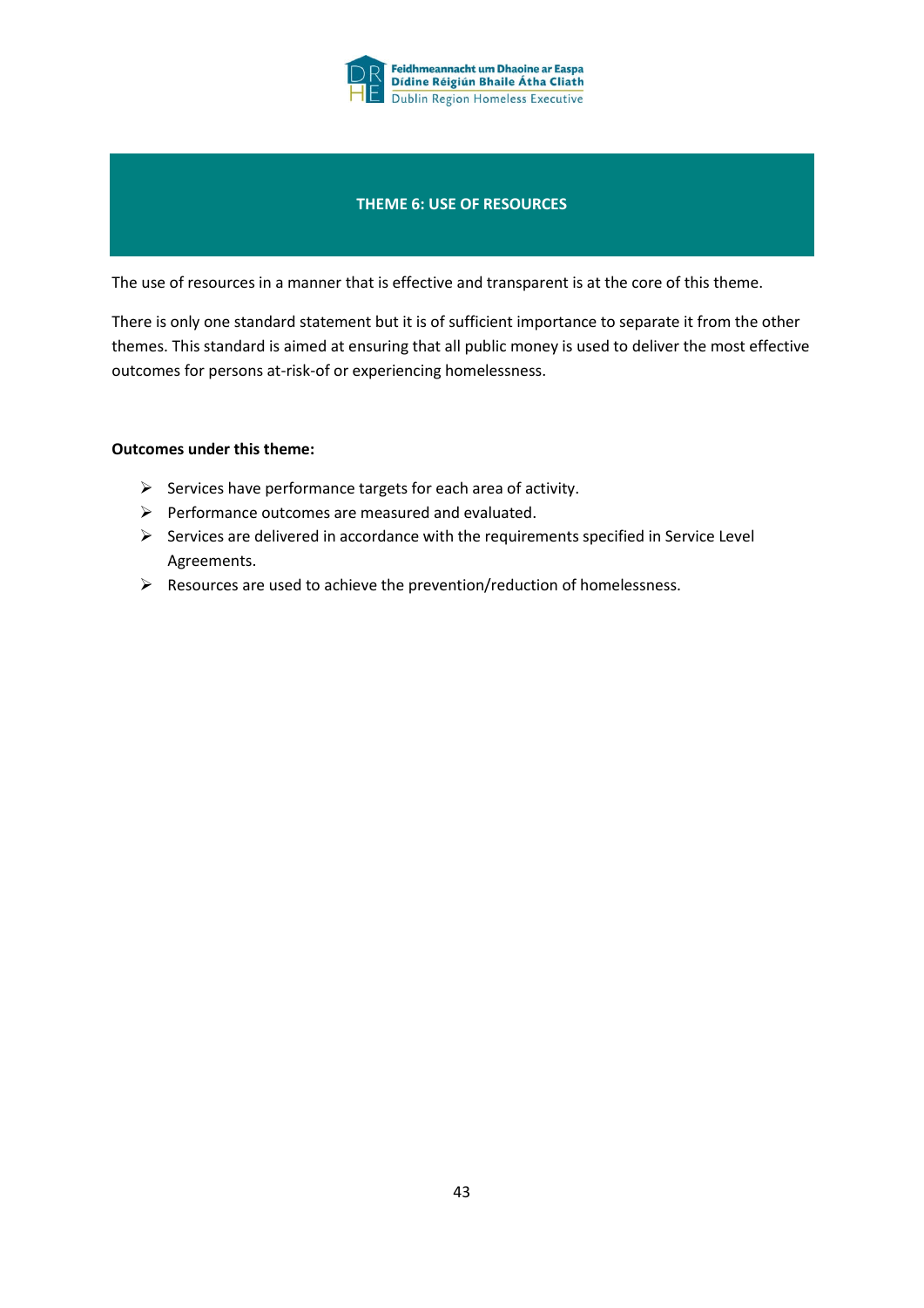# THEME 6: USE OF RESOURCES

The use of resources in a manner that is effective and transparent is at the core of this theme.

There is only one standard statement but it is of sufficient importance to separate it from the other themes. This standard is aimed at ensuring that all public money is used to deliver the most effective outcomes for persons at-risk-of or experiencing homelessness.

**Outcomes under this theme:**

- Services have performance targets for each area of activity.
- Performance outcomes are measured and evaluated.
- Services are delivered in accordance with the requirements specified in Service Level Agreements.
- Resources are used to achieve the prevention/reduction of homelessness.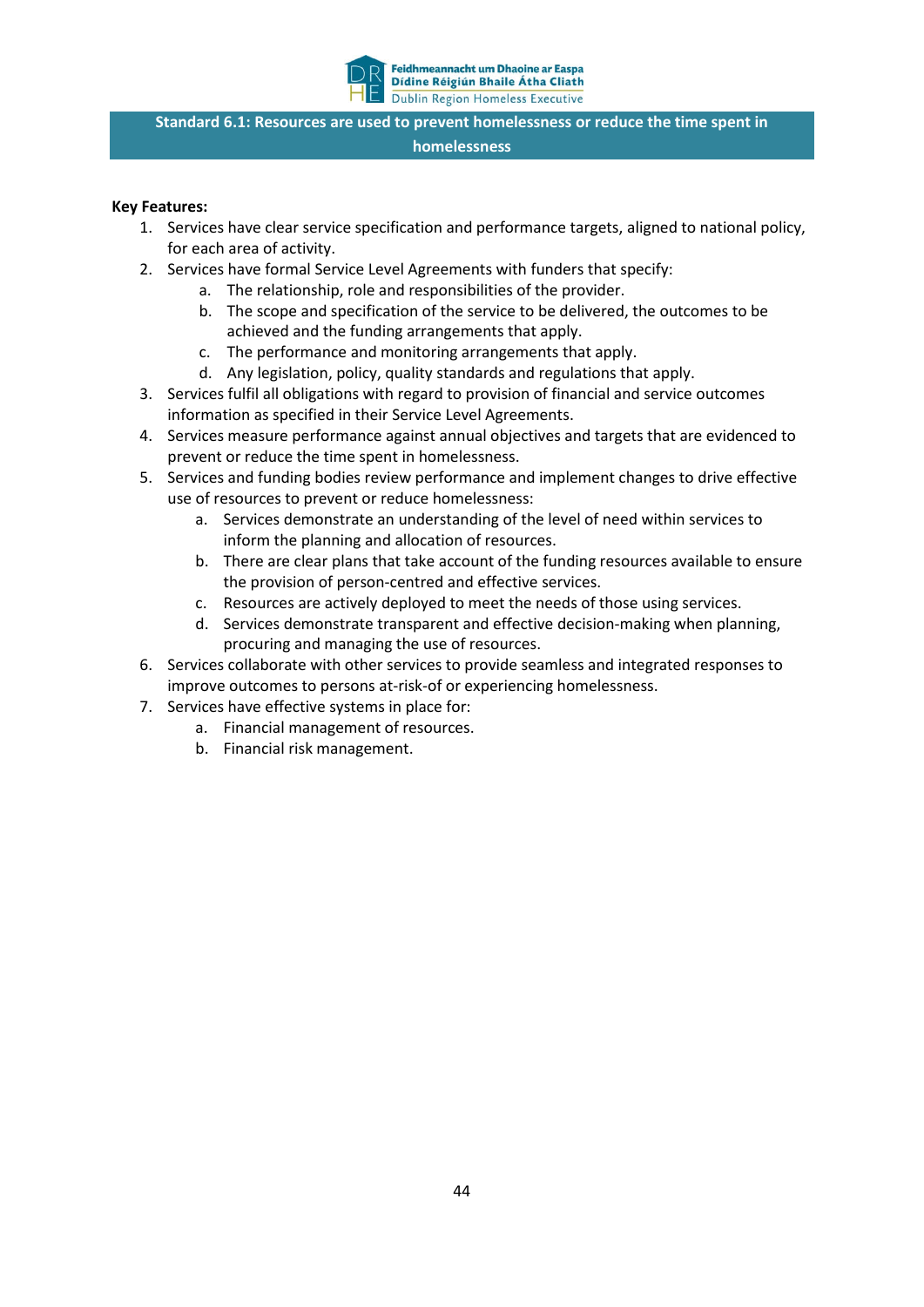## Standard 6.1: Resources are used to prevent homelessness or reduce the time spent in homelessness

**Key Features:**

1. Services have clear service specification and performance targets, aligned to national policy, for each area of activity.
2. Services have formal Service Level Agreements with funders that specify:
   a. The relationship, role and responsibilities of the provider.
   b. The scope and specification of the service to be delivered, the outcomes to be achieved and the funding arrangements that apply.
   c. The performance and monitoring arrangements that apply.
   d. Any legislation, policy, quality standards and regulations that apply.
3. Services fulfil all obligations with regard to provision of financial and service outcomes information as specified in their Service Level Agreements.
4. Services measure performance against annual objectives and targets that are evidenced to prevent or reduce the time spent in homelessness.
5. Services and funding bodies review performance and implement changes to drive effective use of resources to prevent or reduce homelessness:
   a. Services demonstrate an understanding of the level of need within services to inform the planning and allocation of resources.
   b. There are clear plans that take account of the funding resources available to ensure the provision of person-centred and effective services.
   c. Resources are actively deployed to meet the needs of those using services.
   d. Services demonstrate transparent and effective decision-making when planning, procuring and managing the use of resources.
6. Services collaborate with other services to provide seamless and integrated responses to improve outcomes to persons at-risk-of or experiencing homelessness.
7. Services have effective systems in place for:
   a. Financial management of resources.
   b. Financial risk management.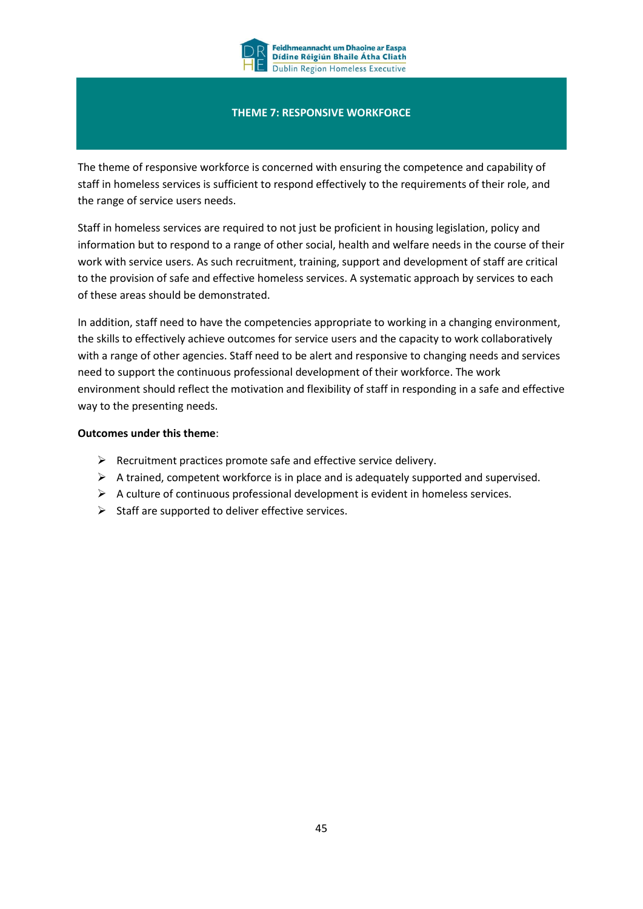# THEME 7: RESPONSIVE WORKFORCE

The theme of responsive workforce is concerned with ensuring the competence and capability of staff in homeless services is sufficient to respond effectively to the requirements of their role, and the range of service users needs.

Staff in homeless services are required to not just be proficient in housing legislation, policy and information but to respond to a range of other social, health and welfare needs in the course of their work with service users. As such recruitment, training, support and development of staff are critical to the provision of safe and effective homeless services. A systematic approach by services to each of these areas should be demonstrated.

In addition, staff need to have the competencies appropriate to working in a changing environment, the skills to effectively achieve outcomes for service users and the capacity to work collaboratively with a range of other agencies. Staff need to be alert and responsive to changing needs and services need to support the continuous professional development of their workforce. The work environment should reflect the motivation and flexibility of staff in responding in a safe and effective way to the presenting needs.

**Outcomes under this theme**:

- Recruitment practices promote safe and effective service delivery.
- A trained, competent workforce is in place and is adequately supported and supervised.
- A culture of continuous professional development is evident in homeless services.
- Staff are supported to deliver effective services.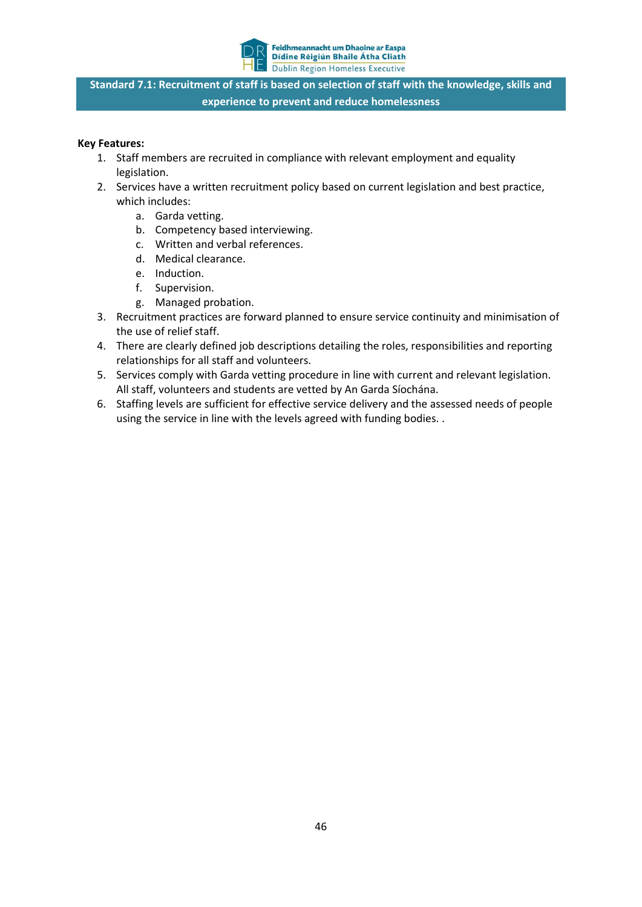## Standard 7.1: Recruitment of staff is based on selection of staff with the knowledge, skills and experience to prevent and reduce homelessness

**Key Features:**

1. Staff members are recruited in compliance with relevant employment and equality legislation.
2. Services have a written recruitment policy based on current legislation and best practice, which includes:
   a. Garda vetting.
   b. Competency based interviewing.
   c. Written and verbal references.
   d. Medical clearance.
   e. Induction.
   f. Supervision.
   g. Managed probation.
3. Recruitment practices are forward planned to ensure service continuity and minimisation of the use of relief staff.
4. There are clearly defined job descriptions detailing the roles, responsibilities and reporting relationships for all staff and volunteers.
5. Services comply with Garda vetting procedure in line with current and relevant legislation. All staff, volunteers and students are vetted by An Garda Síochána.
6. Staffing levels are sufficient for effective service delivery and the assessed needs of people using the service in line with the levels agreed with funding bodies. .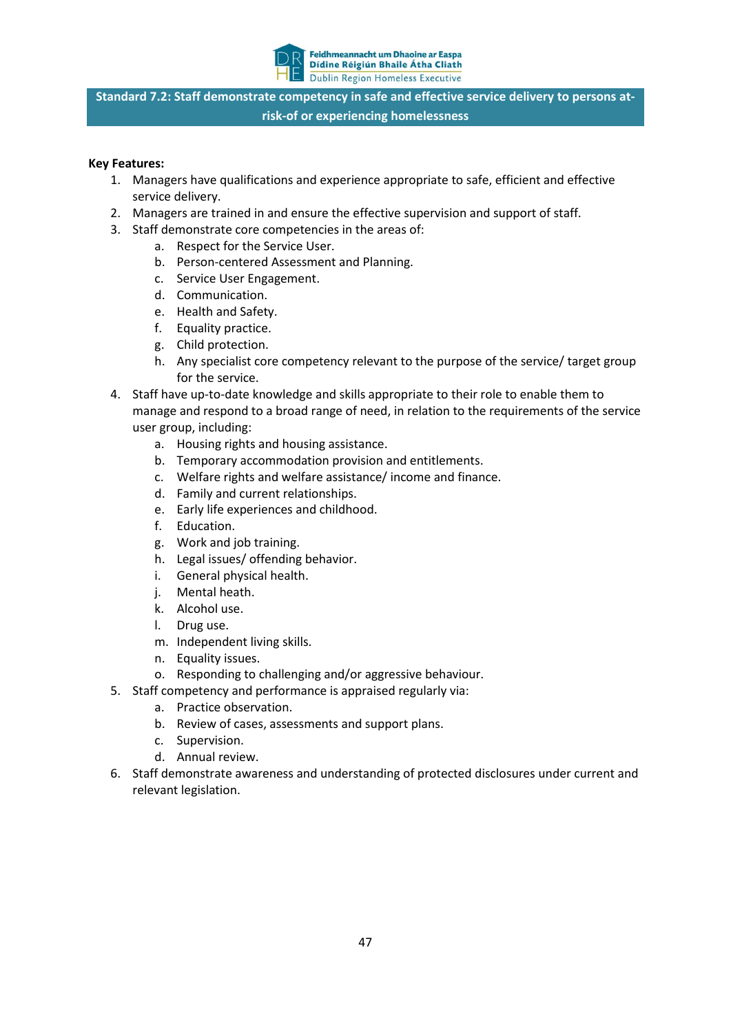## Standard 7.2: Staff demonstrate competency in safe and effective service delivery to persons at-risk-of or experiencing homelessness

**Key Features:**

1. Managers have qualifications and experience appropriate to safe, efficient and effective service delivery.
2. Managers are trained in and ensure the effective supervision and support of staff.
3. Staff demonstrate core competencies in the areas of:
   a. Respect for the Service User.
   b. Person-centered Assessment and Planning.
   c. Service User Engagement.
   d. Communication.
   e. Health and Safety.
   f. Equality practice.
   g. Child protection.
   h. Any specialist core competency relevant to the purpose of the service/ target group for the service.
4. Staff have up-to-date knowledge and skills appropriate to their role to enable them to manage and respond to a broad range of need, in relation to the requirements of the service user group, including:
   a. Housing rights and housing assistance.
   b. Temporary accommodation provision and entitlements.
   c. Welfare rights and welfare assistance/ income and finance.
   d. Family and current relationships.
   e. Early life experiences and childhood.
   f. Education.
   g. Work and job training.
   h. Legal issues/ offending behavior.
   i. General physical health.
   j. Mental heath.
   k. Alcohol use.
   l. Drug use.
   m. Independent living skills.
   n. Equality issues.
   o. Responding to challenging and/or aggressive behaviour.
5. Staff competency and performance is appraised regularly via:
   a. Practice observation.
   b. Review of cases, assessments and support plans.
   c. Supervision.
   d. Annual review.
6. Staff demonstrate awareness and understanding of protected disclosures under current and relevant legislation.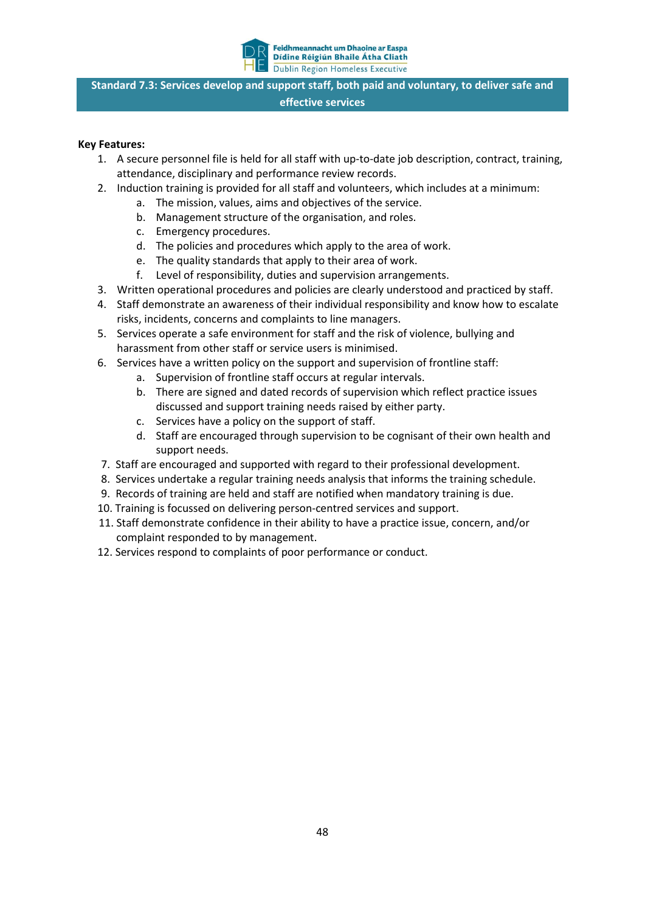## Standard 7.3: Services develop and support staff, both paid and voluntary, to deliver safe and effective services

**Key Features:**

1. A secure personnel file is held for all staff with up-to-date job description, contract, training, attendance, disciplinary and performance review records.
2. Induction training is provided for all staff and volunteers, which includes at a minimum:
   a. The mission, values, aims and objectives of the service.
   b. Management structure of the organisation, and roles.
   c. Emergency procedures.
   d. The policies and procedures which apply to the area of work.
   e. The quality standards that apply to their area of work.
   f. Level of responsibility, duties and supervision arrangements.
3. Written operational procedures and policies are clearly understood and practiced by staff.
4. Staff demonstrate an awareness of their individual responsibility and know how to escalate risks, incidents, concerns and complaints to line managers.
5. Services operate a safe environment for staff and the risk of violence, bullying and harassment from other staff or service users is minimised.
6. Services have a written policy on the support and supervision of frontline staff:
   a. Supervision of frontline staff occurs at regular intervals.
   b. There are signed and dated records of supervision which reflect practice issues discussed and support training needs raised by either party.
   c. Services have a policy on the support of staff.
   d. Staff are encouraged through supervision to be cognisant of their own health and support needs.
7. Staff are encouraged and supported with regard to their professional development.
8. Services undertake a regular training needs analysis that informs the training schedule.
9. Records of training are held and staff are notified when mandatory training is due.
10. Training is focussed on delivering person-centred services and support.
11. Staff demonstrate confidence in their ability to have a practice issue, concern, and/or complaint responded to by management.
12. Services respond to complaints of poor performance or conduct.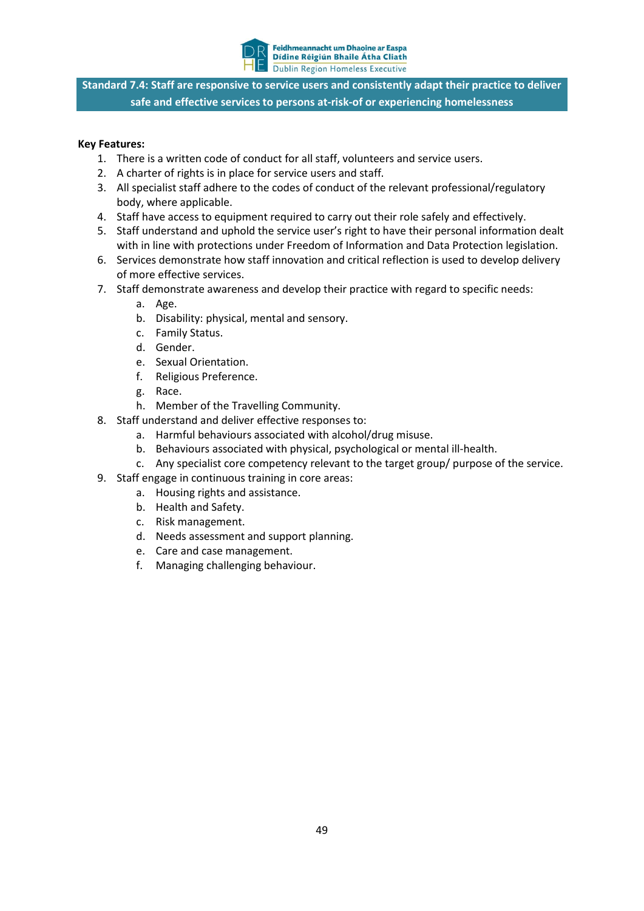## Standard 7.4: Staff are responsive to service users and consistently adapt their practice to deliver safe and effective services to persons at-risk-of or experiencing homelessness

**Key Features:**

1. There is a written code of conduct for all staff, volunteers and service users.
2. A charter of rights is in place for service users and staff.
3. All specialist staff adhere to the codes of conduct of the relevant professional/regulatory body, where applicable.
4. Staff have access to equipment required to carry out their role safely and effectively.
5. Staff understand and uphold the service user's right to have their personal information dealt with in line with protections under Freedom of Information and Data Protection legislation.
6. Services demonstrate how staff innovation and critical reflection is used to develop delivery of more effective services.
7. Staff demonstrate awareness and develop their practice with regard to specific needs:
   a. Age.
   b. Disability: physical, mental and sensory.
   c. Family Status.
   d. Gender.
   e. Sexual Orientation.
   f. Religious Preference.
   g. Race.
   h. Member of the Travelling Community.
8. Staff understand and deliver effective responses to:
   a. Harmful behaviours associated with alcohol/drug misuse.
   b. Behaviours associated with physical, psychological or mental ill-health.
   c. Any specialist core competency relevant to the target group/ purpose of the service.
9. Staff engage in continuous training in core areas:
   a. Housing rights and assistance.
   b. Health and Safety.
   c. Risk management.
   d. Needs assessment and support planning.
   e. Care and case management.
   f. Managing challenging behaviour.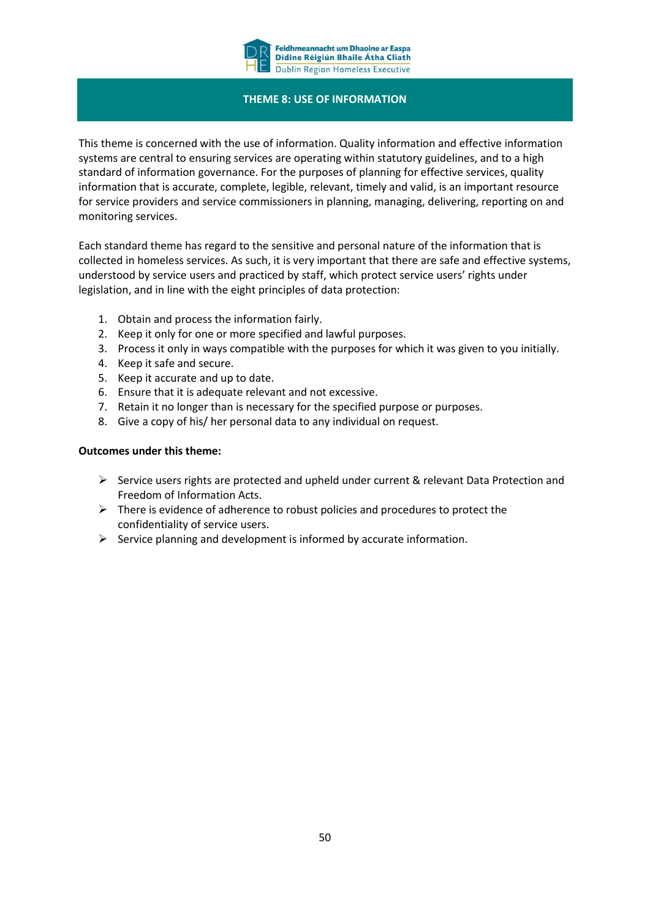# THEME 8: USE OF INFORMATION

This theme is concerned with the use of information. Quality information and effective information systems are central to ensuring services are operating within statutory guidelines, and to a high standard of information governance. For the purposes of planning for effective services, quality information that is accurate, complete, legible, relevant, timely and valid, is an important resource for service providers and service commissioners in planning, managing, delivering, reporting on and monitoring services.

Each standard theme has regard to the sensitive and personal nature of the information that is collected in homeless services. As such, it is very important that there are safe and effective systems, understood by service users and practiced by staff, which protect service users' rights under legislation, and in line with the eight principles of data protection:

1. Obtain and process the information fairly.
2. Keep it only for one or more specified and lawful purposes.
3. Process it only in ways compatible with the purposes for which it was given to you initially.
4. Keep it safe and secure.
5. Keep it accurate and up to date.
6. Ensure that it is adequate relevant and not excessive.
7. Retain it no longer than is necessary for the specified purpose or purposes.
8. Give a copy of his/ her personal data to any individual on request.

**Outcomes under this theme:**

- Service users rights are protected and upheld under current & relevant Data Protection and Freedom of Information Acts.
- There is evidence of adherence to robust policies and procedures to protect the confidentiality of service users.
- Service planning and development is informed by accurate information.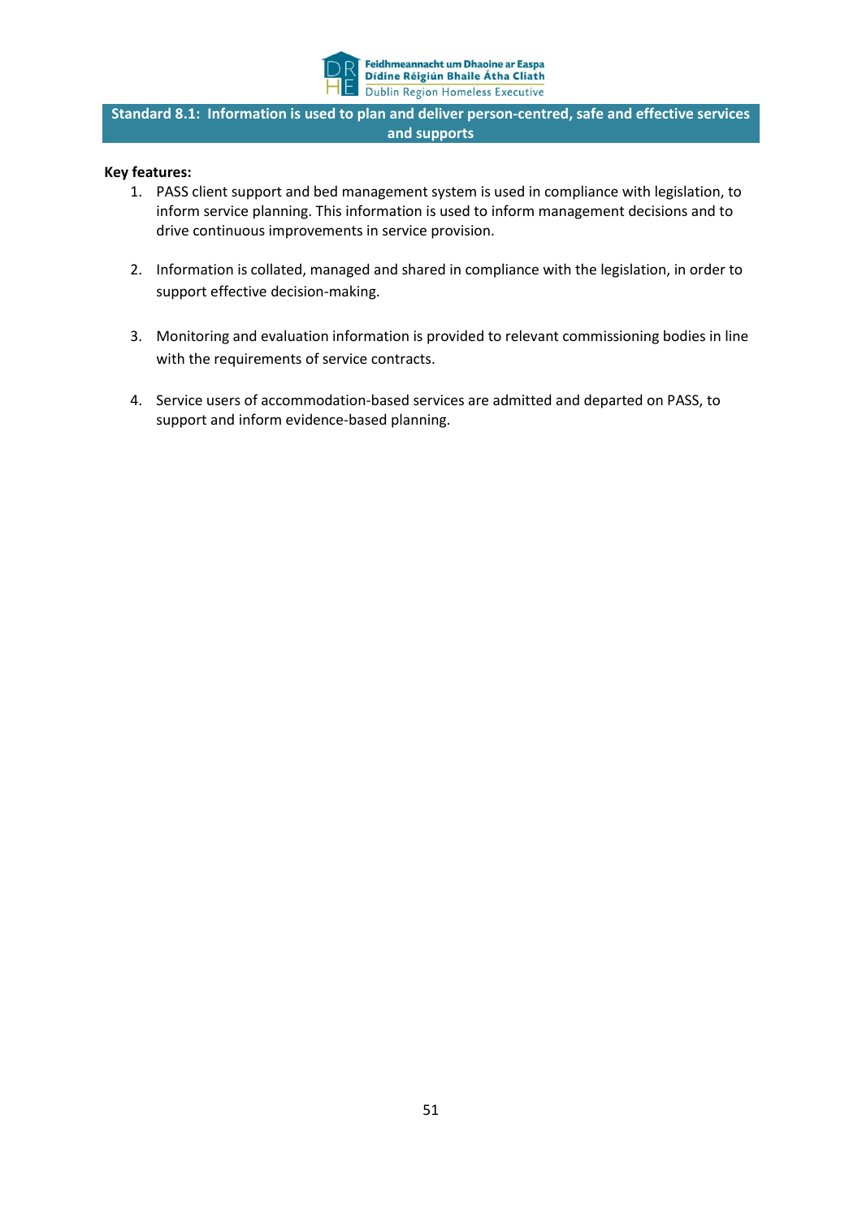## Standard 8.1: Information is used to plan and deliver person-centred, safe and effective services and supports

**Key features:**

1. PASS client support and bed management system is used in compliance with legislation, to inform service planning. This information is used to inform management decisions and to drive continuous improvements in service provision.

2. Information is collated, managed and shared in compliance with the legislation, in order to support effective decision-making.

3. Monitoring and evaluation information is provided to relevant commissioning bodies in line with the requirements of service contracts.

4. Service users of accommodation-based services are admitted and departed on PASS, to support and inform evidence-based planning.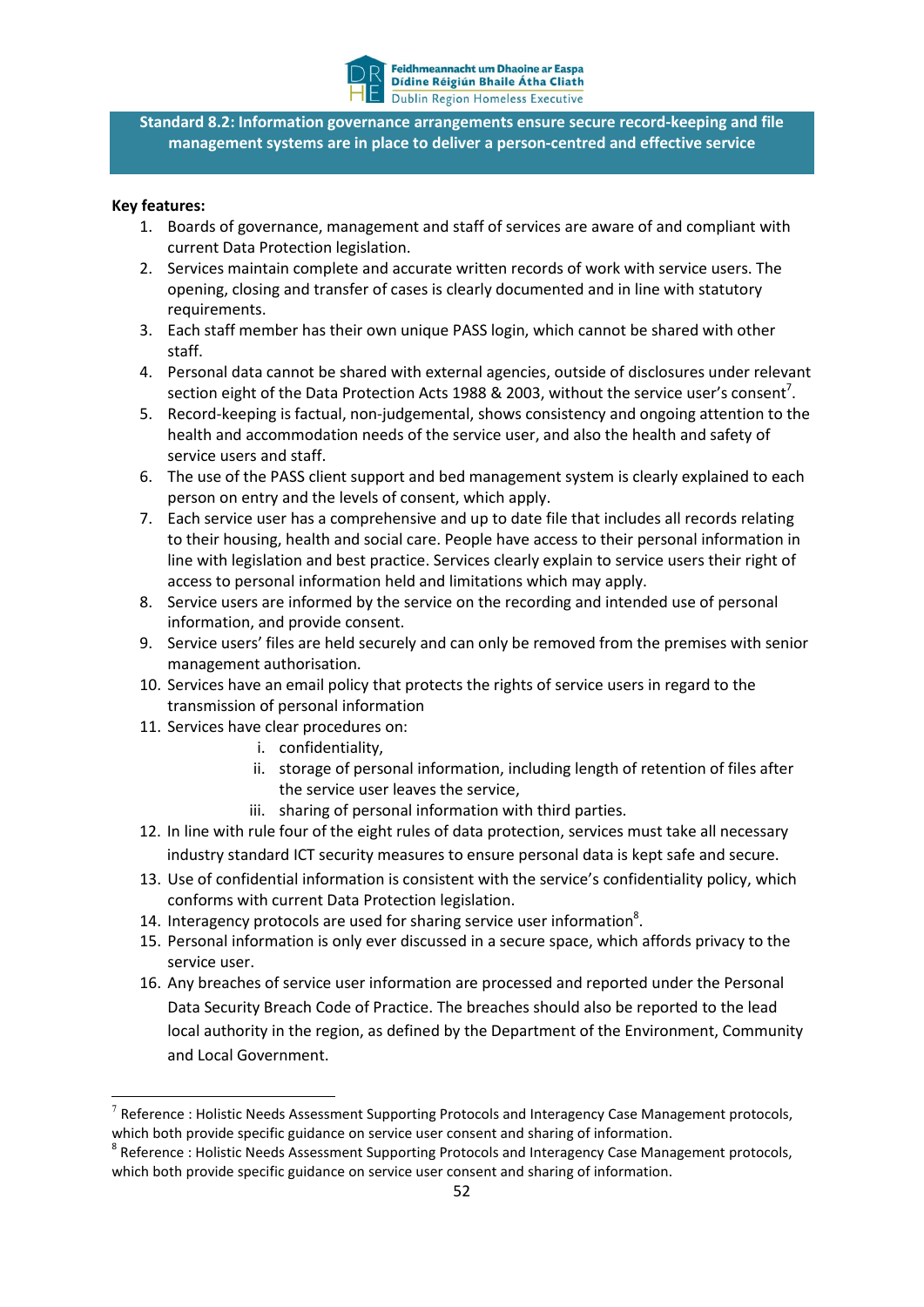**Standard 8.2: Information governance arrangements ensure secure record-keeping and file management systems are in place to deliver a person-centred and effective service**

**Key features:**

1. Boards of governance, management and staff of services are aware of and compliant with current Data Protection legislation.
2. Services maintain complete and accurate written records of work with service users. The opening, closing and transfer of cases is clearly documented and in line with statutory requirements.
3. Each staff member has their own unique PASS login, which cannot be shared with other staff.
4. Personal data cannot be shared with external agencies, outside of disclosures under relevant section eight of the Data Protection Acts 1988 & 2003, without the service user's consent[7].
5. Record-keeping is factual, non-judgemental, shows consistency and ongoing attention to the health and accommodation needs of the service user, and also the health and safety of service users and staff.
6. The use of the PASS client support and bed management system is clearly explained to each person on entry and the levels of consent, which apply.
7. Each service user has a comprehensive and up to date file that includes all records relating to their housing, health and social care. People have access to their personal information in line with legislation and best practice. Services clearly explain to service users their right of access to personal information held and limitations which may apply.
8. Service users are informed by the service on the recording and intended use of personal information, and provide consent.
9. Service users' files are held securely and can only be removed from the premises with senior management authorisation.
10. Services have an email policy that protects the rights of service users in regard to the transmission of personal information
11. Services have clear procedures on:
    i. confidentiality,
    ii. storage of personal information, including length of retention of files after the service user leaves the service,
    iii. sharing of personal information with third parties.
12. In line with rule four of the eight rules of data protection, services must take all necessary industry standard ICT security measures to ensure personal data is kept safe and secure.
13. Use of confidential information is consistent with the service's confidentiality policy, which conforms with current Data Protection legislation.
14. Interagency protocols are used for sharing service user information[8].
15. Personal information is only ever discussed in a secure space, which affords privacy to the service user.
16. Any breaches of service user information are processed and reported under the Personal Data Security Breach Code of Practice. The breaches should also be reported to the lead local authority in the region, as defined by the Department of the Environment, Community and Local Government.

---

[7] Reference : Holistic Needs Assessment Supporting Protocols and Interagency Case Management protocols, which both provide specific guidance on service user consent and sharing of information.

[8] Reference : Holistic Needs Assessment Supporting Protocols and Interagency Case Management protocols, which both provide specific guidance on service user consent and sharing of information.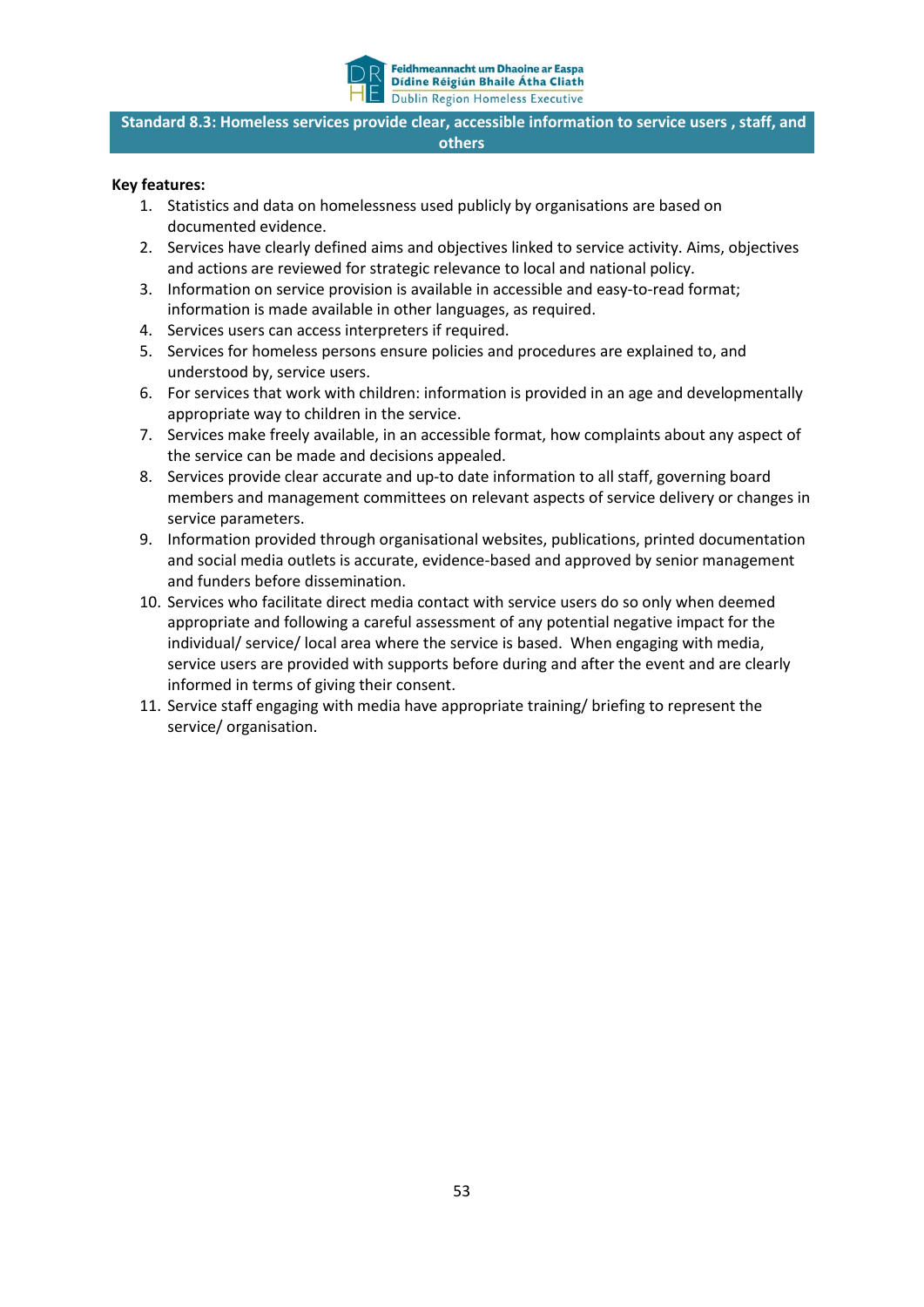## Standard 8.3: Homeless services provide clear, accessible information to service users , staff, and others

**Key features:**

1. Statistics and data on homelessness used publicly by organisations are based on documented evidence.
2. Services have clearly defined aims and objectives linked to service activity. Aims, objectives and actions are reviewed for strategic relevance to local and national policy.
3. Information on service provision is available in accessible and easy-to-read format; information is made available in other languages, as required.
4. Services users can access interpreters if required.
5. Services for homeless persons ensure policies and procedures are explained to, and understood by, service users.
6. For services that work with children: information is provided in an age and developmentally appropriate way to children in the service.
7. Services make freely available, in an accessible format, how complaints about any aspect of the service can be made and decisions appealed.
8. Services provide clear accurate and up-to date information to all staff, governing board members and management committees on relevant aspects of service delivery or changes in service parameters.
9. Information provided through organisational websites, publications, printed documentation and social media outlets is accurate, evidence-based and approved by senior management and funders before dissemination.
10. Services who facilitate direct media contact with service users do so only when deemed appropriate and following a careful assessment of any potential negative impact for the individual/ service/ local area where the service is based. When engaging with media, service users are provided with supports before during and after the event and are clearly informed in terms of giving their consent.
11. Service staff engaging with media have appropriate training/ briefing to represent the service/ organisation.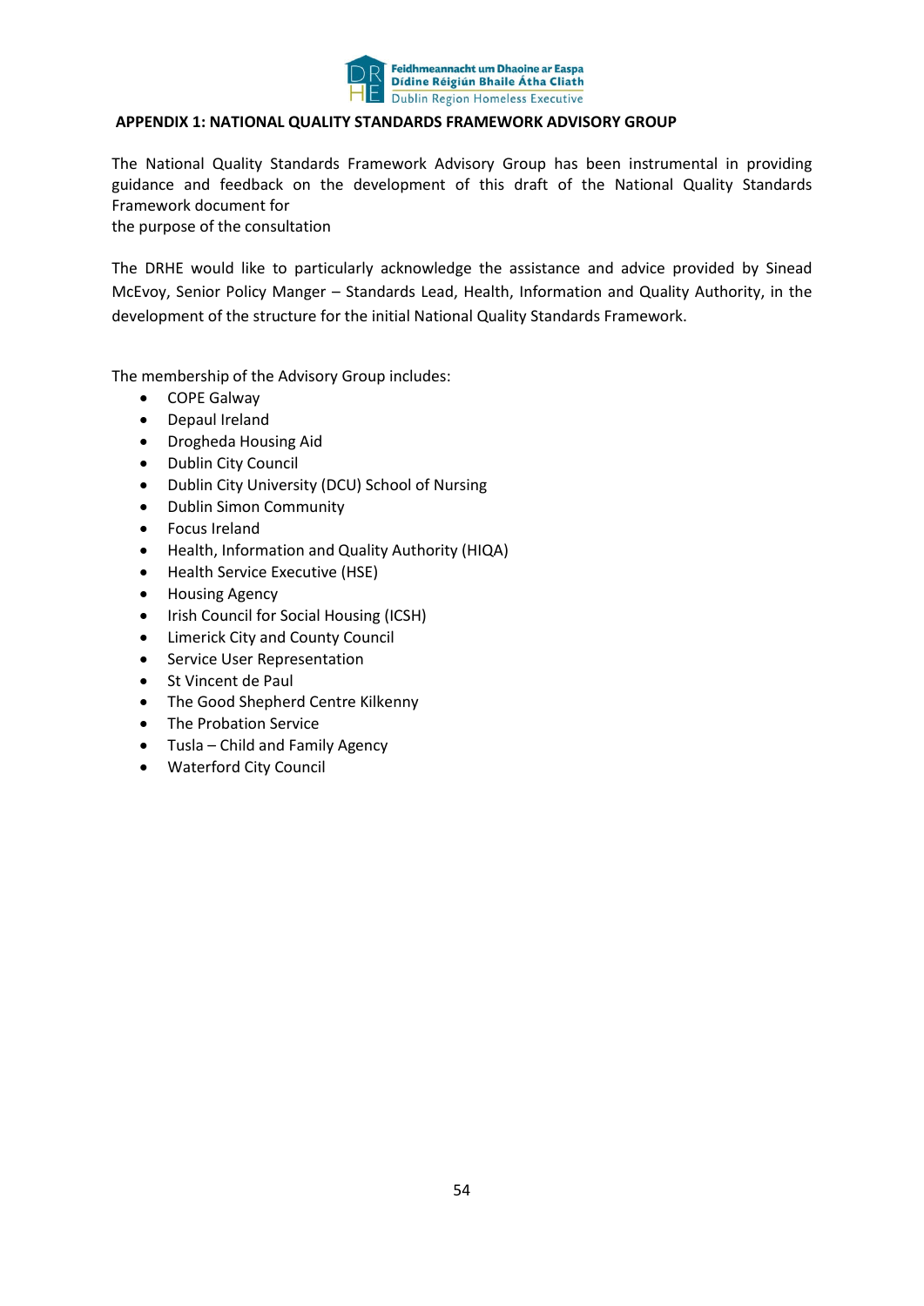## APPENDIX 1: NATIONAL QUALITY STANDARDS FRAMEWORK ADVISORY GROUP

The National Quality Standards Framework Advisory Group has been instrumental in providing guidance and feedback on the development of this draft of the National Quality Standards Framework document for
the purpose of the consultation

The DRHE would like to particularly acknowledge the assistance and advice provided by Sinead McEvoy, Senior Policy Manger – Standards Lead, Health, Information and Quality Authority, in the development of the structure for the initial National Quality Standards Framework.

The membership of the Advisory Group includes:

- COPE Galway
- Depaul Ireland
- Drogheda Housing Aid
- Dublin City Council
- Dublin City University (DCU) School of Nursing
- Dublin Simon Community
- Focus Ireland
- Health, Information and Quality Authority (HIQA)
- Health Service Executive (HSE)
- Housing Agency
- Irish Council for Social Housing (ICSH)
- Limerick City and County Council
- Service User Representation
- St Vincent de Paul
- The Good Shepherd Centre Kilkenny
- The Probation Service
- Tusla – Child and Family Agency
- Waterford City Council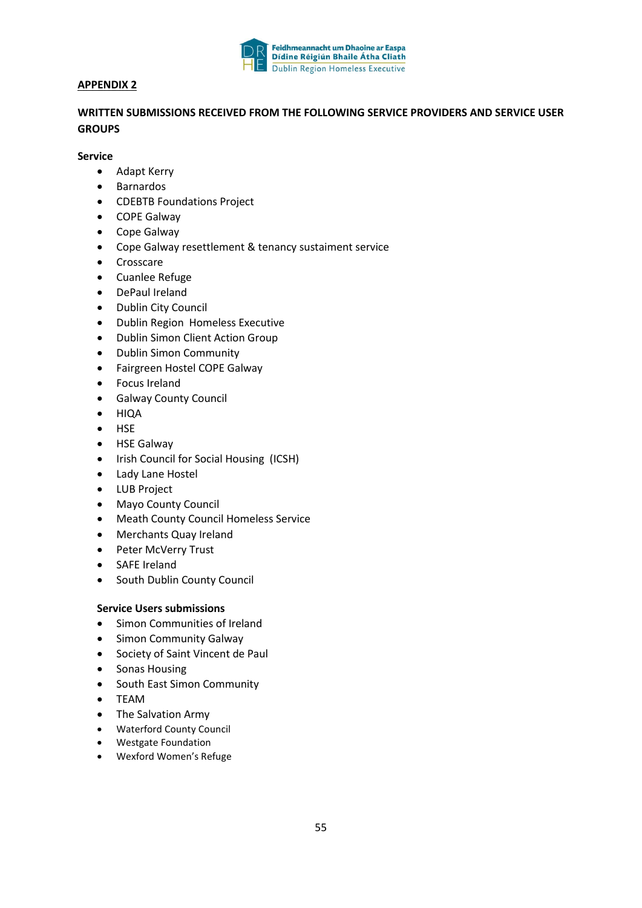**APPENDIX 2**

**WRITTEN SUBMISSIONS RECEIVED FROM THE FOLLOWING SERVICE PROVIDERS AND SERVICE USER GROUPS**

**Service**

- Adapt Kerry
- Barnardos
- CDEBTB Foundations Project
- COPE Galway
- Cope Galway
- Cope Galway resettlement & tenancy sustaiment service
- Crosscare
- Cuanlee Refuge
- DePaul Ireland
- Dublin City Council
- Dublin Region Homeless Executive
- Dublin Simon Client Action Group
- Dublin Simon Community
- Fairgreen Hostel COPE Galway
- Focus Ireland
- Galway County Council
- HIQA
- HSE
- HSE Galway
- Irish Council for Social Housing (ICSH)
- Lady Lane Hostel
- LUB Project
- Mayo County Council
- Meath County Council Homeless Service
- Merchants Quay Ireland
- Peter McVerry Trust
- SAFE Ireland
- South Dublin County Council

**Service Users submissions**

- Simon Communities of Ireland
- Simon Community Galway
- Society of Saint Vincent de Paul
- Sonas Housing
- South East Simon Community
- TEAM
- The Salvation Army
- Waterford County Council
- Westgate Foundation
- Wexford Women's Refuge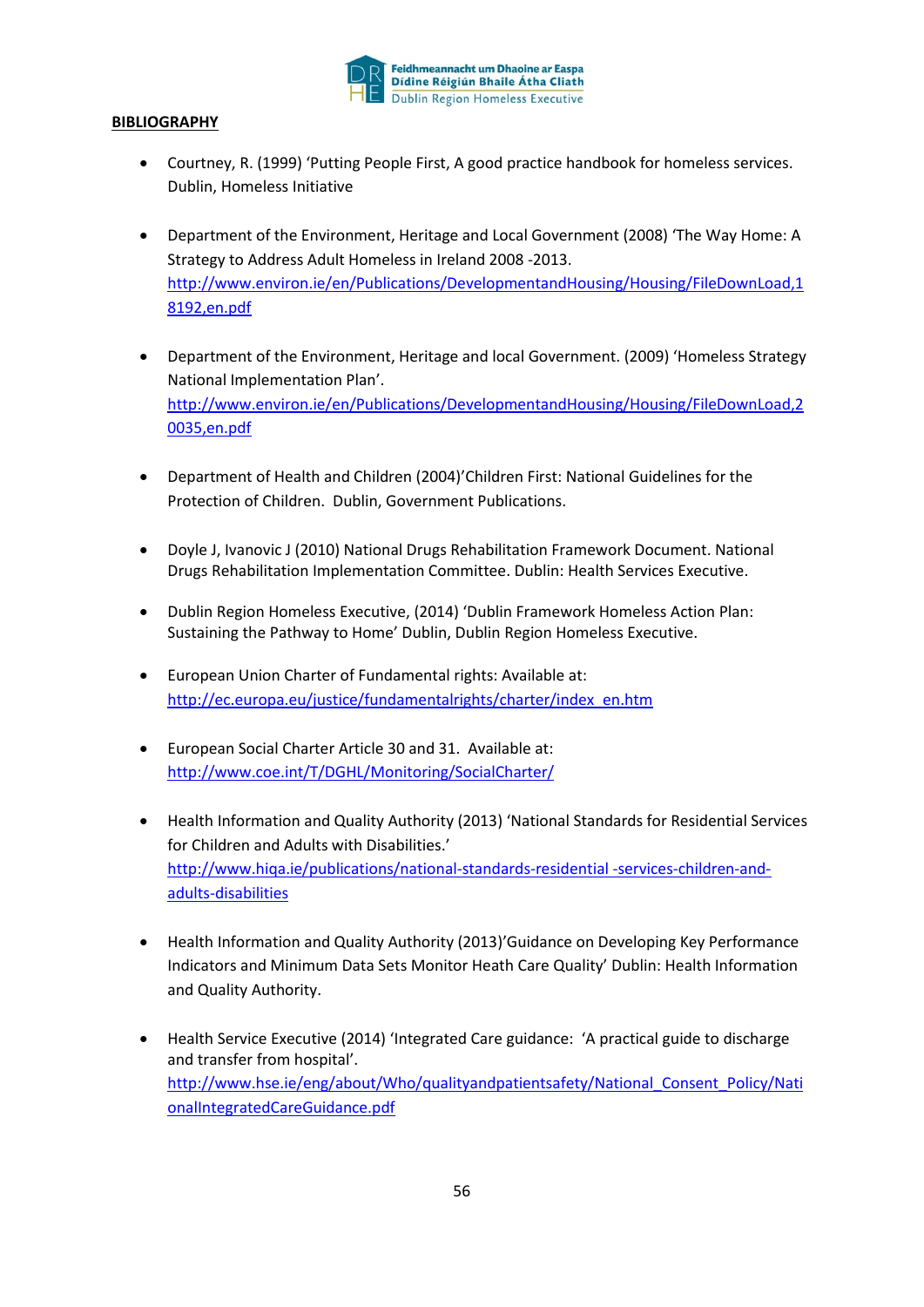**BIBLIOGRAPHY**

- Courtney, R. (1999) 'Putting People First, A good practice handbook for homeless services. Dublin, Homeless Initiative

- Department of the Environment, Heritage and Local Government (2008) 'The Way Home: A Strategy to Address Adult Homeless in Ireland 2008 -2013. http://www.environ.ie/en/Publications/DevelopmentandHousing/Housing/FileDownLoad,18192,en.pdf

- Department of the Environment, Heritage and local Government. (2009) 'Homeless Strategy National Implementation Plan'. http://www.environ.ie/en/Publications/DevelopmentandHousing/Housing/FileDownLoad,20035,en.pdf

- Department of Health and Children (2004)'Children First: National Guidelines for the Protection of Children. Dublin, Government Publications.

- Doyle J, Ivanovic J (2010) National Drugs Rehabilitation Framework Document. National Drugs Rehabilitation Implementation Committee. Dublin: Health Services Executive.

- Dublin Region Homeless Executive, (2014) 'Dublin Framework Homeless Action Plan: Sustaining the Pathway to Home' Dublin, Dublin Region Homeless Executive.

- European Union Charter of Fundamental rights: Available at: http://ec.europa.eu/justice/fundamentalrights/charter/index_en.htm

- European Social Charter Article 30 and 31. Available at: http://www.coe.int/T/DGHL/Monitoring/SocialCharter/

- Health Information and Quality Authority (2013) 'National Standards for Residential Services for Children and Adults with Disabilities.' http://www.hiqa.ie/publications/national-standards-residential -services-children-and-adults-disabilities

- Health Information and Quality Authority (2013)'Guidance on Developing Key Performance Indicators and Minimum Data Sets Monitor Heath Care Quality' Dublin: Health Information and Quality Authority.

- Health Service Executive (2014) 'Integrated Care guidance: 'A practical guide to discharge and transfer from hospital'. http://www.hse.ie/eng/about/Who/qualityandpatientsafety/National_Consent_Policy/NationalIntegratedCareGuidance.pdf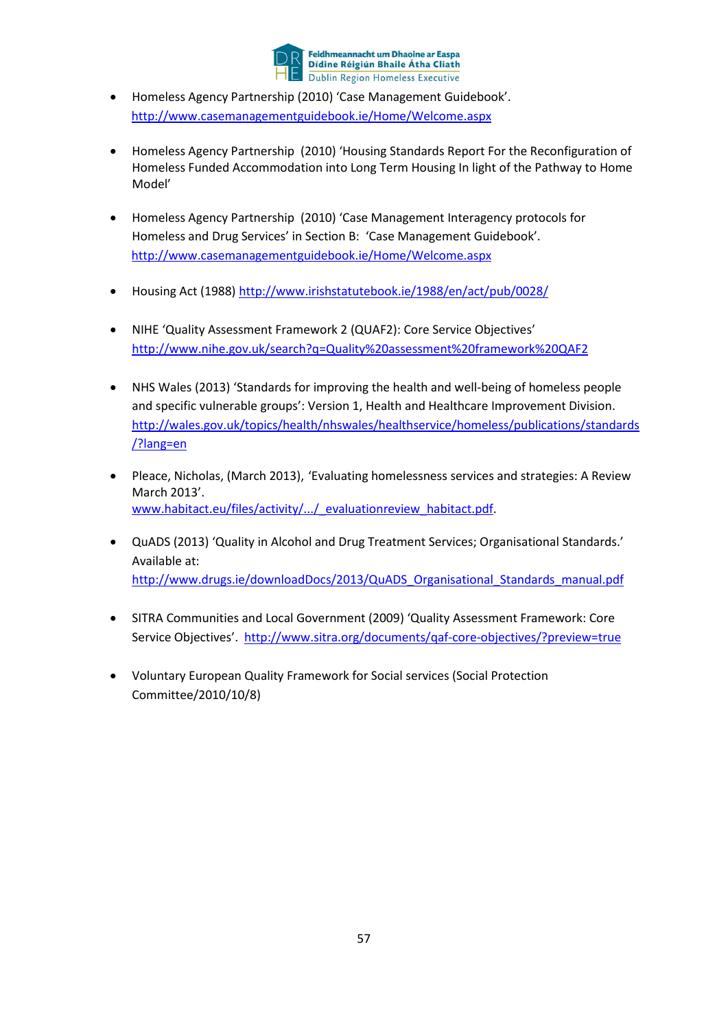- Homeless Agency Partnership (2010) 'Case Management Guidebook'. http://www.casemanagementguidebook.ie/Home/Welcome.aspx

- Homeless Agency Partnership (2010) 'Housing Standards Report For the Reconfiguration of Homeless Funded Accommodation into Long Term Housing In light of the Pathway to Home Model'

- Homeless Agency Partnership (2010) 'Case Management Interagency protocols for Homeless and Drug Services' in Section B: 'Case Management Guidebook'. http://www.casemanagementguidebook.ie/Home/Welcome.aspx

- Housing Act (1988) http://www.irishstatutebook.ie/1988/en/act/pub/0028/

- NIHE 'Quality Assessment Framework 2 (QUAF2): Core Service Objectives' http://www.nihe.gov.uk/search?q=Quality%20assessment%20framework%20QAF2

- NHS Wales (2013) 'Standards for improving the health and well-being of homeless people and specific vulnerable groups': Version 1, Health and Healthcare Improvement Division. http://wales.gov.uk/topics/health/nhswales/healthservice/homeless/publications/standards/?lang=en

- Pleace, Nicholas, (March 2013), 'Evaluating homelessness services and strategies: A Review March 2013'. www.habitact.eu/files/activity/.../_evaluationreview_habitact.pdf.

- QuADS (2013) 'Quality in Alcohol and Drug Treatment Services; Organisational Standards.' Available at: http://www.drugs.ie/downloadDocs/2013/QuADS_Organisational_Standards_manual.pdf

- SITRA Communities and Local Government (2009) 'Quality Assessment Framework: Core Service Objectives'. http://www.sitra.org/documents/qaf-core-objectives/?preview=true

- Voluntary European Quality Framework for Social services (Social Protection Committee/2010/10/8)